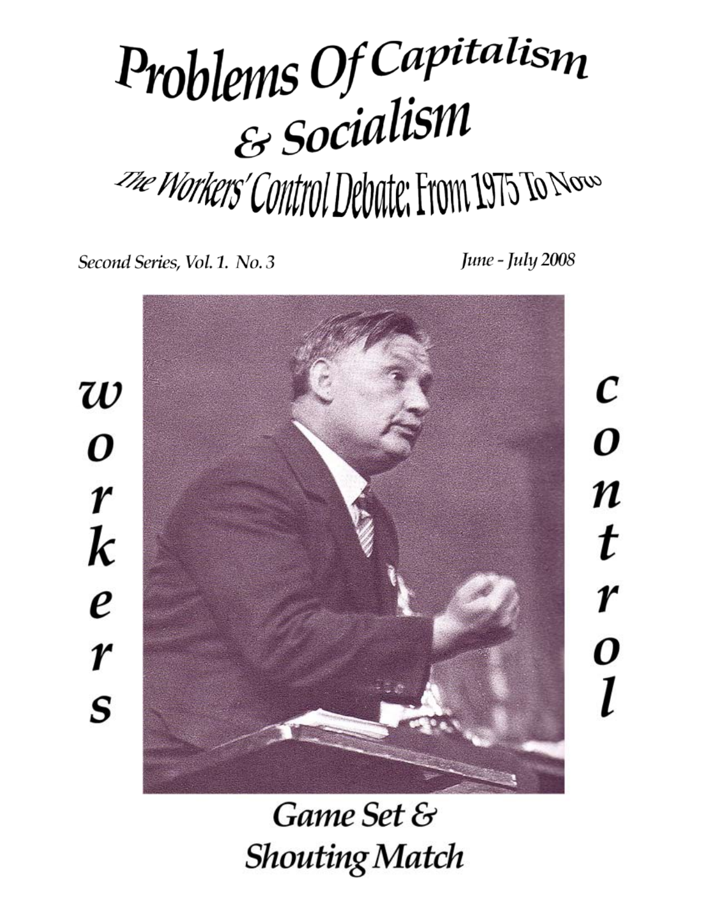# Problems Of Capitalism & Socialism

## The Workers' Control Debate: From 1975 To Now

*Second Series, Vol. 1. No. 3*

*June - July 2008*

**workers control**

**Game Set & Shouting Match**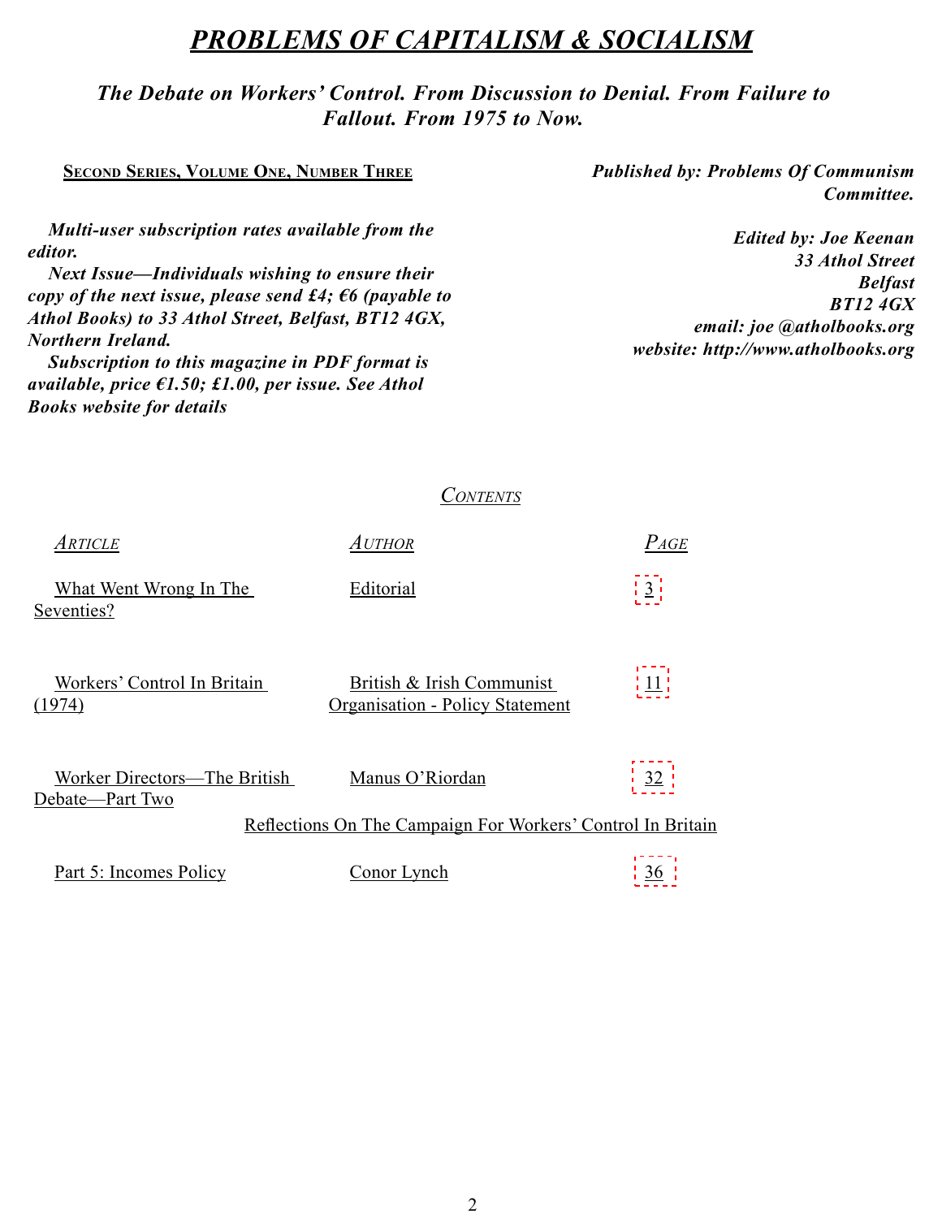# *PROBLEMS OF CAPITALISM & SOCIALISM*

### *The Debate on Workers' Control. From Discussion to Denial. From Failure to Fallout. From 1975 to Now.*

**SECOND SERIES, VOLUME ONE, NUMBER THREE**

***Published by: Problems Of Communism Committee.***

***Multi-user subscription rates available from the editor.***

***Next Issue—Individuals wishing to ensure their copy of the next issue, please send £4; €6 (payable to Athol Books) to 33 Athol Street, Belfast, BT12 4GX, Northern Ireland.***

***Subscription to this magazine in PDF format is available, price €1.50; £1.00, per issue. See Athol Books website for details***

***Edited by: Joe Keenan***
***33 Athol Street***
***Belfast***
***BT12 4GX***
***email: joe @atholbooks.org***
***website: http://www.atholbooks.org***

## *CONTENTS*

| *ARTICLE* | *AUTHOR* | *PAGE* |
|---|---|---|
| What Went Wrong In The Seventies? | Editorial | 3 |
| Workers' Control In Britain (1974) | British & Irish Communist Organisation - Policy Statement | 11 |
| Worker Directors—The British Debate—Part Two | Manus O'Riordan | 32 |
| Reflections On The Campaign For Workers' Control In Britain | | |
| Part 5: Incomes Policy | Conor Lynch | 36 |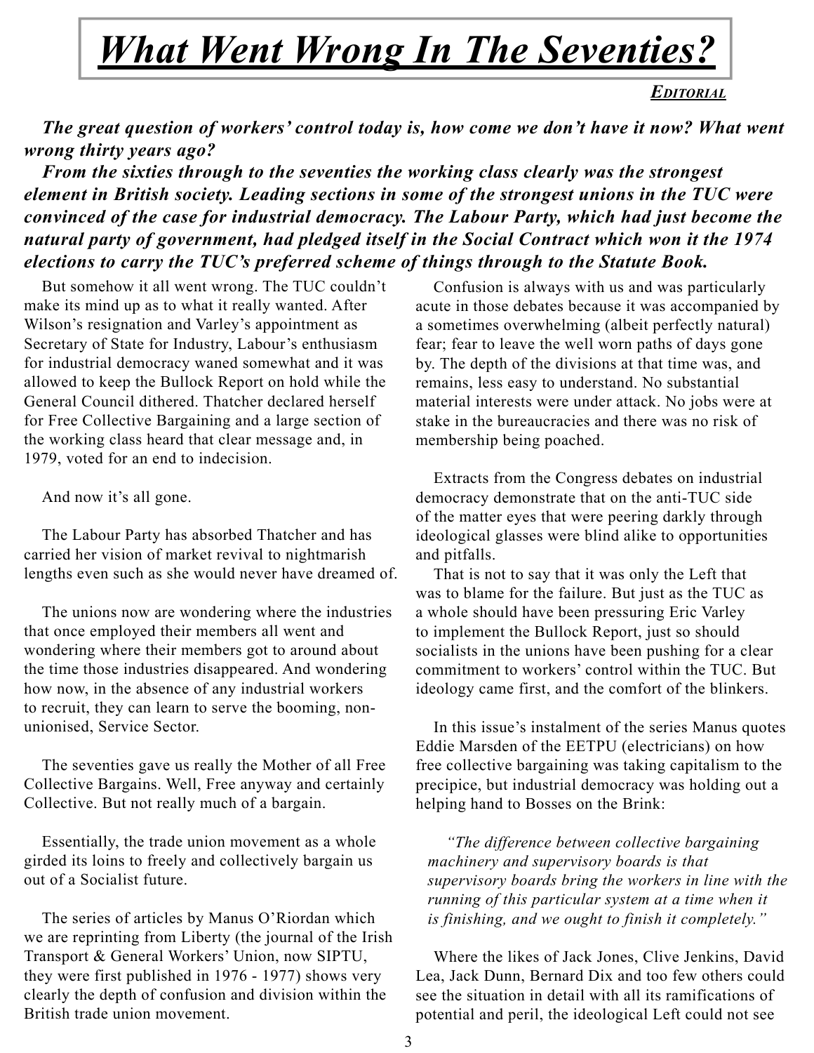# *What Went Wrong In The Seventies?*

**EDITORIAL**

***The great question of workers' control today is, how come we don't have it now? What went wrong thirty years ago?***

***From the sixties through to the seventies the working class clearly was the strongest element in British society. Leading sections in some of the strongest unions in the TUC were convinced of the case for industrial democracy. The Labour Party, which had just become the natural party of government, had pledged itself in the Social Contract which won it the 1974 elections to carry the TUC's preferred scheme of things through to the Statute Book.***

But somehow it all went wrong. The TUC couldn't make its mind up as to what it really wanted. After Wilson's resignation and Varley's appointment as Secretary of State for Industry, Labour's enthusiasm for industrial democracy waned somewhat and it was allowed to keep the Bullock Report on hold while the General Council dithered. Thatcher declared herself for Free Collective Bargaining and a large section of the working class heard that clear message and, in 1979, voted for an end to indecision.

And now it's all gone.

The Labour Party has absorbed Thatcher and has carried her vision of market revival to nightmarish lengths even such as she would never have dreamed of.

The unions now are wondering where the industries that once employed their members all went and wondering where their members got to around about the time those industries disappeared. And wondering how now, in the absence of any industrial workers to recruit, they can learn to serve the booming, non-unionised, Service Sector.

The seventies gave us really the Mother of all Free Collective Bargains. Well, Free anyway and certainly Collective. But not really much of a bargain.

Essentially, the trade union movement as a whole girded its loins to freely and collectively bargain us out of a Socialist future.

The series of articles by Manus O'Riordan which we are reprinting from Liberty (the journal of the Irish Transport & General Workers' Union, now SIPTU, they were first published in 1976 - 1977) shows very clearly the depth of confusion and division within the British trade union movement.

Confusion is always with us and was particularly acute in those debates because it was accompanied by a sometimes overwhelming (albeit perfectly natural) fear; fear to leave the well worn paths of days gone by. The depth of the divisions at that time was, and remains, less easy to understand. No substantial material interests were under attack. No jobs were at stake in the bureaucracies and there was no risk of membership being poached.

Extracts from the Congress debates on industrial democracy demonstrate that on the anti-TUC side of the matter eyes that were peering darkly through ideological glasses were blind alike to opportunities and pitfalls.

That is not to say that it was only the Left that was to blame for the failure. But just as the TUC as a whole should have been pressuring Eric Varley to implement the Bullock Report, just so should socialists in the unions have been pushing for a clear commitment to workers' control within the TUC. But ideology came first, and the comfort of the blinkers.

In this issue's instalment of the series Manus quotes Eddie Marsden of the EETPU (electricians) on how free collective bargaining was taking capitalism to the precipice, but industrial democracy was holding out a helping hand to Bosses on the Brink:

> *"The difference between collective bargaining machinery and supervisory boards is that supervisory boards bring the workers in line with the running of this particular system at a time when it is finishing, and we ought to finish it completely."*

Where the likes of Jack Jones, Clive Jenkins, David Lea, Jack Dunn, Bernard Dix and too few others could see the situation in detail with all its ramifications of potential and peril, the ideological Left could not see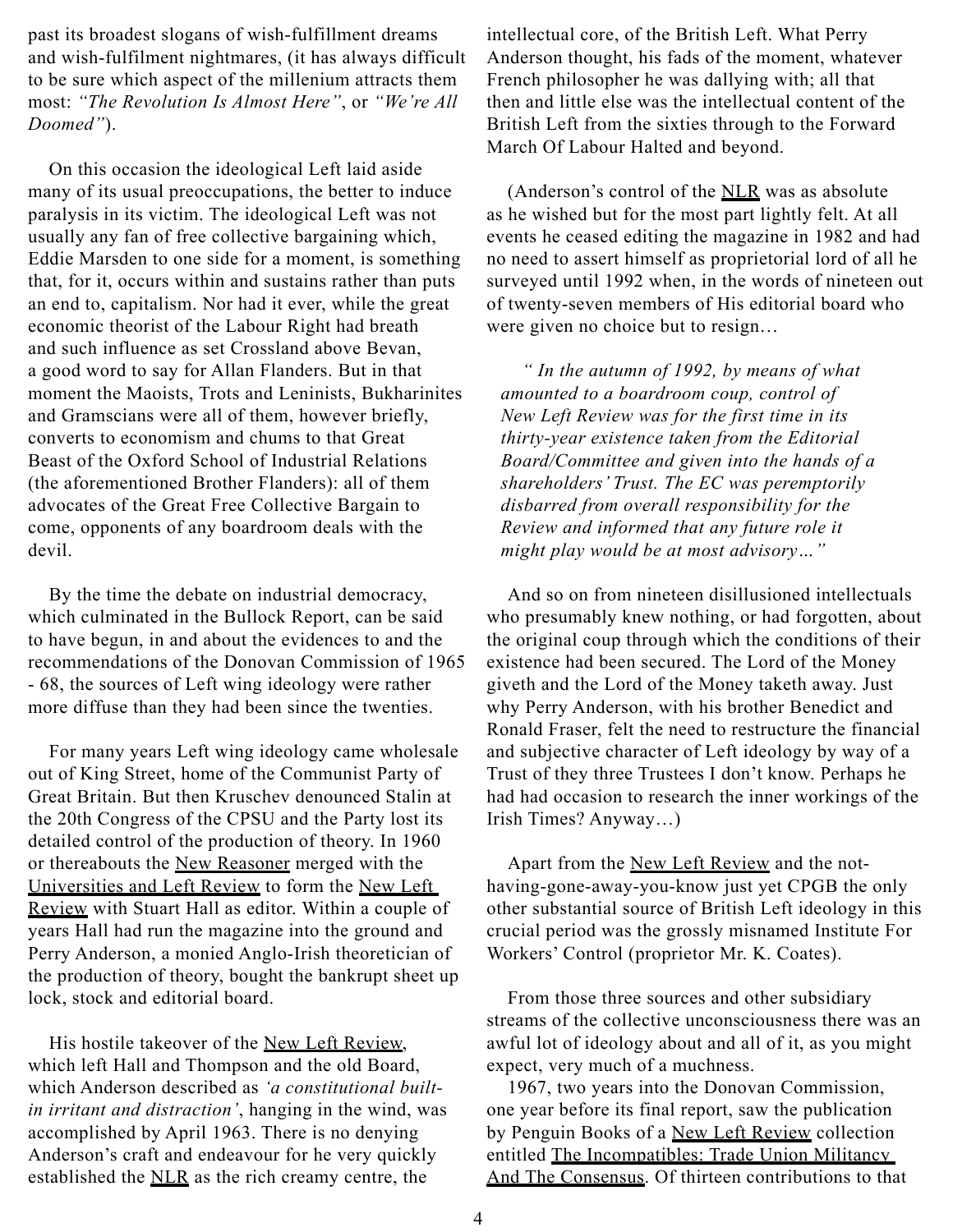past its broadest slogans of wish-fulfillment dreams and wish-fulfilment nightmares, (it has always difficult to be sure which aspect of the millenium attracts them most: *"The Revolution Is Almost Here"*, or *"We're All Doomed"*).

On this occasion the ideological Left laid aside many of its usual preoccupations, the better to induce paralysis in its victim. The ideological Left was not usually any fan of free collective bargaining which, Eddie Marsden to one side for a moment, is something that, for it, occurs within and sustains rather than puts an end to, capitalism. Nor had it ever, while the great economic theorist of the Labour Right had breath and such influence as set Crossland above Bevan, a good word to say for Allan Flanders. But in that moment the Maoists, Trots and Leninists, Bukharinites and Gramscians were all of them, however briefly, converts to economism and chums to that Great Beast of the Oxford School of Industrial Relations (the aforementioned Brother Flanders): all of them advocates of the Great Free Collective Bargain to come, opponents of any boardroom deals with the devil.

By the time the debate on industrial democracy, which culminated in the Bullock Report, can be said to have begun, in and about the evidences to and the recommendations of the Donovan Commission of 1965 - 68, the sources of Left wing ideology were rather more diffuse than they had been since the twenties.

For many years Left wing ideology came wholesale out of King Street, home of the Communist Party of Great Britain. But then Kruschev denounced Stalin at the 20th Congress of the CPSU and the Party lost its detailed control of the production of theory. In 1960 or thereabouts the New Reasoner merged with the Universities and Left Review to form the New Left Review with Stuart Hall as editor. Within a couple of years Hall had run the magazine into the ground and Perry Anderson, a monied Anglo-Irish theoretician of the production of theory, bought the bankrupt sheet up lock, stock and editorial board.

His hostile takeover of the New Left Review, which left Hall and Thompson and the old Board, which Anderson described as *'a constitutional built-in irritant and distraction'*, hanging in the wind, was accomplished by April 1963. There is no denying Anderson's craft and endeavour for he very quickly established the NLR as the rich creamy centre, the intellectual core, of the British Left. What Perry Anderson thought, his fads of the moment, whatever French philosopher he was dallying with; all that then and little else was the intellectual content of the British Left from the sixties through to the Forward March Of Labour Halted and beyond.

(Anderson's control of the NLR was as absolute as he wished but for the most part lightly felt. At all events he ceased editing the magazine in 1982 and had no need to assert himself as proprietorial lord of all he surveyed until 1992 when, in the words of nineteen out of twenty-seven members of His editorial board who were given no choice but to resign…

> *" In the autumn of 1992, by means of what amounted to a boardroom coup, control of New Left Review was for the first time in its thirty-year existence taken from the Editorial Board/Committee and given into the hands of a shareholders' Trust. The EC was peremptorily disbarred from overall responsibility for the Review and informed that any future role it might play would be at most advisory…"*

And so on from nineteen disillusioned intellectuals who presumably knew nothing, or had forgotten, about the original coup through which the conditions of their existence had been secured. The Lord of the Money giveth and the Lord of the Money taketh away. Just why Perry Anderson, with his brother Benedict and Ronald Fraser, felt the need to restructure the financial and subjective character of Left ideology by way of a Trust of they three Trustees I don't know. Perhaps he had had occasion to research the inner workings of the Irish Times? Anyway…)

Apart from the New Left Review and the not-having-gone-away-you-know just yet CPGB the only other substantial source of British Left ideology in this crucial period was the grossly misnamed Institute For Workers' Control (proprietor Mr. K. Coates).

From those three sources and other subsidiary streams of the collective unconsciousness there was an awful lot of ideology about and all of it, as you might expect, very much of a muchness.

1967, two years into the Donovan Commission, one year before its final report, saw the publication by Penguin Books of a New Left Review collection entitled The Incompatibles: Trade Union Militancy And The Consensus. Of thirteen contributions to that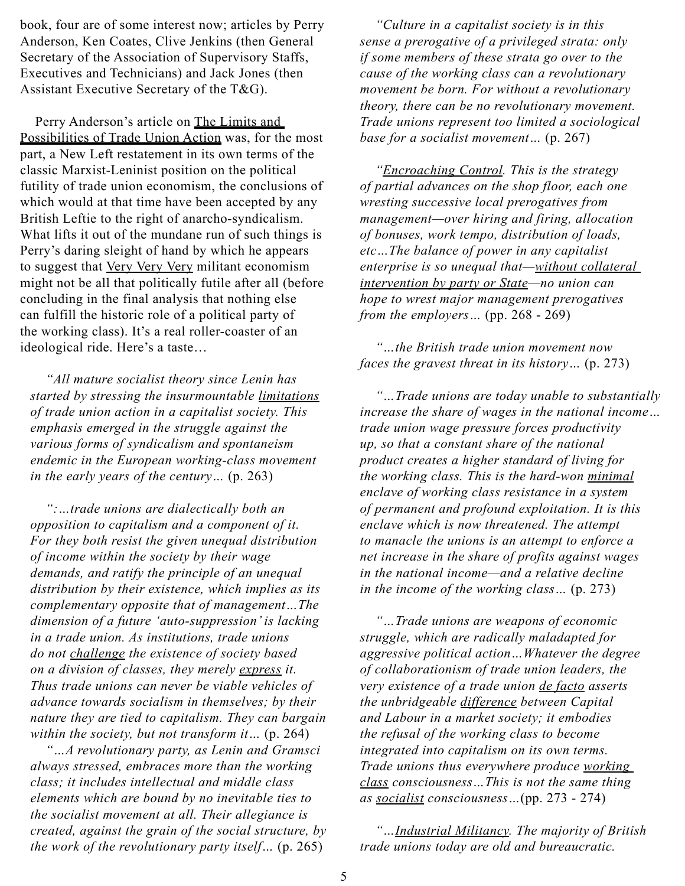book, four are of some interest now; articles by Perry Anderson, Ken Coates, Clive Jenkins (then General Secretary of the Association of Supervisory Staffs, Executives and Technicians) and Jack Jones (then Assistant Executive Secretary of the T&G).

Perry Anderson's article on <u>The Limits and Possibilities of Trade Union Action</u> was, for the most part, a New Left restatement in its own terms of the classic Marxist-Leninist position on the political futility of trade union economism, the conclusions of which would at that time have been accepted by any British Leftie to the right of anarcho-syndicalism. What lifts it out of the mundane run of such things is Perry's daring sleight of hand by which he appears to suggest that <u>Very Very Very</u> militant economism might not be all that politically futile after all (before concluding in the final analysis that nothing else can fulfill the historic role of a political party of the working class). It's a real roller-coaster of an ideological ride. Here's a taste…

> *"All mature socialist theory since Lenin has started by stressing the insurmountable <u>limitations</u> of trade union action in a capitalist society. This emphasis emerged in the struggle against the various forms of syndicalism and spontaneism endemic in the European working-class movement in the early years of the century…* (p. 263)

> *":…trade unions are dialectically both an opposition to capitalism and a component of it. For they both resist the given unequal distribution of income within the society by their wage demands, and ratify the principle of an unequal distribution by their existence, which implies as its complementary opposite that of management…The dimension of a future 'auto-suppression' is lacking in a trade union. As institutions, trade unions do not <u>challenge</u> the existence of society based on a division of classes, they merely <u>express</u> it. Thus trade unions can never be viable vehicles of advance towards socialism in themselves; by their nature they are tied to capitalism. They can bargain within the society, but not transform it…* (p. 264)

> *"…A revolutionary party, as Lenin and Gramsci always stressed, embraces more than the working class; it includes intellectual and middle class elements which are bound by no inevitable ties to the socialist movement at all. Their allegiance is created, against the grain of the social structure, by the work of the revolutionary party itself…* (p. 265)

> *"Culture in a capitalist society is in this sense a prerogative of a privileged strata: only if some members of these strata go over to the cause of the working class can a revolutionary movement be born. For without a revolutionary theory, there can be no revolutionary movement. Trade unions represent too limited a sociological base for a socialist movement…* (p. 267)

> *"<u>Encroaching Control</u>. This is the strategy of partial advances on the shop floor, each one wresting successive local prerogatives from management—over hiring and firing, allocation of bonuses, work tempo, distribution of loads, etc…The balance of power in any capitalist enterprise is so unequal that—<u>without collateral intervention by party or State</u>—no union can hope to wrest major management prerogatives from the employers…* (pp. 268 - 269)

> *"…the British trade union movement now faces the gravest threat in its history…* (p. 273)

> *"…Trade unions are today unable to substantially increase the share of wages in the national income… trade union wage pressure forces productivity up, so that a constant share of the national product creates a higher standard of living for the working class. This is the hard-won <u>minimal</u> enclave of working class resistance in a system of permanent and profound exploitation. It is this enclave which is now threatened. The attempt to manacle the unions is an attempt to enforce a net increase in the share of profits against wages in the national income—and a relative decline in the income of the working class…* (p. 273)

> *"…Trade unions are weapons of economic struggle, which are radically maladapted for aggressive political action…Whatever the degree of collaborationism of trade union leaders, the very existence of a trade union <u>de facto</u> asserts the unbridgeable <u>difference</u> between Capital and Labour in a market society; it embodies the refusal of the working class to become integrated into capitalism on its own terms. Trade unions thus everywhere produce <u>working class</u> consciousness…This is not the same thing as <u>socialist</u> consciousness…*(pp. 273 - 274)

> *"…<u>Industrial Militancy</u>. The majority of British trade unions today are old and bureaucratic.*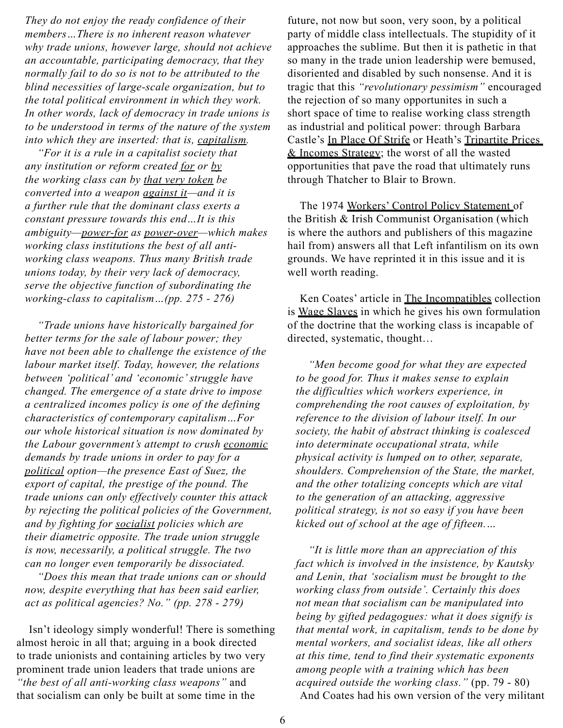*They do not enjoy the ready confidence of their members…There is no inherent reason whatever why trade unions, however large, should not achieve an accountable, participating democracy, that they normally fail to do so is not to be attributed to the blind necessities of large-scale organization, but to the total political environment in which they work. In other words, lack of democracy in trade unions is to be understood in terms of the nature of the system into which they are inserted: that is, capitalism.*

*"For it is a rule in a capitalist society that any institution or reform created for or by the working class can by that very token be converted into a weapon against it—and it is a further rule that the dominant class exerts a constant pressure towards this end…It is this ambiguity—power-for as power-over—which makes working class institutions the best of all anti-working class weapons. Thus many British trade unions today, by their very lack of democracy, serve the objective function of subordinating the working-class to capitalism…(pp. 275 - 276)*

*"Trade unions have historically bargained for better terms for the sale of labour power; they have not been able to challenge the existence of the labour market itself. Today, however, the relations between 'political' and 'economic' struggle have changed. The emergence of a state drive to impose a centralized incomes policy is one of the defining characteristics of contemporary capitalism…For our whole historical situation is now dominated by the Labour government's attempt to crush economic demands by trade unions in order to pay for a political option—the presence East of Suez, the export of capital, the prestige of the pound. The trade unions can only effectively counter this attack by rejecting the political policies of the Government, and by fighting for socialist policies which are their diametric opposite. The trade union struggle is now, necessarily, a political struggle. The two can no longer even temporarily be dissociated.*

*"Does this mean that trade unions can or should now, despite everything that has been said earlier, act as political agencies? No." (pp. 278 - 279)*

Isn't ideology simply wonderful! There is something almost heroic in all that; arguing in a book directed to trade unionists and containing articles by two very prominent trade union leaders that trade unions are *"the best of all anti-working class weapons"* and that socialism can only be built at some time in the future, not now but soon, very soon, by a political party of middle class intellectuals. The stupidity of it approaches the sublime. But then it is pathetic in that so many in the trade union leadership were bemused, disoriented and disabled by such nonsense. And it is tragic that this *"revolutionary pessimism"* encouraged the rejection of so many opportunites in such a short space of time to realise working class strength as industrial and political power: through Barbara Castle's In Place Of Strife or Heath's Tripartite Prices & Incomes Strategy; the worst of all the wasted opportunities that pave the road that ultimately runs through Thatcher to Blair to Brown.

The 1974 Workers' Control Policy Statement of the British & Irish Communist Organisation (which is where the authors and publishers of this magazine hail from) answers all that Left infantilism on its own grounds. We have reprinted it in this issue and it is well worth reading.

Ken Coates' article in The Incompatibles collection is Wage Slaves in which he gives his own formulation of the doctrine that the working class is incapable of directed, systematic, thought…

*"Men become good for what they are expected to be good for. Thus it makes sense to explain the difficulties which workers experience, in comprehending the root causes of exploitation, by reference to the division of labour itself. In our society, the habit of abstract thinking is coalesced into determinate occupational strata, while physical activity is lumped on to other, separate, shoulders. Comprehension of the State, the market, and the other totalizing concepts which are vital to the generation of an attacking, aggressive political strategy, is not so easy if you have been kicked out of school at the age of fifteen.…*

*"It is little more than an appreciation of this fact which is involved in the insistence, by Kautsky and Lenin, that 'socialism must be brought to the working class from outside'. Certainly this does not mean that socialism can be manipulated into being by gifted pedagogues: what it does signify is that mental work, in capitalism, tends to be done by mental workers, and socialist ideas, like all others at this time, tend to find their systematic exponents among people with a training which has been acquired outside the working class."* (pp. 79 - 80)

And Coates had his own version of the very militant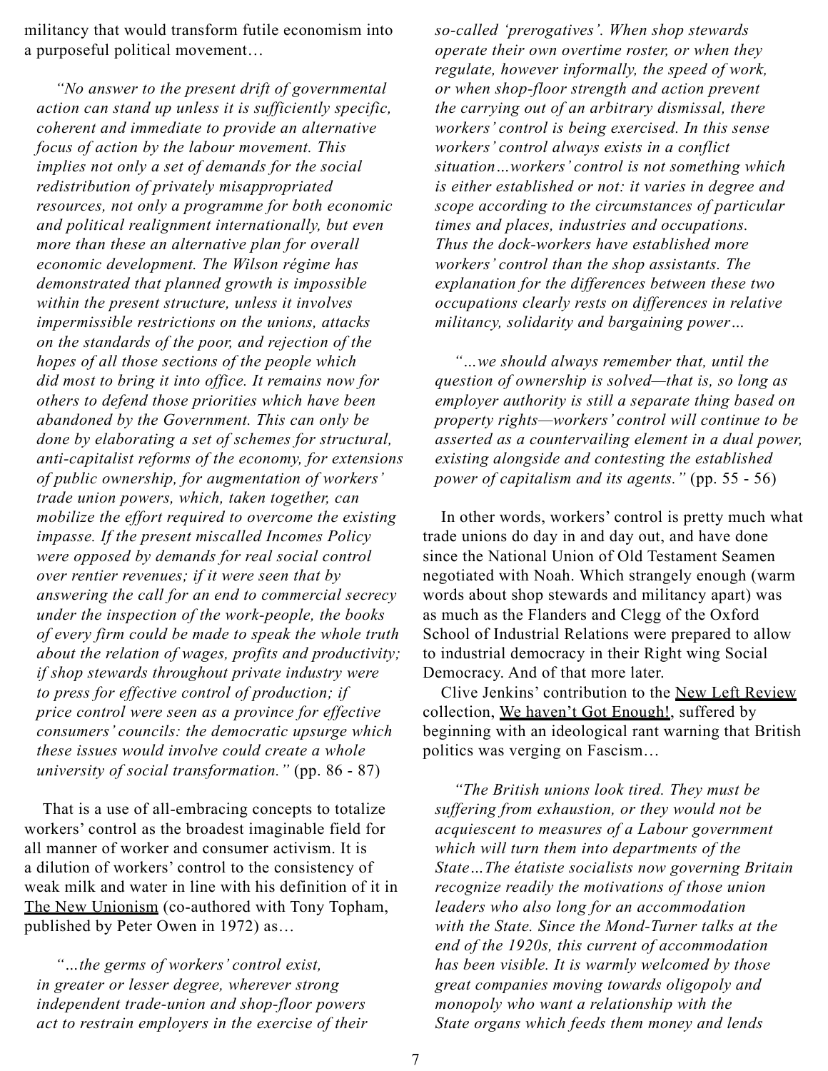militancy that would transform futile economism into a purposeful political movement…

> *"No answer to the present drift of governmental action can stand up unless it is sufficiently specific, coherent and immediate to provide an alternative focus of action by the labour movement. This implies not only a set of demands for the social redistribution of privately misappropriated resources, not only a programme for both economic and political realignment internationally, but even more than these an alternative plan for overall economic development. The Wilson régime has demonstrated that planned growth is impossible within the present structure, unless it involves impermissible restrictions on the unions, attacks on the standards of the poor, and rejection of the hopes of all those sections of the people which did most to bring it into office. It remains now for others to defend those priorities which have been abandoned by the Government. This can only be done by elaborating a set of schemes for structural, anti-capitalist reforms of the economy, for extensions of public ownership, for augmentation of workers' trade union powers, which, taken together, can mobilize the effort required to overcome the existing impasse. If the present miscalled Incomes Policy were opposed by demands for real social control over rentier revenues; if it were seen that by answering the call for an end to commercial secrecy under the inspection of the work-people, the books of every firm could be made to speak the whole truth about the relation of wages, profits and productivity; if shop stewards throughout private industry were to press for effective control of production; if price control were seen as a province for effective consumers' councils: the democratic upsurge which these issues would involve could create a whole university of social transformation."* (pp. 86 - 87)

That is a use of all-embracing concepts to totalize workers' control as the broadest imaginable field for all manner of worker and consumer activism. It is a dilution of workers' control to the consistency of weak milk and water in line with his definition of it in The New Unionism (co-authored with Tony Topham, published by Peter Owen in 1972) as…

> *"…the germs of workers' control exist, in greater or lesser degree, wherever strong independent trade-union and shop-floor powers act to restrain employers in the exercise of their so-called 'prerogatives'. When shop stewards operate their own overtime roster, or when they regulate, however informally, the speed of work, or when shop-floor strength and action prevent the carrying out of an arbitrary dismissal, there workers' control is being exercised. In this sense workers' control always exists in a conflict situation…workers' control is not something which is either established or not: it varies in degree and scope according to the circumstances of particular times and places, industries and occupations. Thus the dock-workers have established more workers' control than the shop assistants. The explanation for the differences between these two occupations clearly rests on differences in relative militancy, solidarity and bargaining power…*
>
> *"…we should always remember that, until the question of ownership is solved—that is, so long as employer authority is still a separate thing based on property rights—workers' control will continue to be asserted as a countervailing element in a dual power, existing alongside and contesting the established power of capitalism and its agents."* (pp. 55 - 56)

In other words, workers' control is pretty much what trade unions do day in and day out, and have done since the National Union of Old Testament Seamen negotiated with Noah. Which strangely enough (warm words about shop stewards and militancy apart) was as much as the Flanders and Clegg of the Oxford School of Industrial Relations were prepared to allow to industrial democracy in their Right wing Social Democracy. And of that more later.

Clive Jenkins' contribution to the New Left Review collection, We haven't Got Enough!, suffered by beginning with an ideological rant warning that British politics was verging on Fascism…

> *"The British unions look tired. They must be suffering from exhaustion, or they would not be acquiescent to measures of a Labour government which will turn them into departments of the State…The étatiste socialists now governing Britain recognize readily the motivations of those union leaders who also long for an accommodation with the State. Since the Mond-Turner talks at the end of the 1920s, this current of accommodation has been visible. It is warmly welcomed by those great companies moving towards oligopoly and monopoly who want a relationship with the State organs which feeds them money and lends*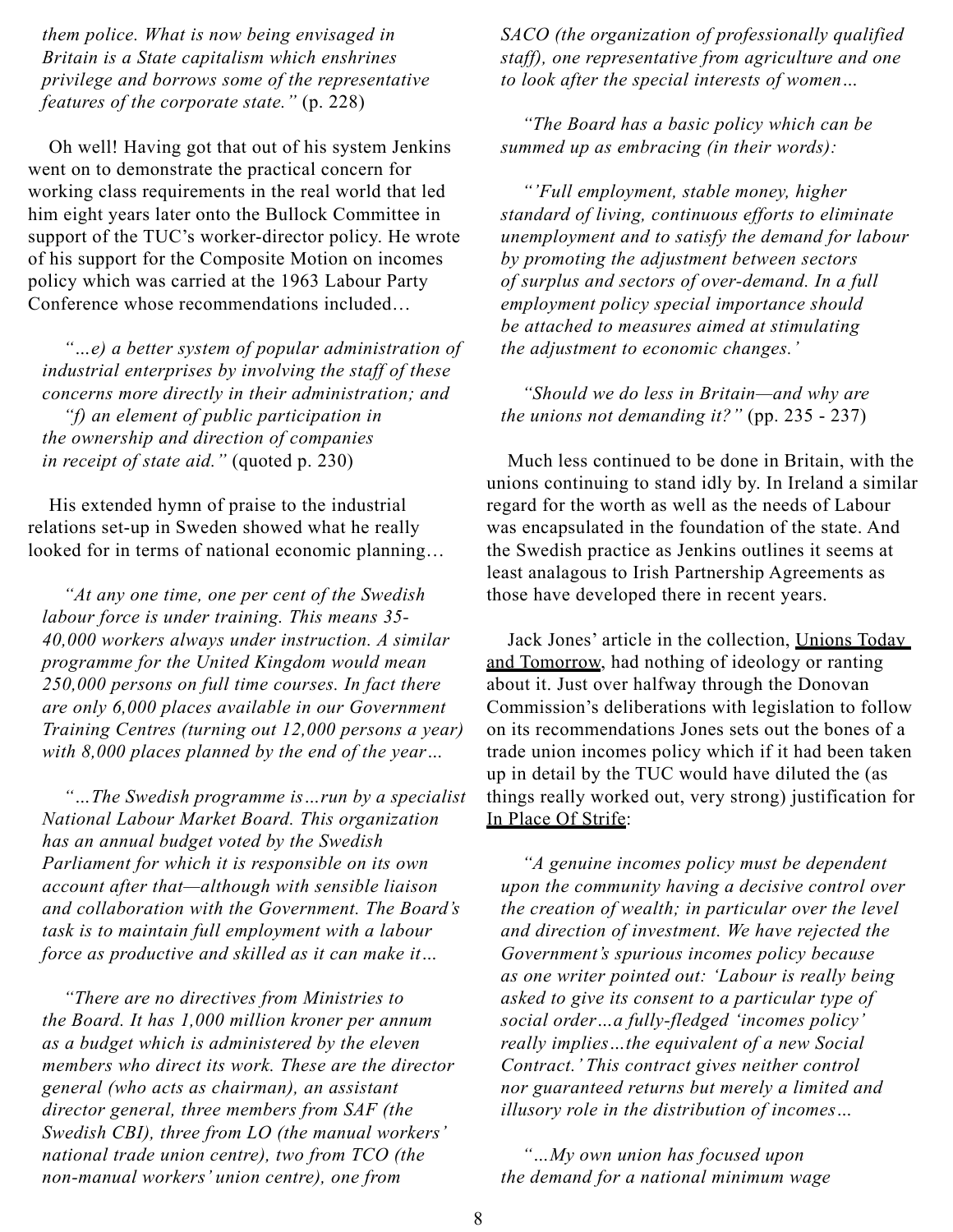*them police. What is now being envisaged in Britain is a State capitalism which enshrines privilege and borrows some of the representative features of the corporate state."* (p. 228)

Oh well! Having got that out of his system Jenkins went on to demonstrate the practical concern for working class requirements in the real world that led him eight years later onto the Bullock Committee in support of the TUC's worker-director policy. He wrote of his support for the Composite Motion on incomes policy which was carried at the 1963 Labour Party Conference whose recommendations included…

> *"…e) a better system of popular administration of industrial enterprises by involving the staff of these concerns more directly in their administration; and*
>
> *"f) an element of public participation in the ownership and direction of companies in receipt of state aid."* (quoted p. 230)

His extended hymn of praise to the industrial relations set-up in Sweden showed what he really looked for in terms of national economic planning…

> *"At any one time, one per cent of the Swedish labour force is under training. This means 35-40,000 workers always under instruction. A similar programme for the United Kingdom would mean 250,000 persons on full time courses. In fact there are only 6,000 places available in our Government Training Centres (turning out 12,000 persons a year) with 8,000 places planned by the end of the year…*
>
> *"…The Swedish programme is…run by a specialist National Labour Market Board. This organization has an annual budget voted by the Swedish Parliament for which it is responsible on its own account after that—although with sensible liaison and collaboration with the Government. The Board's task is to maintain full employment with a labour force as productive and skilled as it can make it…*
>
> *"There are no directives from Ministries to the Board. It has 1,000 million kroner per annum as a budget which is administered by the eleven members who direct its work. These are the director general (who acts as chairman), an assistant director general, three members from SAF (the Swedish CBI), three from LO (the manual workers' national trade union centre), two from TCO (the non-manual workers' union centre), one from SACO (the organization of professionally qualified staff), one representative from agriculture and one to look after the special interests of women…*
>
> *"The Board has a basic policy which can be summed up as embracing (in their words):*
>
> *"'Full employment, stable money, higher standard of living, continuous efforts to eliminate unemployment and to satisfy the demand for labour by promoting the adjustment between sectors of surplus and sectors of over-demand. In a full employment policy special importance should be attached to measures aimed at stimulating the adjustment to economic changes.'*
>
> *"Should we do less in Britain—and why are the unions not demanding it?"* (pp. 235 - 237)

Much less continued to be done in Britain, with the unions continuing to stand idly by. In Ireland a similar regard for the worth as well as the needs of Labour was encapsulated in the foundation of the state. And the Swedish practice as Jenkins outlines it seems at least analagous to Irish Partnership Agreements as those have developed there in recent years.

Jack Jones' article in the collection, Unions Today and Tomorrow, had nothing of ideology or ranting about it. Just over halfway through the Donovan Commission's deliberations with legislation to follow on its recommendations Jones sets out the bones of a trade union incomes policy which if it had been taken up in detail by the TUC would have diluted the (as things really worked out, very strong) justification for In Place Of Strife:

> *"A genuine incomes policy must be dependent upon the community having a decisive control over the creation of wealth; in particular over the level and direction of investment. We have rejected the Government's spurious incomes policy because as one writer pointed out: 'Labour is really being asked to give its consent to a particular type of social order…a fully-fledged 'incomes policy' really implies…the equivalent of a new Social Contract.' This contract gives neither control nor guaranteed returns but merely a limited and illusory role in the distribution of incomes…*
>
> *"…My own union has focused upon the demand for a national minimum wage*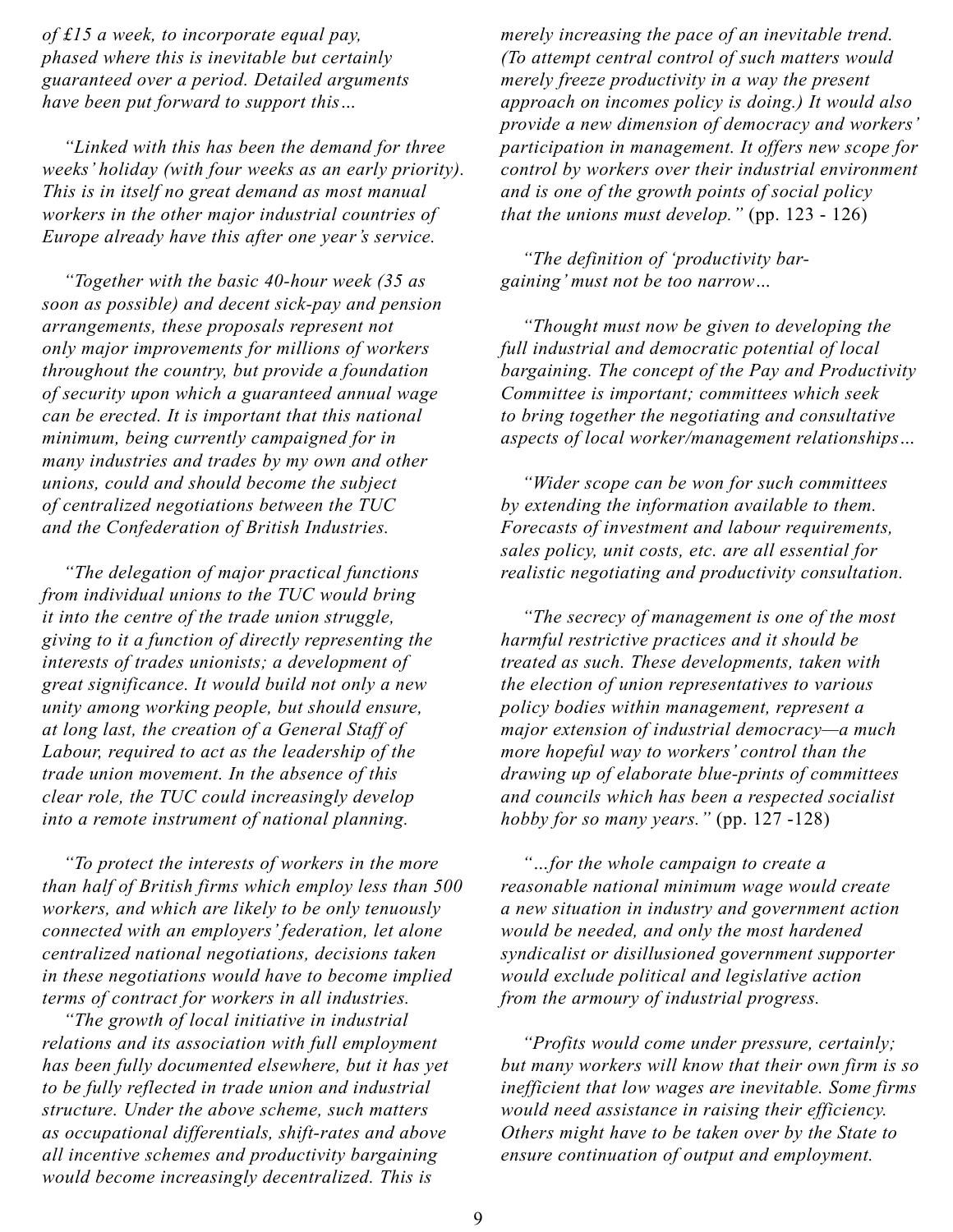*of £15 a week, to incorporate equal pay, phased where this is inevitable but certainly guaranteed over a period. Detailed arguments have been put forward to support this…*

*"Linked with this has been the demand for three weeks' holiday (with four weeks as an early priority). This is in itself no great demand as most manual workers in the other major industrial countries of Europe already have this after one year's service.*

*"Together with the basic 40-hour week (35 as soon as possible) and decent sick-pay and pension arrangements, these proposals represent not only major improvements for millions of workers throughout the country, but provide a foundation of security upon which a guaranteed annual wage can be erected. It is important that this national minimum, being currently campaigned for in many industries and trades by my own and other unions, could and should become the subject of centralized negotiations between the TUC and the Confederation of British Industries.*

*"The delegation of major practical functions from individual unions to the TUC would bring it into the centre of the trade union struggle, giving to it a function of directly representing the interests of trades unionists; a development of great significance. It would build not only a new unity among working people, but should ensure, at long last, the creation of a General Staff of Labour, required to act as the leadership of the trade union movement. In the absence of this clear role, the TUC could increasingly develop into a remote instrument of national planning.*

*"To protect the interests of workers in the more than half of British firms which employ less than 500 workers, and which are likely to be only tenuously connected with an employers' federation, let alone centralized national negotiations, decisions taken in these negotiations would have to become implied terms of contract for workers in all industries.*

*"The growth of local initiative in industrial relations and its association with full employment has been fully documented elsewhere, but it has yet to be fully reflected in trade union and industrial structure. Under the above scheme, such matters as occupational differentials, shift-rates and above all incentive schemes and productivity bargaining would become increasingly decentralized. This is merely increasing the pace of an inevitable trend. (To attempt central control of such matters would merely freeze productivity in a way the present approach on incomes policy is doing.) It would also provide a new dimension of democracy and workers' participation in management. It offers new scope for control by workers over their industrial environment and is one of the growth points of social policy that the unions must develop."* (pp. 123 - 126)

*"The definition of 'productivity bargaining' must not be too narrow…*

*"Thought must now be given to developing the full industrial and democratic potential of local bargaining. The concept of the Pay and Productivity Committee is important; committees which seek to bring together the negotiating and consultative aspects of local worker/management relationships…*

*"Wider scope can be won for such committees by extending the information available to them. Forecasts of investment and labour requirements, sales policy, unit costs, etc. are all essential for realistic negotiating and productivity consultation.*

*"The secrecy of management is one of the most harmful restrictive practices and it should be treated as such. These developments, taken with the election of union representatives to various policy bodies within management, represent a major extension of industrial democracy—a much more hopeful way to workers' control than the drawing up of elaborate blue-prints of committees and councils which has been a respected socialist hobby for so many years."* (pp. 127 -128)

*"…for the whole campaign to create a reasonable national minimum wage would create a new situation in industry and government action would be needed, and only the most hardened syndicalist or disillusioned government supporter would exclude political and legislative action from the armoury of industrial progress.*

*"Profits would come under pressure, certainly; but many workers will know that their own firm is so inefficient that low wages are inevitable. Some firms would need assistance in raising their efficiency. Others might have to be taken over by the State to ensure continuation of output and employment.*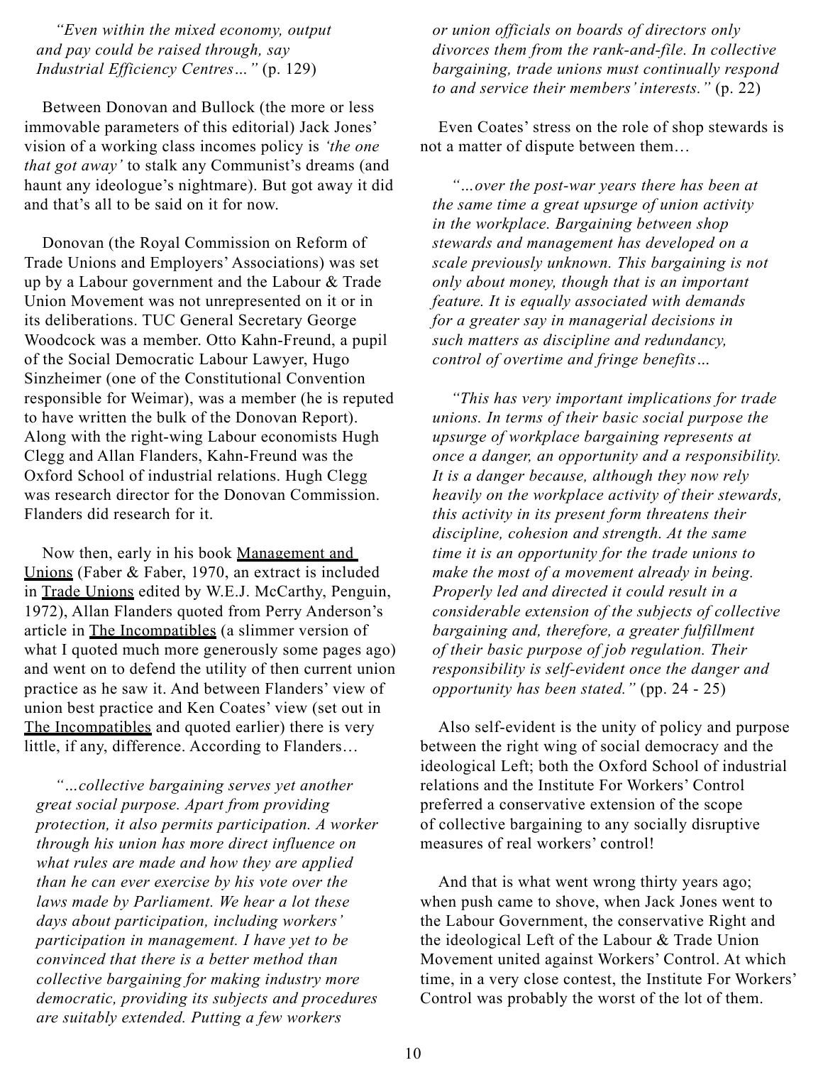*"Even within the mixed economy, output and pay could be raised through, say Industrial Efficiency Centres…"* (p. 129)

Between Donovan and Bullock (the more or less immovable parameters of this editorial) Jack Jones' vision of a working class incomes policy is *'the one that got away'* to stalk any Communist's dreams (and haunt any ideologue's nightmare). But got away it did and that's all to be said on it for now.

Donovan (the Royal Commission on Reform of Trade Unions and Employers' Associations) was set up by a Labour government and the Labour & Trade Union Movement was not unrepresented on it or in its deliberations. TUC General Secretary George Woodcock was a member. Otto Kahn-Freund, a pupil of the Social Democratic Labour Lawyer, Hugo Sinzheimer (one of the Constitutional Convention responsible for Weimar), was a member (he is reputed to have written the bulk of the Donovan Report). Along with the right-wing Labour economists Hugh Clegg and Allan Flanders, Kahn-Freund was the Oxford School of industrial relations. Hugh Clegg was research director for the Donovan Commission. Flanders did research for it.

Now then, early in his book Management and Unions (Faber & Faber, 1970, an extract is included in Trade Unions edited by W.E.J. McCarthy, Penguin, 1972), Allan Flanders quoted from Perry Anderson's article in The Incompatibles (a slimmer version of what I quoted much more generously some pages ago) and went on to defend the utility of then current union practice as he saw it. And between Flanders' view of union best practice and Ken Coates' view (set out in The Incompatibles and quoted earlier) there is very little, if any, difference. According to Flanders…

> *"…collective bargaining serves yet another great social purpose. Apart from providing protection, it also permits participation. A worker through his union has more direct influence on what rules are made and how they are applied than he can ever exercise by his vote over the laws made by Parliament. We hear a lot these days about participation, including workers' participation in management. I have yet to be convinced that there is a better method than collective bargaining for making industry more democratic, providing its subjects and procedures are suitably extended. Putting a few workers or union officials on boards of directors only divorces them from the rank-and-file. In collective bargaining, trade unions must continually respond to and service their members' interests."* (p. 22)

Even Coates' stress on the role of shop stewards is not a matter of dispute between them…

> *"…over the post-war years there has been at the same time a great upsurge of union activity in the workplace. Bargaining between shop stewards and management has developed on a scale previously unknown. This bargaining is not only about money, though that is an important feature. It is equally associated with demands for a greater say in managerial decisions in such matters as discipline and redundancy, control of overtime and fringe benefits…*
>
> *"This has very important implications for trade unions. In terms of their basic social purpose the upsurge of workplace bargaining represents at once a danger, an opportunity and a responsibility. It is a danger because, although they now rely heavily on the workplace activity of their stewards, this activity in its present form threatens their discipline, cohesion and strength. At the same time it is an opportunity for the trade unions to make the most of a movement already in being. Properly led and directed it could result in a considerable extension of the subjects of collective bargaining and, therefore, a greater fulfillment of their basic purpose of job regulation. Their responsibility is self-evident once the danger and opportunity has been stated."* (pp. 24 - 25)

Also self-evident is the unity of policy and purpose between the right wing of social democracy and the ideological Left; both the Oxford School of industrial relations and the Institute For Workers' Control preferred a conservative extension of the scope of collective bargaining to any socially disruptive measures of real workers' control!

And that is what went wrong thirty years ago; when push came to shove, when Jack Jones went to the Labour Government, the conservative Right and the ideological Left of the Labour & Trade Union Movement united against Workers' Control. At which time, in a very close contest, the Institute For Workers' Control was probably the worst of the lot of them.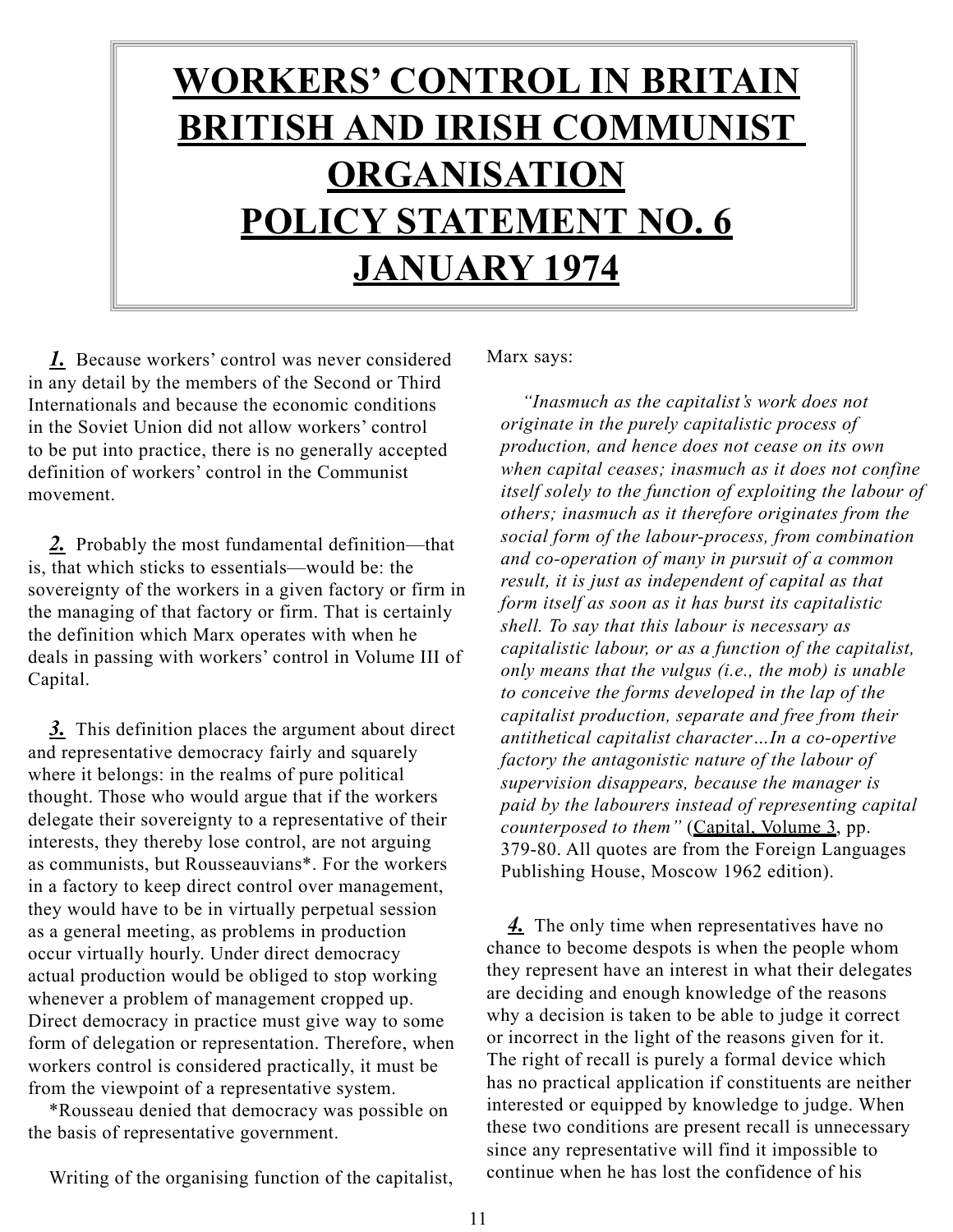# WORKERS' CONTROL IN BRITAIN BRITISH AND IRISH COMMUNIST ORGANISATION POLICY STATEMENT NO. 6 JANUARY 1974

***1.*** Because workers' control was never considered in any detail by the members of the Second or Third Internationals and because the economic conditions in the Soviet Union did not allow workers' control to be put into practice, there is no generally accepted definition of workers' control in the Communist movement.

***2.*** Probably the most fundamental definition—that is, that which sticks to essentials—would be: the sovereignty of the workers in a given factory or firm in the managing of that factory or firm. That is certainly the definition which Marx operates with when he deals in passing with workers' control in Volume III of Capital.

***3.*** This definition places the argument about direct and representative democracy fairly and squarely where it belongs: in the realms of pure political thought. Those who would argue that if the workers delegate their sovereignty to a representative of their interests, they thereby lose control, are not arguing as communists, but Rousseauvians*. For the workers in a factory to keep direct control over management, they would have to be in virtually perpetual session as a general meeting, as problems in production occur virtually hourly. Under direct democracy actual production would be obliged to stop working whenever a problem of management cropped up. Direct democracy in practice must give way to some form of delegation or representation. Therefore, when workers control is considered practically, it must be from the viewpoint of a representative system.

*Rousseau denied that democracy was possible on the basis of representative government.

Writing of the organising function of the capitalist, Marx says:

> *"Inasmuch as the capitalist's work does not originate in the purely capitalistic process of production, and hence does not cease on its own when capital ceases; inasmuch as it does not confine itself solely to the function of exploiting the labour of others; inasmuch as it therefore originates from the social form of the labour-process, from combination and co-operation of many in pursuit of a common result, it is just as independent of capital as that form itself as soon as it has burst its capitalistic shell. To say that this labour is necessary as capitalistic labour, or as a function of the capitalist, only means that the vulgus (i.e., the mob) is unable to conceive the forms developed in the lap of the capitalist production, separate and free from their antithetical capitalist character…In a co-opertive factory the antagonistic nature of the labour of supervision disappears, because the manager is paid by the labourers instead of representing capital counterposed to them"* (Capital, Volume 3, pp. 379-80. All quotes are from the Foreign Languages Publishing House, Moscow 1962 edition).

***4.*** The only time when representatives have no chance to become despots is when the people whom they represent have an interest in what their delegates are deciding and enough knowledge of the reasons why a decision is taken to be able to judge it correct or incorrect in the light of the reasons given for it. The right of recall is purely a formal device which has no practical application if constituents are neither interested or equipped by knowledge to judge. When these two conditions are present recall is unnecessary since any representative will find it impossible to continue when he has lost the confidence of his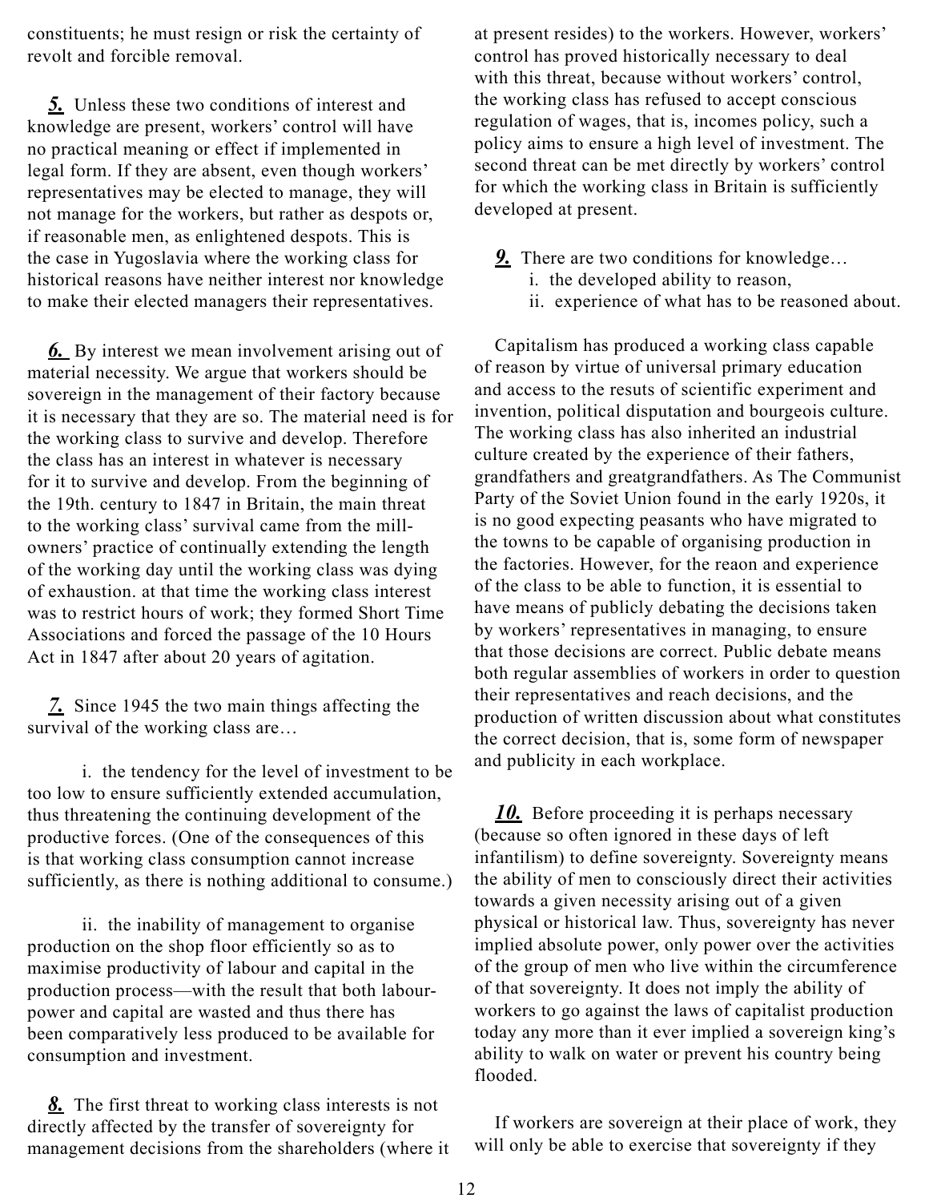constituents; he must resign or risk the certainty of revolt and forcible removal.

***5.*** Unless these two conditions of interest and knowledge are present, workers' control will have no practical meaning or effect if implemented in legal form. If they are absent, even though workers' representatives may be elected to manage, they will not manage for the workers, but rather as despots or, if reasonable men, as enlightened despots. This is the case in Yugoslavia where the working class for historical reasons have neither interest nor knowledge to make their elected managers their representatives.

***6.*** By interest we mean involvement arising out of material necessity. We argue that workers should be sovereign in the management of their factory because it is necessary that they are so. The material need is for the working class to survive and develop. Therefore the class has an interest in whatever is necessary for it to survive and develop. From the beginning of the 19th. century to 1847 in Britain, the main threat to the working class' survival came from the mill-owners' practice of continually extending the length of the working day until the working class was dying of exhaustion. at that time the working class interest was to restrict hours of work; they formed Short Time Associations and forced the passage of the 10 Hours Act in 1847 after about 20 years of agitation.

***7.*** Since 1945 the two main things affecting the survival of the working class are…

i. the tendency for the level of investment to be too low to ensure sufficiently extended accumulation, thus threatening the continuing development of the productive forces. (One of the consequences of this is that working class consumption cannot increase sufficiently, as there is nothing additional to consume.)

ii. the inability of management to organise production on the shop floor efficiently so as to maximise productivity of labour and capital in the production process—with the result that both labour-power and capital are wasted and thus there has been comparatively less produced to be available for consumption and investment.

***8.*** The first threat to working class interests is not directly affected by the transfer of sovereignty for management decisions from the shareholders (where it at present resides) to the workers. However, workers' control has proved historically necessary to deal with this threat, because without workers' control, the working class has refused to accept conscious regulation of wages, that is, incomes policy, such a policy aims to ensure a high level of investment. The second threat can be met directly by workers' control for which the working class in Britain is sufficiently developed at present.

***9.*** There are two conditions for knowledge…

i. the developed ability to reason,
ii. experience of what has to be reasoned about.

Capitalism has produced a working class capable of reason by virtue of universal primary education and access to the resuts of scientific experiment and invention, political disputation and bourgeois culture. The working class has also inherited an industrial culture created by the experience of their fathers, grandfathers and greatgrandfathers. As The Communist Party of the Soviet Union found in the early 1920s, it is no good expecting peasants who have migrated to the towns to be capable of organising production in the factories. However, for the reaon and experience of the class to be able to function, it is essential to have means of publicly debating the decisions taken by workers' representatives in managing, to ensure that those decisions are correct. Public debate means both regular assemblies of workers in order to question their representatives and reach decisions, and the production of written discussion about what constitutes the correct decision, that is, some form of newspaper and publicity in each workplace.

***10.*** Before proceeding it is perhaps necessary (because so often ignored in these days of left infantilism) to define sovereignty. Sovereignty means the ability of men to consciously direct their activities towards a given necessity arising out of a given physical or historical law. Thus, sovereignty has never implied absolute power, only power over the activities of the group of men who live within the circumference of that sovereignty. It does not imply the ability of workers to go against the laws of capitalist production today any more than it ever implied a sovereign king's ability to walk on water or prevent his country being flooded.

If workers are sovereign at their place of work, they will only be able to exercise that sovereignty if they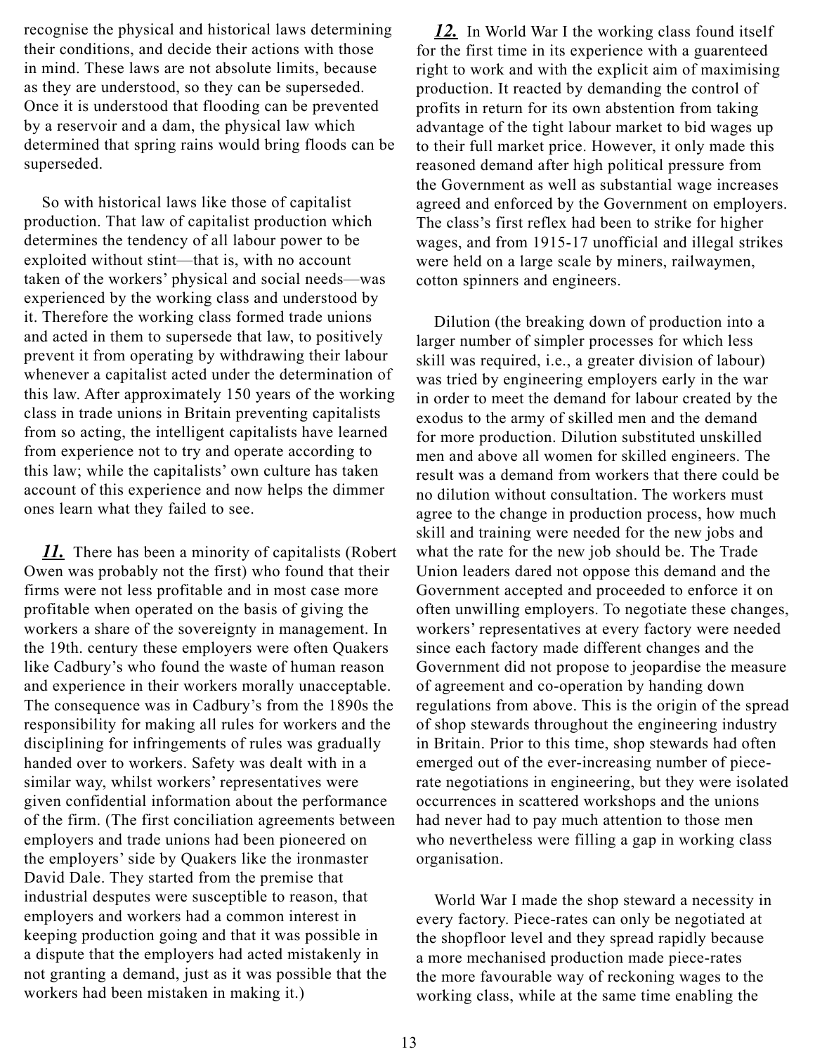recognise the physical and historical laws determining their conditions, and decide their actions with those in mind. These laws are not absolute limits, because as they are understood, so they can be superseded. Once it is understood that flooding can be prevented by a reservoir and a dam, the physical law which determined that spring rains would bring floods can be superseded.

So with historical laws like those of capitalist production. That law of capitalist production which determines the tendency of all labour power to be exploited without stint—that is, with no account taken of the workers' physical and social needs—was experienced by the working class and understood by it. Therefore the working class formed trade unions and acted in them to supersede that law, to positively prevent it from operating by withdrawing their labour whenever a capitalist acted under the determination of this law. After approximately 150 years of the working class in trade unions in Britain preventing capitalists from so acting, the intelligent capitalists have learned from experience not to try and operate according to this law; while the capitalists' own culture has taken account of this experience and now helps the dimmer ones learn what they failed to see.

***11.*** There has been a minority of capitalists (Robert Owen was probably not the first) who found that their firms were not less profitable and in most case more profitable when operated on the basis of giving the workers a share of the sovereignty in management. In the 19th. century these employers were often Quakers like Cadbury's who found the waste of human reason and experience in their workers morally unacceptable. The consequence was in Cadbury's from the 1890s the responsibility for making all rules for workers and the disciplining for infringements of rules was gradually handed over to workers. Safety was dealt with in a similar way, whilst workers' representatives were given confidential information about the performance of the firm. (The first conciliation agreements between employers and trade unions had been pioneered on the employers' side by Quakers like the ironmaster David Dale. They started from the premise that industrial desputes were susceptible to reason, that employers and workers had a common interest in keeping production going and that it was possible in a dispute that the employers had acted mistakenly in not granting a demand, just as it was possible that the workers had been mistaken in making it.)

***12.*** In World War I the working class found itself for the first time in its experience with a guarenteed right to work and with the explicit aim of maximising production. It reacted by demanding the control of profits in return for its own abstention from taking advantage of the tight labour market to bid wages up to their full market price. However, it only made this reasoned demand after high political pressure from the Government as well as substantial wage increases agreed and enforced by the Government on employers. The class's first reflex had been to strike for higher wages, and from 1915-17 unofficial and illegal strikes were held on a large scale by miners, railwaymen, cotton spinners and engineers.

Dilution (the breaking down of production into a larger number of simpler processes for which less skill was required, i.e., a greater division of labour) was tried by engineering employers early in the war in order to meet the demand for labour created by the exodus to the army of skilled men and the demand for more production. Dilution substituted unskilled men and above all women for skilled engineers. The result was a demand from workers that there could be no dilution without consultation. The workers must agree to the change in production process, how much skill and training were needed for the new jobs and what the rate for the new job should be. The Trade Union leaders dared not oppose this demand and the Government accepted and proceeded to enforce it on often unwilling employers. To negotiate these changes, workers' representatives at every factory were needed since each factory made different changes and the Government did not propose to jeopardise the measure of agreement and co-operation by handing down regulations from above. This is the origin of the spread of shop stewards throughout the engineering industry in Britain. Prior to this time, shop stewards had often emerged out of the ever-increasing number of piece-rate negotiations in engineering, but they were isolated occurrences in scattered workshops and the unions had never had to pay much attention to those men who nevertheless were filling a gap in working class organisation.

World War I made the shop steward a necessity in every factory. Piece-rates can only be negotiated at the shopfloor level and they spread rapidly because a more mechanised production made piece-rates the more favourable way of reckoning wages to the working class, while at the same time enabling the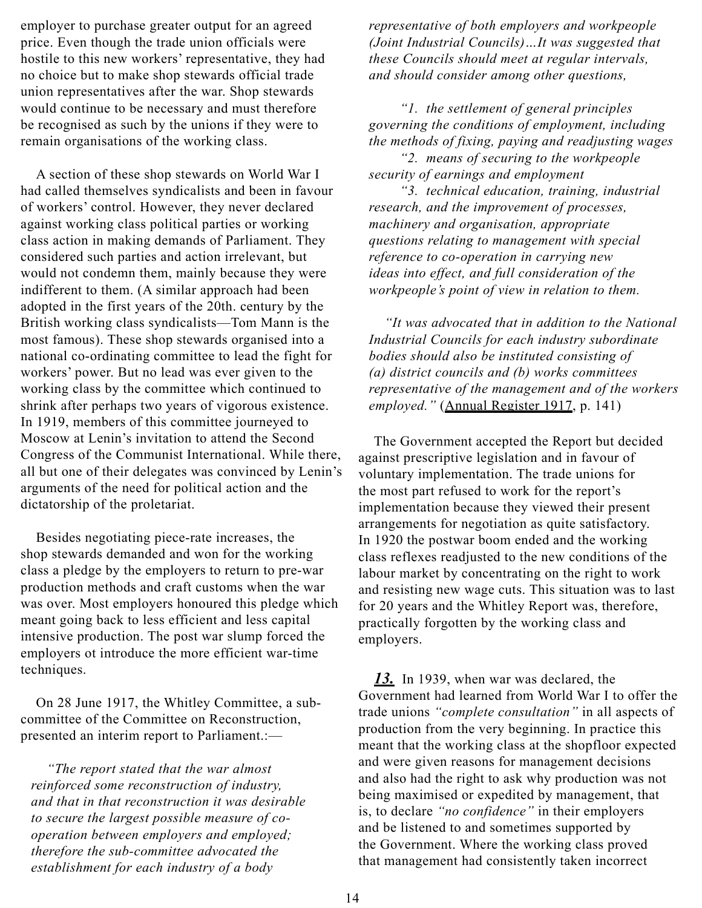employer to purchase greater output for an agreed price. Even though the trade union officials were hostile to this new workers' representative, they had no choice but to make shop stewards official trade union representatives after the war. Shop stewards would continue to be necessary and must therefore be recognised as such by the unions if they were to remain organisations of the working class.

A section of these shop stewards on World War I had called themselves syndicalists and been in favour of workers' control. However, they never declared against working class political parties or working class action in making demands of Parliament. They considered such parties and action irrelevant, but would not condemn them, mainly because they were indifferent to them. (A similar approach had been adopted in the first years of the 20th. century by the British working class syndicalists—Tom Mann is the most famous). These shop stewards organised into a national co-ordinating committee to lead the fight for workers' power. But no lead was ever given to the working class by the committee which continued to shrink after perhaps two years of vigorous existence. In 1919, members of this committee journeyed to Moscow at Lenin's invitation to attend the Second Congress of the Communist International. While there, all but one of their delegates was convinced by Lenin's arguments of the need for political action and the dictatorship of the proletariat.

Besides negotiating piece-rate increases, the shop stewards demanded and won for the working class a pledge by the employers to return to pre-war production methods and craft customs when the war was over. Most employers honoured this pledge which meant going back to less efficient and less capital intensive production. The post war slump forced the employers ot introduce the more efficient war-time techniques.

On 28 June 1917, the Whitley Committee, a sub-committee of the Committee on Reconstruction, presented an interim report to Parliament.:—

> *"The report stated that the war almost reinforced some reconstruction of industry, and that in that reconstruction it was desirable to secure the largest possible measure of co-operation between employers and employed; therefore the sub-committee advocated the establishment for each industry of a body representative of both employers and workpeople (Joint Industrial Councils)…It was suggested that these Councils should meet at regular intervals, and should consider among other questions,*
>
> *"1. the settlement of general principles governing the conditions of employment, including the methods of fixing, paying and readjusting wages*
>
> *"2. means of securing to the workpeople security of earnings and employment*
>
> *"3. technical education, training, industrial research, and the improvement of processes, machinery and organisation, appropriate questions relating to management with special reference to co-operation in carrying new ideas into effect, and full consideration of the workpeople's point of view in relation to them.*
>
> *"It was advocated that in addition to the National Industrial Councils for each industry subordinate bodies should also be instituted consisting of (a) district councils and (b) works committees representative of the management and of the workers employed."* (Annual Register 1917, p. 141)

The Government accepted the Report but decided against prescriptive legislation and in favour of voluntary implementation. The trade unions for the most part refused to work for the report's implementation because they viewed their present arrangements for negotiation as quite satisfactory. In 1920 the postwar boom ended and the working class reflexes readjusted to the new conditions of the labour market by concentrating on the right to work and resisting new wage cuts. This situation was to last for 20 years and the Whitley Report was, therefore, practically forgotten by the working class and employers.

***13.*** In 1939, when war was declared, the Government had learned from World War I to offer the trade unions *"complete consultation"* in all aspects of production from the very beginning. In practice this meant that the working class at the shopfloor expected and were given reasons for management decisions and also had the right to ask why production was not being maximised or expedited by management, that is, to declare *"no confidence"* in their employers and be listened to and sometimes supported by the Government. Where the working class proved that management had consistently taken incorrect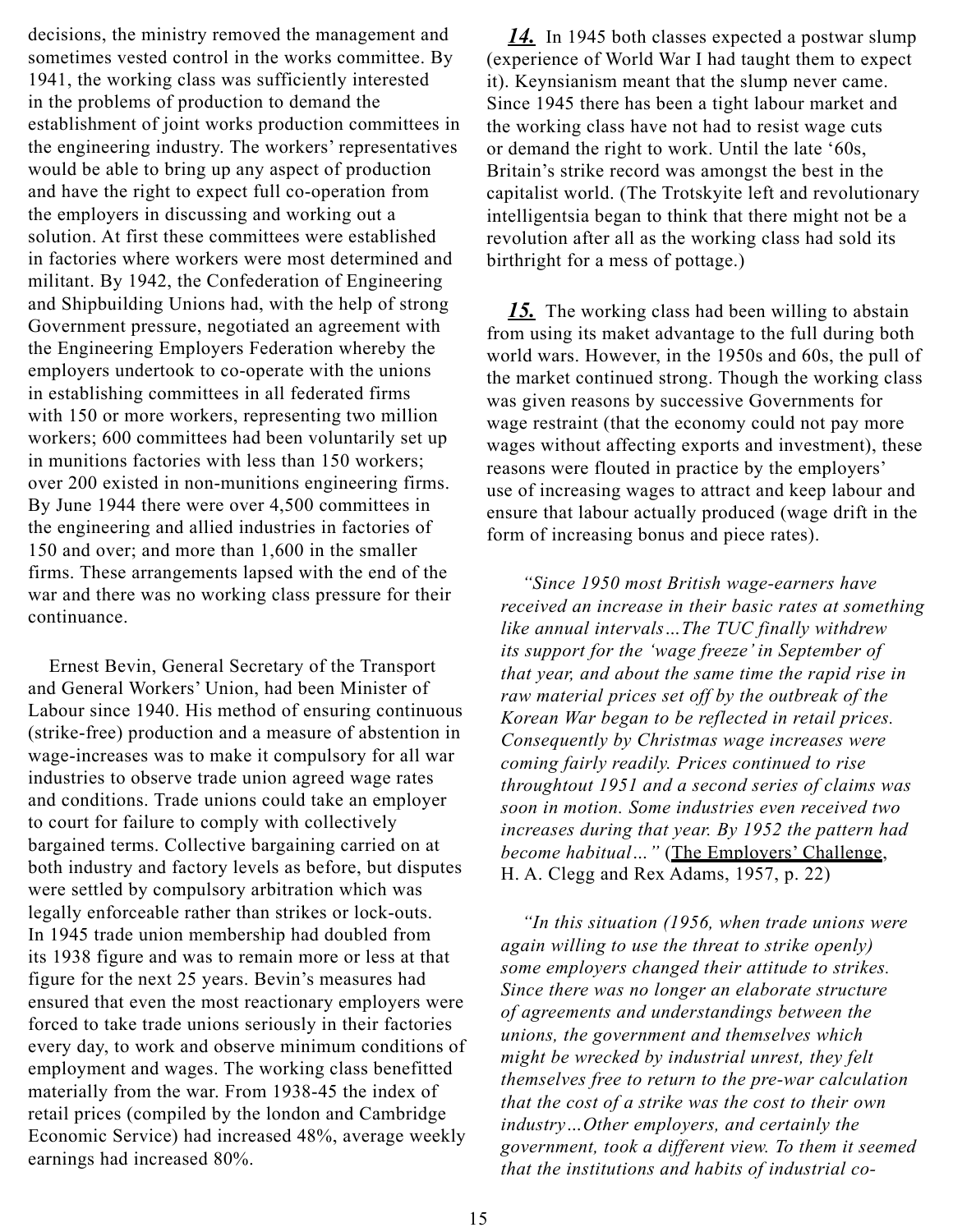decisions, the ministry removed the management and sometimes vested control in the works committee. By 1941, the working class was sufficiently interested in the problems of production to demand the establishment of joint works production committees in the engineering industry. The workers' representatives would be able to bring up any aspect of production and have the right to expect full co-operation from the employers in discussing and working out a solution. At first these committees were established in factories where workers were most determined and militant. By 1942, the Confederation of Engineering and Shipbuilding Unions had, with the help of strong Government pressure, negotiated an agreement with the Engineering Employers Federation whereby the employers undertook to co-operate with the unions in establishing committees in all federated firms with 150 or more workers, representing two million workers; 600 committees had been voluntarily set up in munitions factories with less than 150 workers; over 200 existed in non-munitions engineering firms. By June 1944 there were over 4,500 committees in the engineering and allied industries in factories of 150 and over; and more than 1,600 in the smaller firms. These arrangements lapsed with the end of the war and there was no working class pressure for their continuance.

Ernest Bevin, General Secretary of the Transport and General Workers' Union, had been Minister of Labour since 1940. His method of ensuring continuous (strike-free) production and a measure of abstention in wage-increases was to make it compulsory for all war industries to observe trade union agreed wage rates and conditions. Trade unions could take an employer to court for failure to comply with collectively bargained terms. Collective bargaining carried on at both industry and factory levels as before, but disputes were settled by compulsory arbitration which was legally enforceable rather than strikes or lock-outs. In 1945 trade union membership had doubled from its 1938 figure and was to remain more or less at that figure for the next 25 years. Bevin's measures had ensured that even the most reactionary employers were forced to take trade unions seriously in their factories every day, to work and observe minimum conditions of employment and wages. The working class benefitted materially from the war. From 1938-45 the index of retail prices (compiled by the london and Cambridge Economic Service) had increased 48%, average weekly earnings had increased 80%.

***14.*** In 1945 both classes expected a postwar slump (experience of World War I had taught them to expect it). Keynsianism meant that the slump never came. Since 1945 there has been a tight labour market and the working class have not had to resist wage cuts or demand the right to work. Until the late '60s, Britain's strike record was amongst the best in the capitalist world. (The Trotskyite left and revolutionary intelligentsia began to think that there might not be a revolution after all as the working class had sold its birthright for a mess of pottage.)

***15.*** The working class had been willing to abstain from using its maket advantage to the full during both world wars. However, in the 1950s and 60s, the pull of the market continued strong. Though the working class was given reasons by successive Governments for wage restraint (that the economy could not pay more wages without affecting exports and investment), these reasons were flouted in practice by the employers' use of increasing wages to attract and keep labour and ensure that labour actually produced (wage drift in the form of increasing bonus and piece rates).

> *"Since 1950 most British wage-earners have received an increase in their basic rates at something like annual intervals…The TUC finally withdrew its support for the 'wage freeze' in September of that year, and about the same time the rapid rise in raw material prices set off by the outbreak of the Korean War began to be reflected in retail prices. Consequently by Christmas wage increases were coming fairly readily. Prices continued to rise throughtout 1951 and a second series of claims was soon in motion. Some industries even received two increases during that year. By 1952 the pattern had become habitual…"* (The Employers' Challenge, H. A. Clegg and Rex Adams, 1957, p. 22)

> *"In this situation (1956, when trade unions were again willing to use the threat to strike openly) some employers changed their attitude to strikes. Since there was no longer an elaborate structure of agreements and understandings between the unions, the government and themselves which might be wrecked by industrial unrest, they felt themselves free to return to the pre-war calculation that the cost of a strike was the cost to their own industry…Other employers, and certainly the government, took a different view. To them it seemed that the institutions and habits of industrial co-*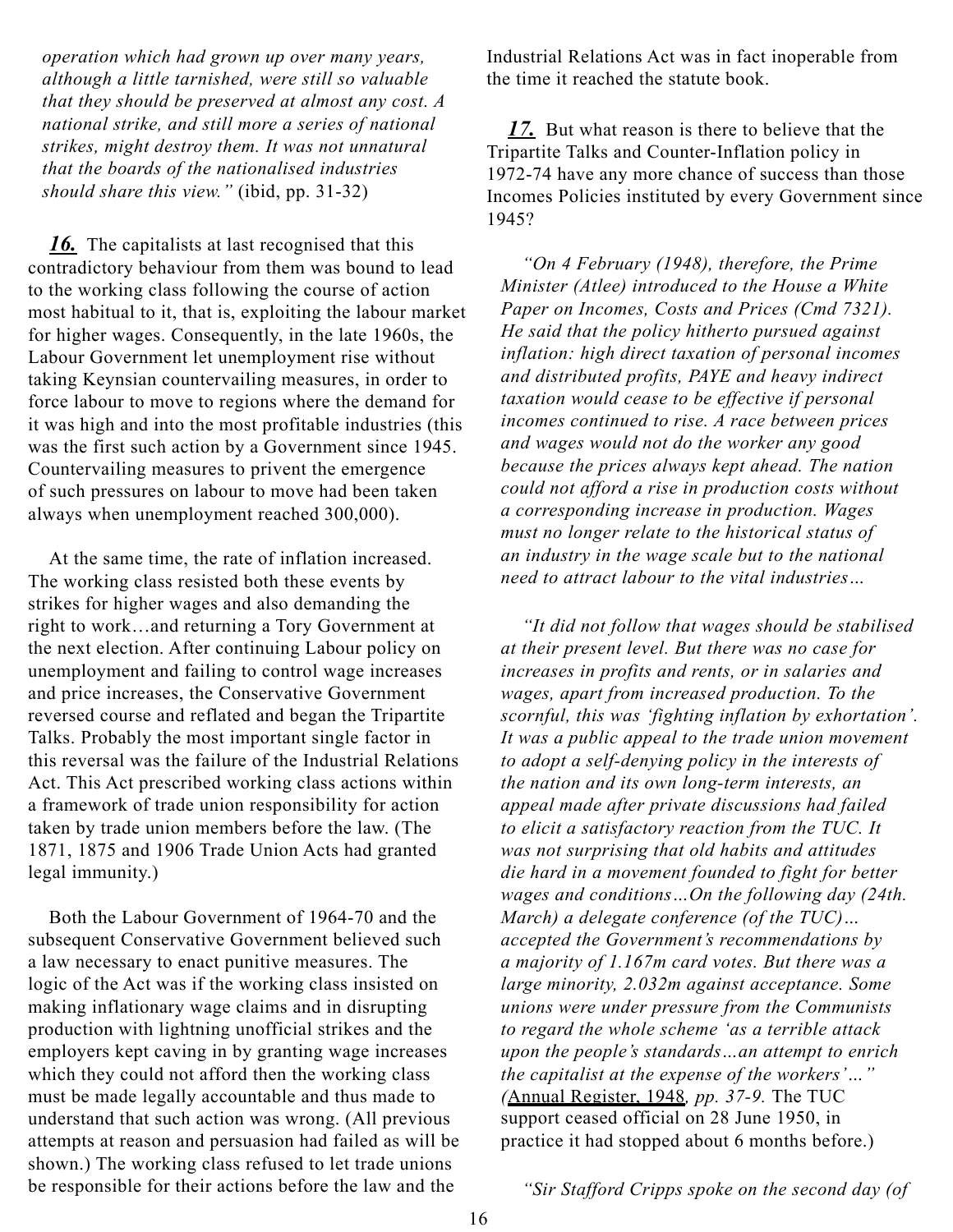*operation which had grown up over many years, although a little tarnished, were still so valuable that they should be preserved at almost any cost. A national strike, and still more a series of national strikes, might destroy them. It was not unnatural that the boards of the nationalised industries should share this view."* (ibid, pp. 31-32)

***16.*** The capitalists at last recognised that this contradictory behaviour from them was bound to lead to the working class following the course of action most habitual to it, that is, exploiting the labour market for higher wages. Consequently, in the late 1960s, the Labour Government let unemployment rise without taking Keynsian countervailing measures, in order to force labour to move to regions where the demand for it was high and into the most profitable industries (this was the first such action by a Government since 1945. Countervailing measures to privent the emergence of such pressures on labour to move had been taken always when unemployment reached 300,000).

At the same time, the rate of inflation increased. The working class resisted both these events by strikes for higher wages and also demanding the right to work…and returning a Tory Government at the next election. After continuing Labour policy on unemployment and failing to control wage increases and price increases, the Conservative Government reversed course and reflated and began the Tripartite Talks. Probably the most important single factor in this reversal was the failure of the Industrial Relations Act. This Act prescribed working class actions within a framework of trade union responsibility for action taken by trade union members before the law. (The 1871, 1875 and 1906 Trade Union Acts had granted legal immunity.)

Both the Labour Government of 1964-70 and the subsequent Conservative Government believed such a law necessary to enact punitive measures. The logic of the Act was if the working class insisted on making inflationary wage claims and in disrupting production with lightning unofficial strikes and the employers kept caving in by granting wage increases which they could not afford then the working class must be made legally accountable and thus made to understand that such action was wrong. (All previous attempts at reason and persuasion had failed as will be shown.) The working class refused to let trade unions be responsible for their actions before the law and the Industrial Relations Act was in fact inoperable from the time it reached the statute book.

***17.*** But what reason is there to believe that the Tripartite Talks and Counter-Inflation policy in 1972-74 have any more chance of success than those Incomes Policies instituted by every Government since 1945?

*"On 4 February (1948), therefore, the Prime Minister (Atlee) introduced to the House a White Paper on Incomes, Costs and Prices (Cmd 7321). He said that the policy hitherto pursued against inflation: high direct taxation of personal incomes and distributed profits, PAYE and heavy indirect taxation would cease to be effective if personal incomes continued to rise. A race between prices and wages would not do the worker any good because the prices always kept ahead. The nation could not afford a rise in production costs without a corresponding increase in production. Wages must no longer relate to the historical status of an industry in the wage scale but to the national need to attract labour to the vital industries…*

*"It did not follow that wages should be stabilised at their present level. But there was no case for increases in profits and rents, or in salaries and wages, apart from increased production. To the scornful, this was 'fighting inflation by exhortation'. It was a public appeal to the trade union movement to adopt a self-denying policy in the interests of the nation and its own long-term interests, an appeal made after private discussions had failed to elicit a satisfactory reaction from the TUC. It was not surprising that old habits and attitudes die hard in a movement founded to fight for better wages and conditions…On the following day (24th. March) a delegate conference (of the TUC)… accepted the Government's recommendations by a majority of 1.167m card votes. But there was a large minority, 2.032m against acceptance. Some unions were under pressure from the Communists to regard the whole scheme 'as a terrible attack upon the people's standards…an attempt to enrich the capitalist at the expense of the workers'…" (Annual Register, 1948, pp. 37-9.* The TUC support ceased official on 28 June 1950, in practice it had stopped about 6 months before.)

*"Sir Stafford Cripps spoke on the second day (of*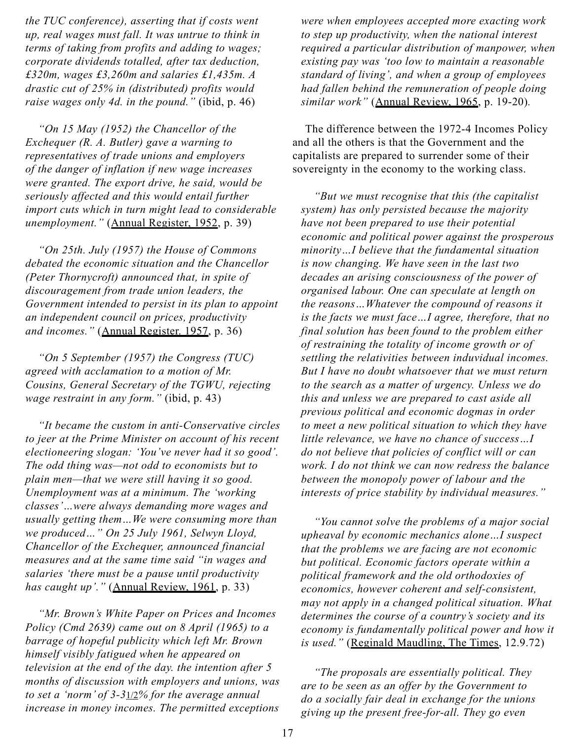*the TUC conference), asserting that if costs went up, real wages must fall. It was untrue to think in terms of taking from profits and adding to wages; corporate dividends totalled, after tax deduction, £320m, wages £3,260m and salaries £1,435m. A drastic cut of 25% in (distributed) profits would raise wages only 4d. in the pound."* (ibid, p. 46)

*"On 15 May (1952) the Chancellor of the Exchequer (R. A. Butler) gave a warning to representatives of trade unions and employers of the danger of inflation if new wage increases were granted. The export drive, he said, would be seriously affected and this would entail further import cuts which in turn might lead to considerable unemployment."* (Annual Register, 1952, p. 39)

*"On 25th. July (1957) the House of Commons debated the economic situation and the Chancellor (Peter Thornycroft) announced that, in spite of discouragement from trade union leaders, the Government intended to persist in its plan to appoint an independent council on prices, productivity and incomes."* (Annual Register. 1957, p. 36)

*"On 5 September (1957) the Congress (TUC) agreed with acclamation to a motion of Mr. Cousins, General Secretary of the TGWU, rejecting wage restraint in any form."* (ibid, p. 43)

*"It became the custom in anti-Conservative circles to jeer at the Prime Minister on account of his recent electioneering slogan: 'You've never had it so good'. The odd thing was—not odd to economists but to plain men—that we were still having it so good. Unemployment was at a minimum. The 'working classes'…were always demanding more wages and usually getting them…We were consuming more than we produced…" On 25 July 1961, Selwyn Lloyd, Chancellor of the Exchequer, announced financial measures and at the same time said "in wages and salaries 'there must be a pause until productivity has caught up'."* (Annual Review, 1961, p. 33)

*"Mr. Brown's White Paper on Prices and Incomes Policy (Cmd 2639) came out on 8 April (1965) to a barrage of hopeful publicity which left Mr. Brown himself visibly fatigued when he appeared on television at the end of the day. the intention after 5 months of discussion with employers and unions, was to set a 'norm' of 3-3½% for the average annual increase in money incomes. The permitted exceptions were when employees accepted more exacting work to step up productivity, when the national interest required a particular distribution of manpower, when existing pay was 'too low to maintain a reasonable standard of living', and when a group of employees had fallen behind the remuneration of people doing similar work"* (Annual Review, 1965, p. 19-20).

The difference between the 1972-4 Incomes Policy and all the others is that the Government and the capitalists are prepared to surrender some of their sovereignty in the economy to the working class.

*"But we must recognise that this (the capitalist system) has only persisted because the majority have not been prepared to use their potential economic and political power against the prosperous minority…I believe that the fundamental situation is now changing. We have seen in the last two decades an arising consciousness of the power of organised labour. One can speculate at length on the reasons…Whatever the compound of reasons it is the facts we must face…I agree, therefore, that no final solution has been found to the problem either of restraining the totality of income growth or of settling the relativities between induvidual incomes. But I have no doubt whatsoever that we must return to the search as a matter of urgency. Unless we do this and unless we are prepared to cast aside all previous political and economic dogmas in order to meet a new political situation to which they have little relevance, we have no chance of success…I do not believe that policies of conflict will or can work. I do not think we can now redress the balance between the monopoly power of labour and the interests of price stability by individual measures."*

*"You cannot solve the problems of a major social upheaval by economic mechanics alone…I suspect that the problems we are facing are not economic but political. Economic factors operate within a political framework and the old orthodoxies of economics, however coherent and self-consistent, may not apply in a changed political situation. What determines the course of a country's society and its economy is fundamentally political power and how it is used."* (Reginald Maudling, The Times, 12.9.72)

*"The proposals are essentially political. They are to be seen as an offer by the Government to do a socially fair deal in exchange for the unions giving up the present free-for-all. They go even*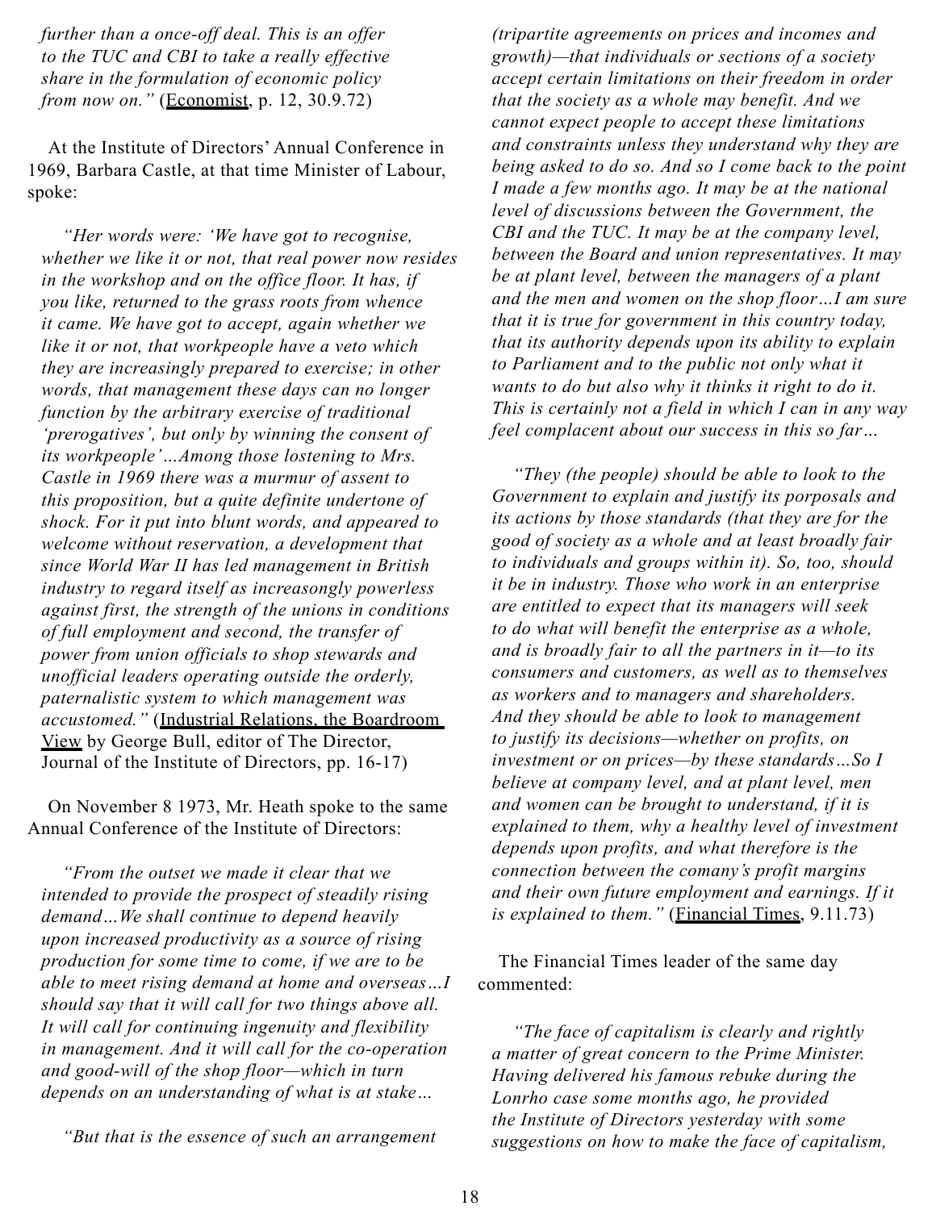*further than a once-off deal. This is an offer to the TUC and CBI to take a really effective share in the formulation of economic policy from now on."* (Economist, p. 12, 30.9.72)

At the Institute of Directors' Annual Conference in 1969, Barbara Castle, at that time Minister of Labour, spoke:

> *"Her words were: 'We have got to recognise, whether we like it or not, that real power now resides in the workshop and on the office floor. It has, if you like, returned to the grass roots from whence it came. We have got to accept, again whether we like it or not, that workpeople have a veto which they are increasingly prepared to exercise; in other words, that management these days can no longer function by the arbitrary exercise of traditional 'prerogatives', but only by winning the consent of its workpeople'…Among those lostening to Mrs. Castle in 1969 there was a murmur of assent to this proposition, but a quite definite undertone of shock. For it put into blunt words, and appeared to welcome without reservation, a development that since World War II has led management in British industry to regard itself as increasongly powerless against first, the strength of the unions in conditions of full employment and second, the transfer of power from union officials to shop stewards and unofficial leaders operating outside the orderly, paternalistic system to which management was accustomed."* (Industrial Relations, the Boardroom View by George Bull, editor of The Director, Journal of the Institute of Directors, pp. 16-17)

On November 8 1973, Mr. Heath spoke to the same Annual Conference of the Institute of Directors:

> *"From the outset we made it clear that we intended to provide the prospect of steadily rising demand…We shall continue to depend heavily upon increased productivity as a source of rising production for some time to come, if we are to be able to meet rising demand at home and overseas…I should say that it will call for two things above all. It will call for continuing ingenuity and flexibility in management. And it will call for the co-operation and good-will of the shop floor—which in turn depends on an understanding of what is at stake…*
>
> *"But that is the essence of such an arrangement (tripartite agreements on prices and incomes and growth)—that individuals or sections of a society accept certain limitations on their freedom in order that the society as a whole may benefit. And we cannot expect people to accept these limitations and constraints unless they understand why they are being asked to do so. And so I come back to the point I made a few months ago. It may be at the national level of discussions between the Government, the CBI and the TUC. It may be at the company level, between the Board and union representatives. It may be at plant level, between the managers of a plant and the men and women on the shop floor…I am sure that it is true for government in this country today, that its authority depends upon its ability to explain to Parliament and to the public not only what it wants to do but also why it thinks it right to do it. This is certainly not a field in which I can in any way feel complacent about our success in this so far…*
>
> *"They (the people) should be able to look to the Government to explain and justify its porposals and its actions by those standards (that they are for the good of society as a whole and at least broadly fair to individuals and groups within it). So, too, should it be in industry. Those who work in an enterprise are entitled to expect that its managers will seek to do what will benefit the enterprise as a whole, and is broadly fair to all the partners in it—to its consumers and customers, as well as to themselves as workers and to managers and shareholders. And they should be able to look to management to justify its decisions—whether on profits, on investment or on prices—by these standards…So I believe at company level, and at plant level, men and women can be brought to understand, if it is explained to them, why a healthy level of investment depends upon profits, and what therefore is the connection between the comany's profit margins and their own future employment and earnings. If it is explained to them."* (Financial Times, 9.11.73)

The Financial Times leader of the same day commented:

> *"The face of capitalism is clearly and rightly a matter of great concern to the Prime Minister. Having delivered his famous rebuke during the Lonrho case some months ago, he provided the Institute of Directors yesterday with some suggestions on how to make the face of capitalism,*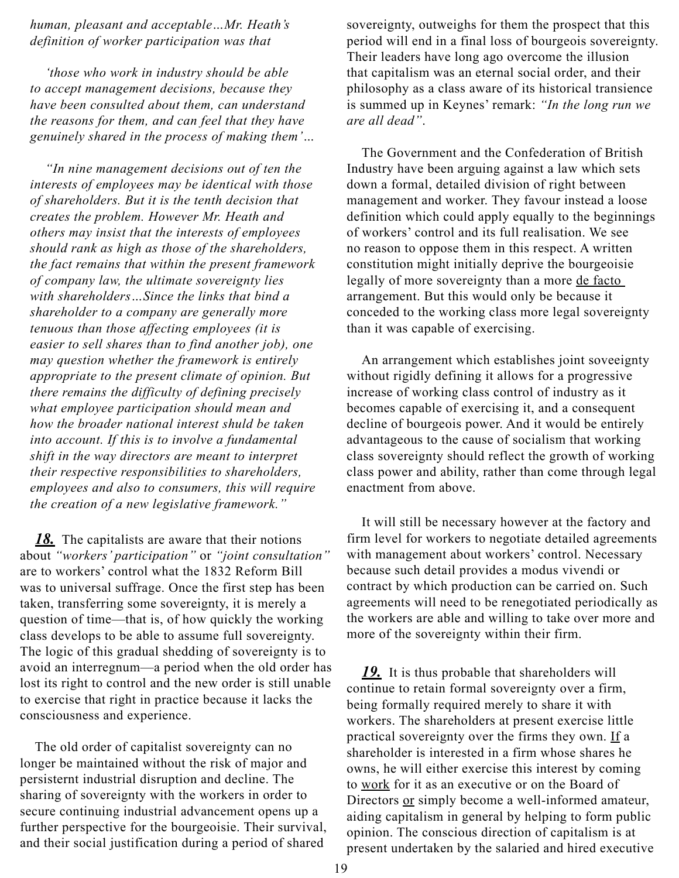*human, pleasant and acceptable…Mr. Heath's definition of worker participation was that*

*'those who work in industry should be able to accept management decisions, because they have been consulted about them, can understand the reasons for them, and can feel that they have genuinely shared in the process of making them'…*

*"In nine management decisions out of ten the interests of employees may be identical with those of shareholders. But it is the tenth decision that creates the problem. However Mr. Heath and others may insist that the interests of employees should rank as high as those of the shareholders, the fact remains that within the present framework of company law, the ultimate sovereignty lies with shareholders…Since the links that bind a shareholder to a company are generally more tenuous than those affecting employees (it is easier to sell shares than to find another job), one may question whether the framework is entirely appropriate to the present climate of opinion. But there remains the difficulty of defining precisely what employee participation should mean and how the broader national interest shuld be taken into account. If this is to involve a fundamental shift in the way directors are meant to interpret their respective responsibilities to shareholders, employees and also to consumers, this will require the creation of a new legislative framework."*

***18.*** The capitalists are aware that their notions about *"workers' participation"* or *"joint consultation"* are to workers' control what the 1832 Reform Bill was to universal suffrage. Once the first step has been taken, transferring some sovereignty, it is merely a question of time—that is, of how quickly the working class develops to be able to assume full sovereignty. The logic of this gradual shedding of sovereignty is to avoid an interregnum—a period when the old order has lost its right to control and the new order is still unable to exercise that right in practice because it lacks the consciousness and experience.

The old order of capitalist sovereignty can no longer be maintained without the risk of major and persisternt industrial disruption and decline. The sharing of sovereignty with the workers in order to secure continuing industrial advancement opens up a further perspective for the bourgeoisie. Their survival, and their social justification during a period of shared sovereignty, outweighs for them the prospect that this period will end in a final loss of bourgeois sovereignty. Their leaders have long ago overcome the illusion that capitalism was an eternal social order, and their philosophy as a class aware of its historical transience is summed up in Keynes' remark: *"In the long run we are all dead"*.

The Government and the Confederation of British Industry have been arguing against a law which sets down a formal, detailed division of right between management and worker. They favour instead a loose definition which could apply equally to the beginnings of workers' control and its full realisation. We see no reason to oppose them in this respect. A written constitution might initially deprive the bourgeoisie legally of more sovereignty than a more de facto arrangement. But this would only be because it conceded to the working class more legal sovereignty than it was capable of exercising.

An arrangement which establishes joint soveeignty without rigidly defining it allows for a progressive increase of working class control of industry as it becomes capable of exercising it, and a consequent decline of bourgeois power. And it would be entirely advantageous to the cause of socialism that working class sovereignty should reflect the growth of working class power and ability, rather than come through legal enactment from above.

It will still be necessary however at the factory and firm level for workers to negotiate detailed agreements with management about workers' control. Necessary because such detail provides a modus vivendi or contract by which production can be carried on. Such agreements will need to be renegotiated periodically as the workers are able and willing to take over more and more of the sovereignty within their firm.

***19.*** It is thus probable that shareholders will continue to retain formal sovereignty over a firm, being formally required merely to share it with workers. The shareholders at present exercise little practical sovereignty over the firms they own. If a shareholder is interested in a firm whose shares he owns, he will either exercise this interest by coming to work for it as an executive or on the Board of Directors or simply become a well-informed amateur, aiding capitalism in general by helping to form public opinion. The conscious direction of capitalism is at present undertaken by the salaried and hired executive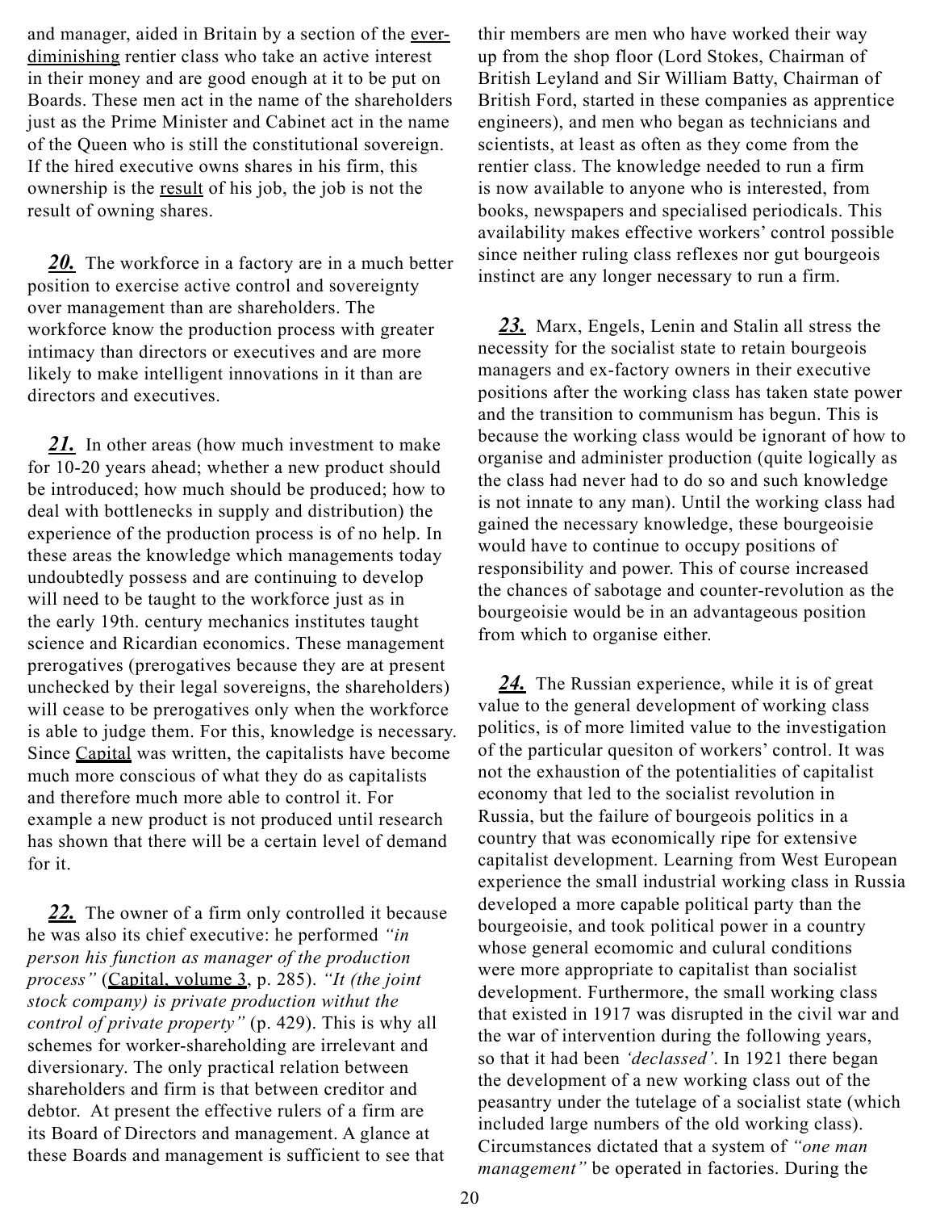and manager, aided in Britain by a section of the ever-diminishing rentier class who take an active interest in their money and are good enough at it to be put on Boards. These men act in the name of the shareholders just as the Prime Minister and Cabinet act in the name of the Queen who is still the constitutional sovereign. If the hired executive owns shares in his firm, this ownership is the result of his job, the job is not the result of owning shares.

***20.*** The workforce in a factory are in a much better position to exercise active control and sovereignty over management than are shareholders. The workforce know the production process with greater intimacy than directors or executives and are more likely to make intelligent innovations in it than are directors and executives.

***21.*** In other areas (how much investment to make for 10-20 years ahead; whether a new product should be introduced; how much should be produced; how to deal with bottlenecks in supply and distribution) the experience of the production process is of no help. In these areas the knowledge which managements today undoubtedly possess and are continuing to develop will need to be taught to the workforce just as in the early 19th. century mechanics institutes taught science and Ricardian economics. These management prerogatives (prerogatives because they are at present unchecked by their legal sovereigns, the shareholders) will cease to be prerogatives only when the workforce is able to judge them. For this, knowledge is necessary. Since Capital was written, the capitalists have become much more conscious of what they do as capitalists and therefore much more able to control it. For example a new product is not produced until research has shown that there will be a certain level of demand for it.

***22.*** The owner of a firm only controlled it because he was also its chief executive: he performed *"in person his function as manager of the production process"* (Capital, volume 3, p. 285). *"It (the joint stock company) is private production withut the control of private property"* (p. 429). This is why all schemes for worker-shareholding are irrelevant and diversionary. The only practical relation between shareholders and firm is that between creditor and debtor. At present the effective rulers of a firm are its Board of Directors and management. A glance at these Boards and management is sufficient to see that thir members are men who have worked their way up from the shop floor (Lord Stokes, Chairman of British Leyland and Sir William Batty, Chairman of British Ford, started in these companies as apprentice engineers), and men who began as technicians and scientists, at least as often as they come from the rentier class. The knowledge needed to run a firm is now available to anyone who is interested, from books, newspapers and specialised periodicals. This availability makes effective workers' control possible since neither ruling class reflexes nor gut bourgeois instinct are any longer necessary to run a firm.

***23.*** Marx, Engels, Lenin and Stalin all stress the necessity for the socialist state to retain bourgeois managers and ex-factory owners in their executive positions after the working class has taken state power and the transition to communism has begun. This is because the working class would be ignorant of how to organise and administer production (quite logically as the class had never had to do so and such knowledge is not innate to any man). Until the working class had gained the necessary knowledge, these bourgeoisie would have to continue to occupy positions of responsibility and power. This of course increased the chances of sabotage and counter-revolution as the bourgeoisie would be in an advantageous position from which to organise either.

***24.*** The Russian experience, while it is of great value to the general development of working class politics, is of more limited value to the investigation of the particular quesiton of workers' control. It was not the exhaustion of the potentialities of capitalist economy that led to the socialist revolution in Russia, but the failure of bourgeois politics in a country that was economically ripe for extensive capitalist development. Learning from West European experience the small industrial working class in Russia developed a more capable political party than the bourgeoisie, and took political power in a country whose general ecomomic and culural conditions were more appropriate to capitalist than socialist development. Furthermore, the small working class that existed in 1917 was disrupted in the civil war and the war of intervention during the following years, so that it had been *'declassed'*. In 1921 there began the development of a new working class out of the peasantry under the tutelage of a socialist state (which included large numbers of the old working class). Circumstances dictated that a system of *"one man management"* be operated in factories. During the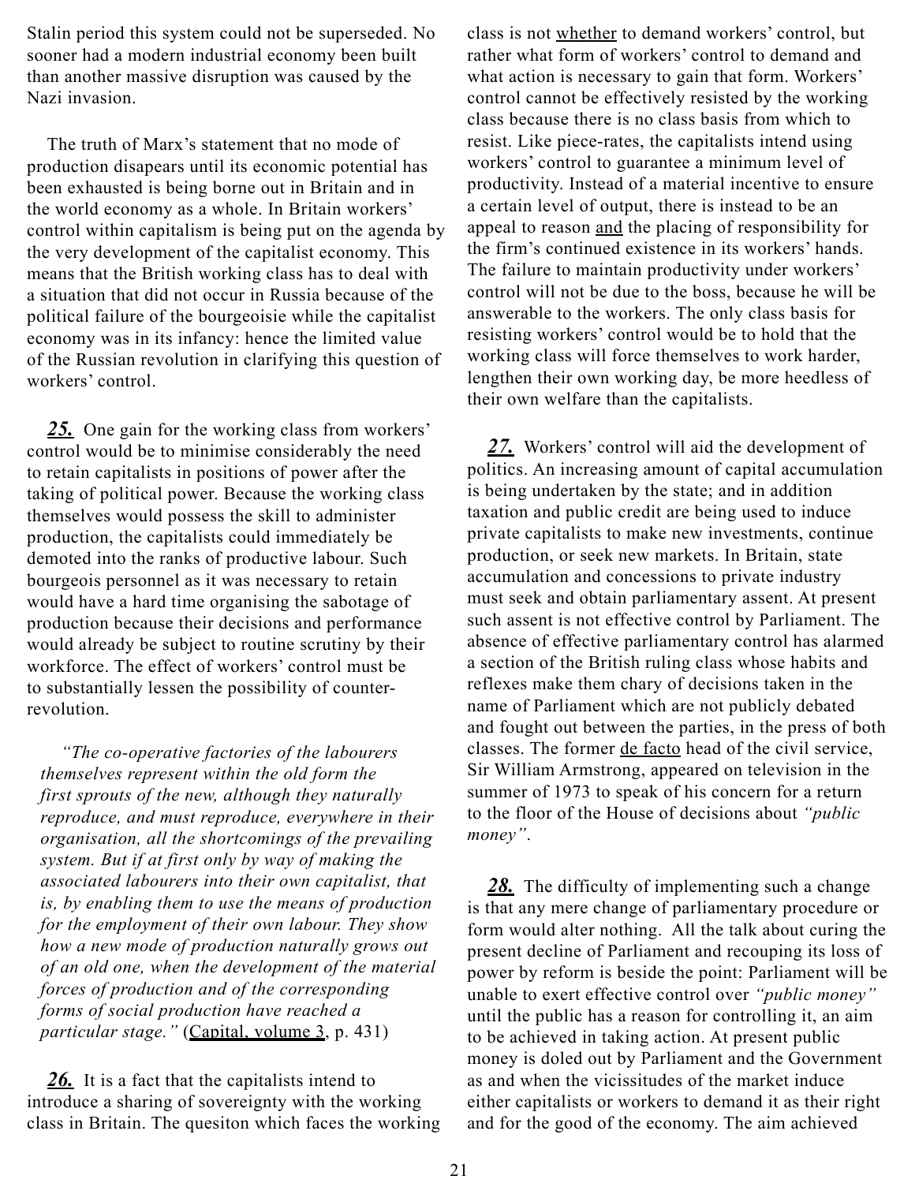Stalin period this system could not be superseded. No sooner had a modern industrial economy been built than another massive disruption was caused by the Nazi invasion.

The truth of Marx's statement that no mode of production disapears until its economic potential has been exhausted is being borne out in Britain and in the world economy as a whole. In Britain workers' control within capitalism is being put on the agenda by the very development of the capitalist economy. This means that the British working class has to deal with a situation that did not occur in Russia because of the political failure of the bourgeoisie while the capitalist economy was in its infancy: hence the limited value of the Russian revolution in clarifying this question of workers' control.

***25.*** One gain for the working class from workers' control would be to minimise considerably the need to retain capitalists in positions of power after the taking of political power. Because the working class themselves would possess the skill to administer production, the capitalists could immediately be demoted into the ranks of productive labour. Such bourgeois personnel as it was necessary to retain would have a hard time organising the sabotage of production because their decisions and performance would already be subject to routine scrutiny by their workforce. The effect of workers' control must be to substantially lessen the possibility of counter-revolution.

> *"The co-operative factories of the labourers themselves represent within the old form the first sprouts of the new, although they naturally reproduce, and must reproduce, everywhere in their organisation, all the shortcomings of the prevailing system. But if at first only by way of making the associated labourers into their own capitalist, that is, by enabling them to use the means of production for the employment of their own labour. They show how a new mode of production naturally grows out of an old one, when the development of the material forces of production and of the corresponding forms of social production have reached a particular stage."* (Capital, volume 3, p. 431)

***26.*** It is a fact that the capitalists intend to introduce a sharing of sovereignty with the working class in Britain. The quesiton which faces the working class is not whether to demand workers' control, but rather what form of workers' control to demand and what action is necessary to gain that form. Workers' control cannot be effectively resisted by the working class because there is no class basis from which to resist. Like piece-rates, the capitalists intend using workers' control to guarantee a minimum level of productivity. Instead of a material incentive to ensure a certain level of output, there is instead to be an appeal to reason and the placing of responsibility for the firm's continued existence in its workers' hands. The failure to maintain productivity under workers' control will not be due to the boss, because he will be answerable to the workers. The only class basis for resisting workers' control would be to hold that the working class will force themselves to work harder, lengthen their own working day, be more heedless of their own welfare than the capitalists.

***27.*** Workers' control will aid the development of politics. An increasing amount of capital accumulation is being undertaken by the state; and in addition taxation and public credit are being used to induce private capitalists to make new investments, continue production, or seek new markets. In Britain, state accumulation and concessions to private industry must seek and obtain parliamentary assent. At present such assent is not effective control by Parliament. The absence of effective parliamentary control has alarmed a section of the British ruling class whose habits and reflexes make them chary of decisions taken in the name of Parliament which are not publicly debated and fought out between the parties, in the press of both classes. The former de facto head of the civil service, Sir William Armstrong, appeared on television in the summer of 1973 to speak of his concern for a return to the floor of the House of decisions about *"public money"*.

***28.*** The difficulty of implementing such a change is that any mere change of parliamentary procedure or form would alter nothing. All the talk about curing the present decline of Parliament and recouping its loss of power by reform is beside the point: Parliament will be unable to exert effective control over *"public money"* until the public has a reason for controlling it, an aim to be achieved in taking action. At present public money is doled out by Parliament and the Government as and when the vicissitudes of the market induce either capitalists or workers to demand it as their right and for the good of the economy. The aim achieved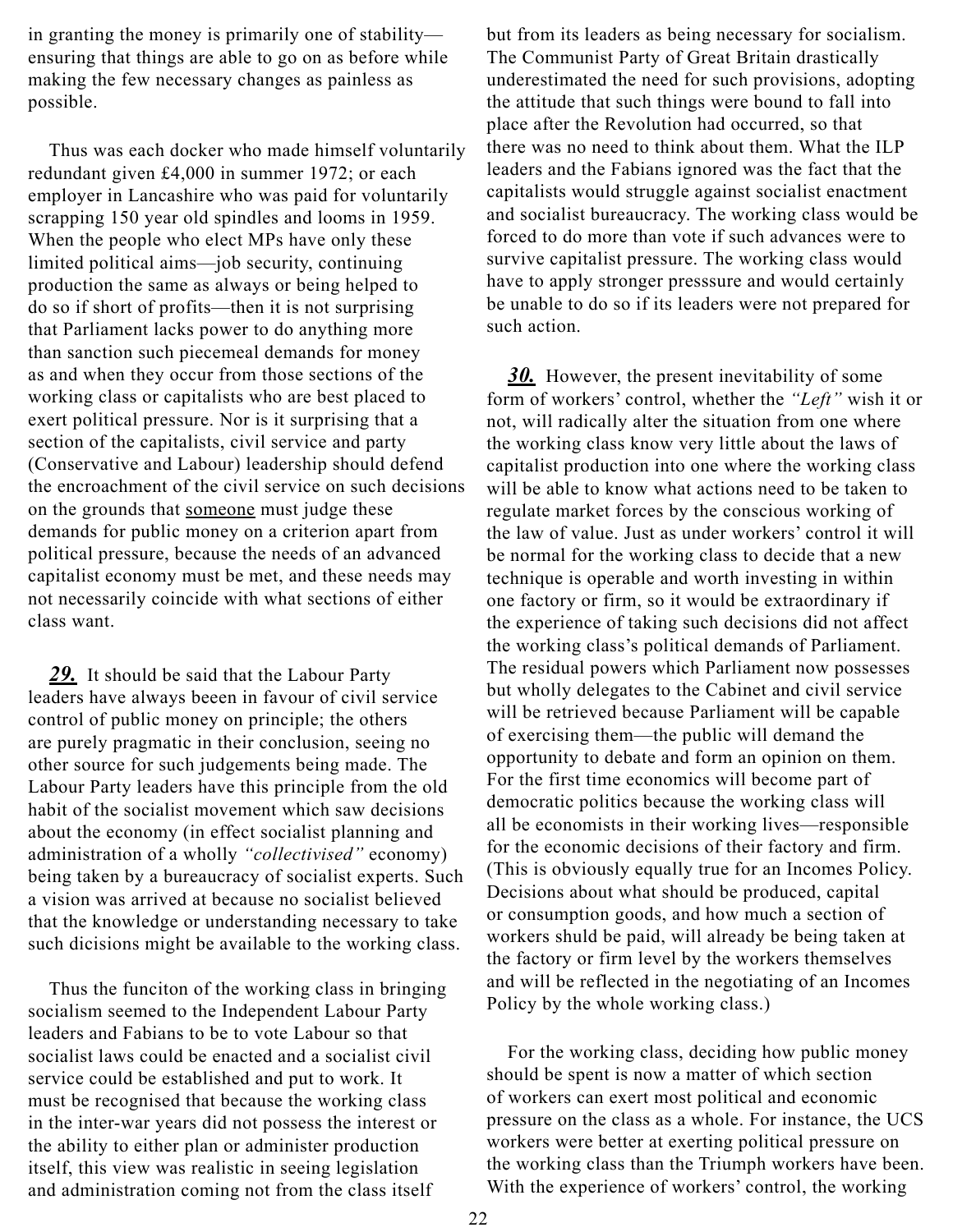in granting the money is primarily one of stability—ensuring that things are able to go on as before while making the few necessary changes as painless as possible.

Thus was each docker who made himself voluntarily redundant given £4,000 in summer 1972; or each employer in Lancashire who was paid for voluntarily scrapping 150 year old spindles and looms in 1959. When the people who elect MPs have only these limited political aims—job security, continuing production the same as always or being helped to do so if short of profits—then it is not surprising that Parliament lacks power to do anything more than sanction such piecemeal demands for money as and when they occur from those sections of the working class or capitalists who are best placed to exert political pressure. Nor is it surprising that a section of the capitalists, civil service and party (Conservative and Labour) leadership should defend the encroachment of the civil service on such decisions on the grounds that <u>someone</u> must judge these demands for public money on a criterion apart from political pressure, because the needs of an advanced capitalist economy must be met, and these needs may not necessarily coincide with what sections of either class want.

***29.*** It should be said that the Labour Party leaders have always beeen in favour of civil service control of public money on principle; the others are purely pragmatic in their conclusion, seeing no other source for such judgements being made. The Labour Party leaders have this principle from the old habit of the socialist movement which saw decisions about the economy (in effect socialist planning and administration of a wholly *"collectivised"* economy) being taken by a bureaucracy of socialist experts. Such a vision was arrived at because no socialist believed that the knowledge or understanding necessary to take such dicisions might be available to the working class.

Thus the funciton of the working class in bringing socialism seemed to the Independent Labour Party leaders and Fabians to be to vote Labour so that socialist laws could be enacted and a socialist civil service could be established and put to work. It must be recognised that because the working class in the inter-war years did not possess the interest or the ability to either plan or administer production itself, this view was realistic in seeing legislation and administration coming not from the class itself but from its leaders as being necessary for socialism. The Communist Party of Great Britain drastically underestimated the need for such provisions, adopting the attitude that such things were bound to fall into place after the Revolution had occurred, so that there was no need to think about them. What the ILP leaders and the Fabians ignored was the fact that the capitalists would struggle against socialist enactment and socialist bureaucracy. The working class would be forced to do more than vote if such advances were to survive capitalist pressure. The working class would have to apply stronger presssure and would certainly be unable to do so if its leaders were not prepared for such action.

***30.*** However, the present inevitability of some form of workers' control, whether the *"Left"* wish it or not, will radically alter the situation from one where the working class know very little about the laws of capitalist production into one where the working class will be able to know what actions need to be taken to regulate market forces by the conscious working of the law of value. Just as under workers' control it will be normal for the working class to decide that a new technique is operable and worth investing in within one factory or firm, so it would be extraordinary if the experience of taking such decisions did not affect the working class's political demands of Parliament. The residual powers which Parliament now possesses but wholly delegates to the Cabinet and civil service will be retrieved because Parliament will be capable of exercising them—the public will demand the opportunity to debate and form an opinion on them. For the first time economics will become part of democratic politics because the working class will all be economists in their working lives—responsible for the economic decisions of their factory and firm. (This is obviously equally true for an Incomes Policy. Decisions about what should be produced, capital or consumption goods, and how much a section of workers shuld be paid, will already be being taken at the factory or firm level by the workers themselves and will be reflected in the negotiating of an Incomes Policy by the whole working class.)

For the working class, deciding how public money should be spent is now a matter of which section of workers can exert most political and economic pressure on the class as a whole. For instance, the UCS workers were better at exerting political pressure on the working class than the Triumph workers have been. With the experience of workers' control, the working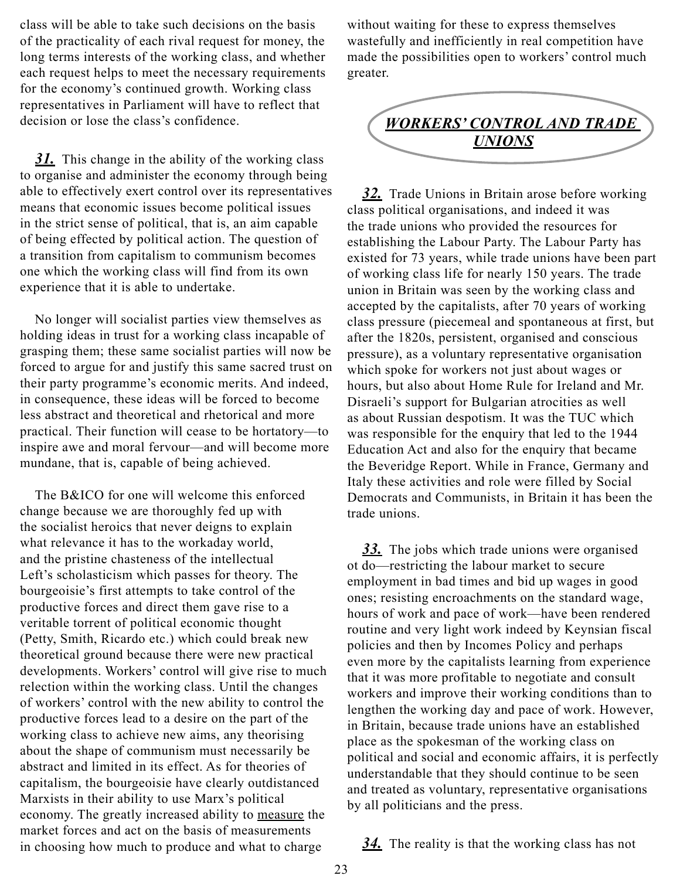class will be able to take such decisions on the basis of the practicality of each rival request for money, the long terms interests of the working class, and whether each request helps to meet the necessary requirements for the economy's continued growth. Working class representatives in Parliament will have to reflect that decision or lose the class's confidence.

***31.*** This change in the ability of the working class to organise and administer the economy through being able to effectively exert control over its representatives means that economic issues become political issues in the strict sense of political, that is, an aim capable of being effected by political action. The question of a transition from capitalism to communism becomes one which the working class will find from its own experience that it is able to undertake.

No longer will socialist parties view themselves as holding ideas in trust for a working class incapable of grasping them; these same socialist parties will now be forced to argue for and justify this same sacred trust on their party programme's economic merits. And indeed, in consequence, these ideas will be forced to become less abstract and theoretical and rhetorical and more practical. Their function will cease to be hortatory—to inspire awe and moral fervour—and will become more mundane, that is, capable of being achieved.

The B&ICO for one will welcome this enforced change because we are thoroughly fed up with the socialist heroics that never deigns to explain what relevance it has to the workaday world, and the pristine chasteness of the intellectual Left's scholasticism which passes for theory. The bourgeoisie's first attempts to take control of the productive forces and direct them gave rise to a veritable torrent of political economic thought (Petty, Smith, Ricardo etc.) which could break new theoretical ground because there were new practical developments. Workers' control will give rise to much relection within the working class. Until the changes of workers' control with the new ability to control the productive forces lead to a desire on the part of the working class to achieve new aims, any theorising about the shape of communism must necessarily be abstract and limited in its effect. As for theories of capitalism, the bourgeoisie have clearly outdistanced Marxists in their ability to use Marx's political economy. The greatly increased ability to <u>measure</u> the market forces and act on the basis of measurements in choosing how much to produce and what to charge without waiting for these to express themselves wastefully and inefficiently in real competition have made the possibilities open to workers' control much greater.

## *WORKERS' CONTROL AND TRADE UNIONS*

***32.*** Trade Unions in Britain arose before working class political organisations, and indeed it was the trade unions who provided the resources for establishing the Labour Party. The Labour Party has existed for 73 years, while trade unions have been part of working class life for nearly 150 years. The trade union in Britain was seen by the working class and accepted by the capitalists, after 70 years of working class pressure (piecemeal and spontaneous at first, but after the 1820s, persistent, organised and conscious pressure), as a voluntary representative organisation which spoke for workers not just about wages or hours, but also about Home Rule for Ireland and Mr. Disraeli's support for Bulgarian atrocities as well as about Russian despotism. It was the TUC which was responsible for the enquiry that led to the 1944 Education Act and also for the enquiry that became the Beveridge Report. While in France, Germany and Italy these activities and role were filled by Social Democrats and Communists, in Britain it has been the trade unions.

***33.*** The jobs which trade unions were organised ot do—restricting the labour market to secure employment in bad times and bid up wages in good ones; resisting encroachments on the standard wage, hours of work and pace of work—have been rendered routine and very light work indeed by Keynsian fiscal policies and then by Incomes Policy and perhaps even more by the capitalists learning from experience that it was more profitable to negotiate and consult workers and improve their working conditions than to lengthen the working day and pace of work. However, in Britain, because trade unions have an established place as the spokesman of the working class on political and social and economic affairs, it is perfectly understandable that they should continue to be seen and treated as voluntary, representative organisations by all politicians and the press.

***34.*** The reality is that the working class has not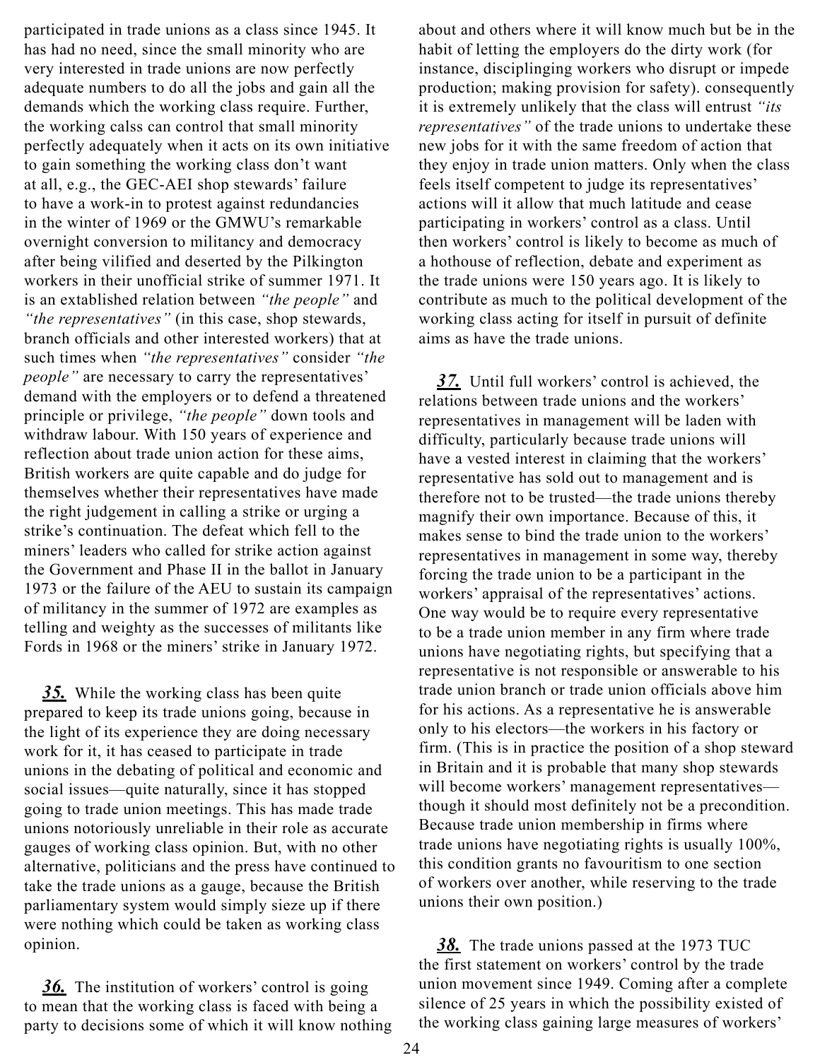participated in trade unions as a class since 1945. It has had no need, since the small minority who are very interested in trade unions are now perfectly adequate numbers to do all the jobs and gain all the demands which the working class require. Further, the working calss can control that small minority perfectly adequately when it acts on its own initiative to gain something the working class don't want at all, e.g., the GEC-AEI shop stewards' failure to have a work-in to protest against redundancies in the winter of 1969 or the GMWU's remarkable overnight conversion to militancy and democracy after being vilified and deserted by the Pilkington workers in their unofficial strike of summer 1971. It is an extablished relation between *"the people"* and *"the representatives"* (in this case, shop stewards, branch officials and other interested workers) that at such times when *"the representatives"* consider *"the people"* are necessary to carry the representatives' demand with the employers or to defend a threatened principle or privilege, *"the people"* down tools and withdraw labour. With 150 years of experience and reflection about trade union action for these aims, British workers are quite capable and do judge for themselves whether their representatives have made the right judgement in calling a strike or urging a strike's continuation. The defeat which fell to the miners' leaders who called for strike action against the Government and Phase II in the ballot in January 1973 or the failure of the AEU to sustain its campaign of militancy in the summer of 1972 are examples as telling and weighty as the successes of militants like Fords in 1968 or the miners' strike in January 1972.

***35.*** While the working class has been quite prepared to keep its trade unions going, because in the light of its experience they are doing necessary work for it, it has ceased to participate in trade unions in the debating of political and economic and social issues—quite naturally, since it has stopped going to trade union meetings. This has made trade unions notoriously unreliable in their role as accurate gauges of working class opinion. But, with no other alternative, politicians and the press have continued to take the trade unions as a gauge, because the British parliamentary system would simply sieze up if there were nothing which could be taken as working class opinion.

***36.*** The institution of workers' control is going to mean that the working class is faced with being a party to decisions some of which it will know nothing about and others where it will know much but be in the habit of letting the employers do the dirty work (for instance, disciplinging workers who disrupt or impede production; making provision for safety). consequently it is extremely unlikely that the class will entrust *"its representatives"* of the trade unions to undertake these new jobs for it with the same freedom of action that they enjoy in trade union matters. Only when the class feels itself competent to judge its representatives' actions will it allow that much latitude and cease participating in workers' control as a class. Until then workers' control is likely to become as much of a hothouse of reflection, debate and experiment as the trade unions were 150 years ago. It is likely to contribute as much to the political development of the working class acting for itself in pursuit of definite aims as have the trade unions.

***37.*** Until full workers' control is achieved, the relations between trade unions and the workers' representatives in management will be laden with difficulty, particularly because trade unions will have a vested interest in claiming that the workers' representative has sold out to management and is therefore not to be trusted—the trade unions thereby magnify their own importance. Because of this, it makes sense to bind the trade union to the workers' representatives in management in some way, thereby forcing the trade union to be a participant in the workers' appraisal of the representatives' actions. One way would be to require every representative to be a trade union member in any firm where trade unions have negotiating rights, but specifying that a representative is not responsible or answerable to his trade union branch or trade union officials above him for his actions. As a representative he is answerable only to his electors—the workers in his factory or firm. (This is in practice the position of a shop steward in Britain and it is probable that many shop stewards will become workers' management representatives—though it should most definitely not be a precondition. Because trade union membership in firms where trade unions have negotiating rights is usually 100%, this condition grants no favouritism to one section of workers over another, while reserving to the trade unions their own position.)

***38.*** The trade unions passed at the 1973 TUC the first statement on workers' control by the trade union movement since 1949. Coming after a complete silence of 25 years in which the possibility existed of the working class gaining large measures of workers'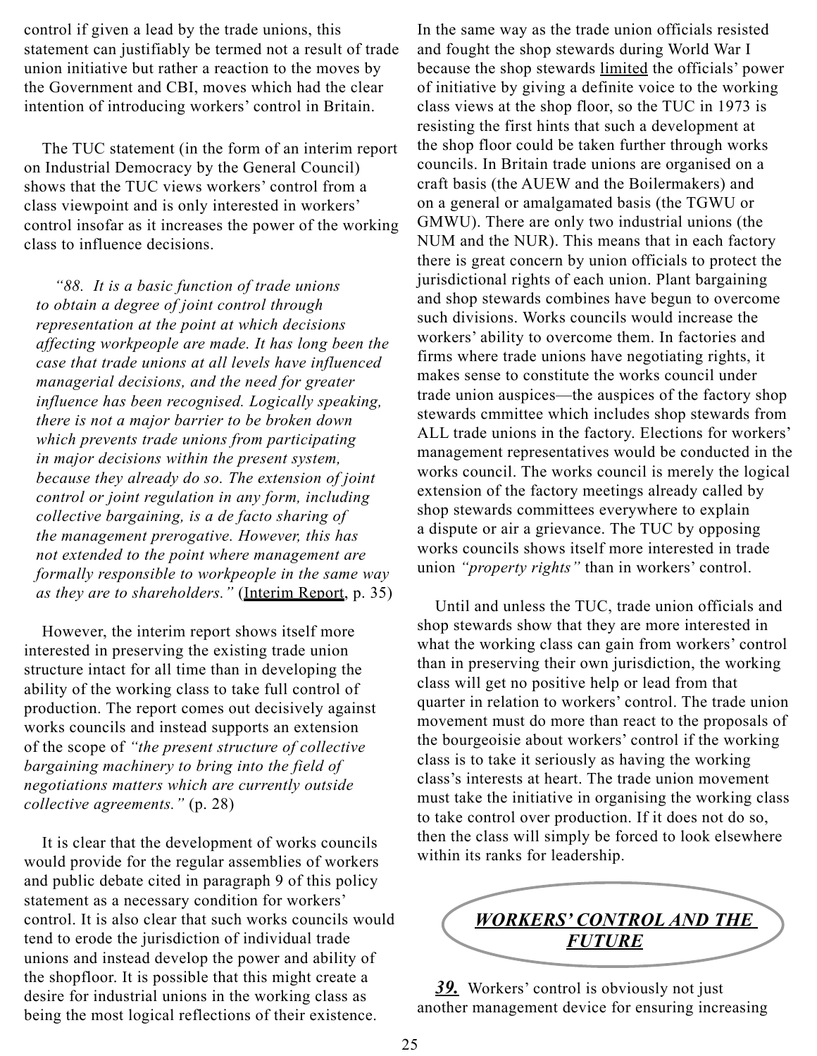control if given a lead by the trade unions, this statement can justifiably be termed not a result of trade union initiative but rather a reaction to the moves by the Government and CBI, moves which had the clear intention of introducing workers' control in Britain.

The TUC statement (in the form of an interim report on Industrial Democracy by the General Council) shows that the TUC views workers' control from a class viewpoint and is only interested in workers' control insofar as it increases the power of the working class to influence decisions.

> *"88. It is a basic function of trade unions to obtain a degree of joint control through representation at the point at which decisions affecting workpeople are made. It has long been the case that trade unions at all levels have influenced managerial decisions, and the need for greater influence has been recognised. Logically speaking, there is not a major barrier to be broken down which prevents trade unions from participating in major decisions within the present system, because they already do so. The extension of joint control or joint regulation in any form, including collective bargaining, is a de facto sharing of the management prerogative. However, this has not extended to the point where management are formally responsible to workpeople in the same way as they are to shareholders."* (Interim Report, p. 35)

However, the interim report shows itself more interested in preserving the existing trade union structure intact for all time than in developing the ability of the working class to take full control of production. The report comes out decisively against works councils and instead supports an extension of the scope of *"the present structure of collective bargaining machinery to bring into the field of negotiations matters which are currently outside collective agreements."* (p. 28)

It is clear that the development of works councils would provide for the regular assemblies of workers and public debate cited in paragraph 9 of this policy statement as a necessary condition for workers' control. It is also clear that such works councils would tend to erode the jurisdiction of individual trade unions and instead develop the power and ability of the shopfloor. It is possible that this might create a desire for industrial unions in the working class as being the most logical reflections of their existence. In the same way as the trade union officials resisted and fought the shop stewards during World War I because the shop stewards limited the officials' power of initiative by giving a definite voice to the working class views at the shop floor, so the TUC in 1973 is resisting the first hints that such a development at the shop floor could be taken further through works councils. In Britain trade unions are organised on a craft basis (the AUEW and the Boilermakers) and on a general or amalgamated basis (the TGWU or GMWU). There are only two industrial unions (the NUM and the NUR). This means that in each factory there is great concern by union officials to protect the jurisdictional rights of each union. Plant bargaining and shop stewards combines have begun to overcome such divisions. Works councils would increase the workers' ability to overcome them. In factories and firms where trade unions have negotiating rights, it makes sense to constitute the works council under trade union auspices—the auspices of the factory shop stewards cmmittee which includes shop stewards from ALL trade unions in the factory. Elections for workers' management representatives would be conducted in the works council. The works council is merely the logical extension of the factory meetings already called by shop stewards committees everywhere to explain a dispute or air a grievance. The TUC by opposing works councils shows itself more interested in trade union *"property rights"* than in workers' control.

Until and unless the TUC, trade union officials and shop stewards show that they are more interested in what the working class can gain from workers' control than in preserving their own jurisdiction, the working class will get no positive help or lead from that quarter in relation to workers' control. The trade union movement must do more than react to the proposals of the bourgeoisie about workers' control if the working class is to take it seriously as having the working class's interests at heart. The trade union movement must take the initiative in organising the working class to take control over production. If it does not do so, then the class will simply be forced to look elsewhere within its ranks for leadership.

## *WORKERS' CONTROL AND THE FUTURE*

***39.*** Workers' control is obviously not just another management device for ensuring increasing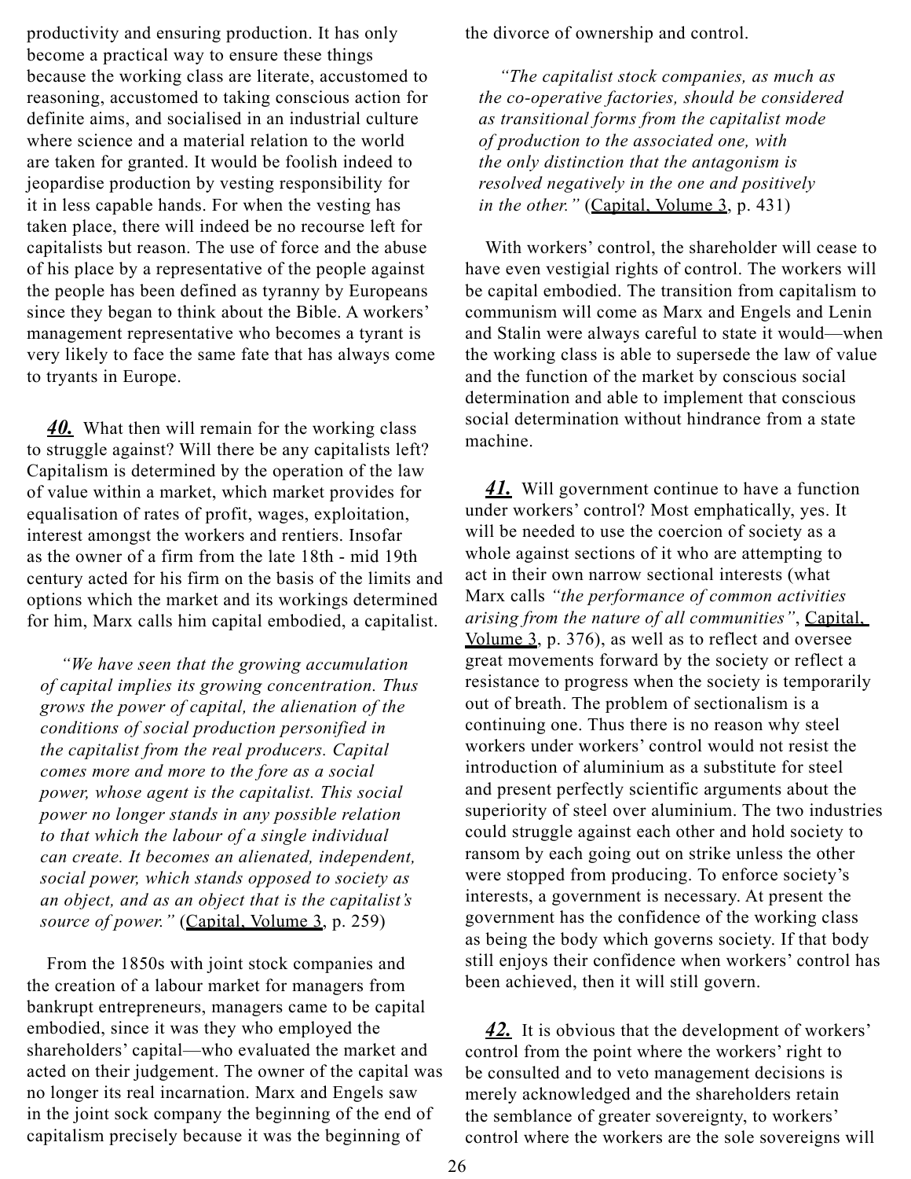productivity and ensuring production. It has only become a practical way to ensure these things because the working class are literate, accustomed to reasoning, accustomed to taking conscious action for definite aims, and socialised in an industrial culture where science and a material relation to the world are taken for granted. It would be foolish indeed to jeopardise production by vesting responsibility for it in less capable hands. For when the vesting has taken place, there will indeed be no recourse left for capitalists but reason. The use of force and the abuse of his place by a representative of the people against the people has been defined as tyranny by Europeans since they began to think about the Bible. A workers' management representative who becomes a tyrant is very likely to face the same fate that has always come to tyrants in Europe.

***40.*** What then will remain for the working class to struggle against? Will there be any capitalists left? Capitalism is determined by the operation of the law of value within a market, which market provides for equalisation of rates of profit, wages, exploitation, interest amongst the workers and rentiers. Insofar as the owner of a firm from the late 18th - mid 19th century acted for his firm on the basis of the limits and options which the market and its workings determined for him, Marx calls him capital embodied, a capitalist.

> *"We have seen that the growing accumulation of capital implies its growing concentration. Thus grows the power of capital, the alienation of the conditions of social production personified in the capitalist from the real producers. Capital comes more and more to the fore as a social power, whose agent is the capitalist. This social power no longer stands in any possible relation to that which the labour of a single individual can create. It becomes an alienated, independent, social power, which stands opposed to society as an object, and as an object that is the capitalist's source of power."* (Capital, Volume 3, p. 259)

From the 1850s with joint stock companies and the creation of a labour market for managers from bankrupt entrepreneurs, managers came to be capital embodied, since it was they who employed the shareholders' capital—who evaluated the market and acted on their judgement. The owner of the capital was no longer its real incarnation. Marx and Engels saw in the joint sock company the beginning of the end of capitalism precisely because it was the beginning of the divorce of ownership and control.

> *"The capitalist stock companies, as much as the co-operative factories, should be considered as transitional forms from the capitalist mode of production to the associated one, with the only distinction that the antagonism is resolved negatively in the one and positively in the other."* (Capital, Volume 3, p. 431)

With workers' control, the shareholder will cease to have even vestigial rights of control. The workers will be capital embodied. The transition from capitalism to communism will come as Marx and Engels and Lenin and Stalin were always careful to state it would—when the working class is able to supersede the law of value and the function of the market by conscious social determination and able to implement that conscious social determination without hindrance from a state machine.

***41.*** Will government continue to have a function under workers' control? Most emphatically, yes. It will be needed to use the coercion of society as a whole against sections of it who are attempting to act in their own narrow sectional interests (what Marx calls *"the performance of common activities arising from the nature of all communities"*, Capital, Volume 3, p. 376), as well as to reflect and oversee great movements forward by the society or reflect a resistance to progress when the society is temporarily out of breath. The problem of sectionalism is a continuing one. Thus there is no reason why steel workers under workers' control would not resist the introduction of aluminium as a substitute for steel and present perfectly scientific arguments about the superiority of steel over aluminium. The two industries could struggle against each other and hold society to ransom by each going out on strike unless the other were stopped from producing. To enforce society's interests, a government is necessary. At present the government has the confidence of the working class as being the body which governs society. If that body still enjoys their confidence when workers' control has been achieved, then it will still govern.

***42.*** It is obvious that the development of workers' control from the point where the workers' right to be consulted and to veto management decisions is merely acknowledged and the shareholders retain the semblance of greater sovereignty, to workers' control where the workers are the sole sovereigns will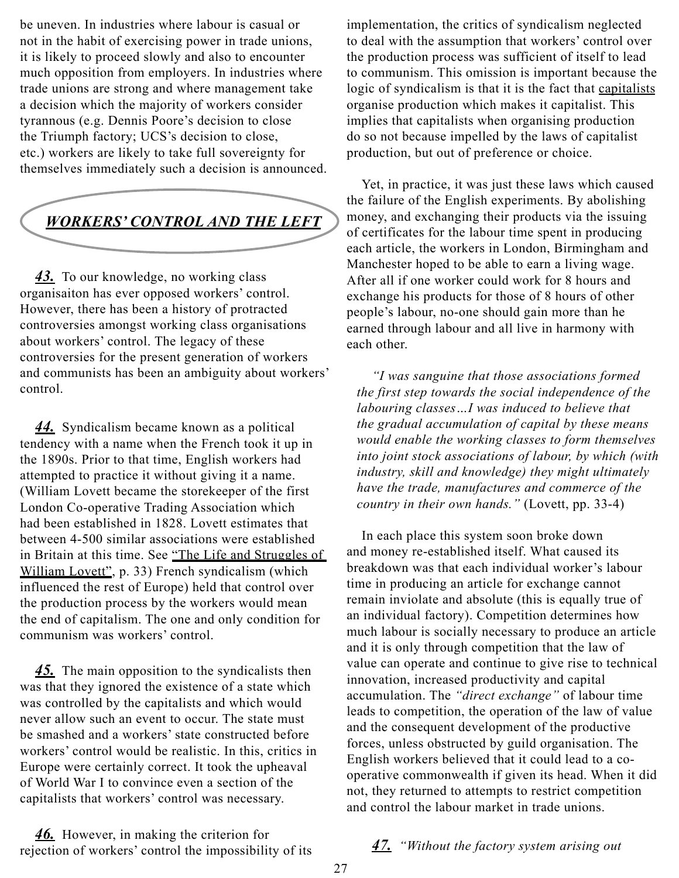be uneven. In industries where labour is casual or not in the habit of exercising power in trade unions, it is likely to proceed slowly and also to encounter much opposition from employers. In industries where trade unions are strong and where management take a decision which the majority of workers consider tyrannous (e.g. Dennis Poore's decision to close the Triumph factory; UCS's decision to close, etc.) workers are likely to take full sovereignty for themselves immediately such a decision is announced.

## *WORKERS' CONTROL AND THE LEFT*

***43.*** To our knowledge, no working class organisaiton has ever opposed workers' control. However, there has been a history of protracted controversies amongst working class organisations about workers' control. The legacy of these controversies for the present generation of workers and communists has been an ambiguity about workers' control.

***44.*** Syndicalism became known as a political tendency with a name when the French took it up in the 1890s. Prior to that time, English workers had attempted to practice it without giving it a name. (William Lovett became the storekeeper of the first London Co-operative Trading Association which had been established in 1828. Lovett estimates that between 4-500 similar associations were established in Britain at this time. See "The Life and Struggles of William Lovett", p. 33) French syndicalism (which influenced the rest of Europe) held that control over the production process by the workers would mean the end of capitalism. The one and only condition for communism was workers' control.

***45.*** The main opposition to the syndicalists then was that they ignored the existence of a state which was controlled by the capitalists and which would never allow such an event to occur. The state must be smashed and a workers' state constructed before workers' control would be realistic. In this, critics in Europe were certainly correct. It took the upheaval of World War I to convince even a section of the capitalists that workers' control was necessary.

***46.*** However, in making the criterion for rejection of workers' control the impossibility of its implementation, the critics of syndicalism neglected to deal with the assumption that workers' control over the production process was sufficient of itself to lead to communism. This omission is important because the logic of syndicalism is that it is the fact that capitalists organise production which makes it capitalist. This implies that capitalists when organising production do so not because impelled by the laws of capitalist production, but out of preference or choice.

Yet, in practice, it was just these laws which caused the failure of the English experiments. By abolishing money, and exchanging their products via the issuing of certificates for the labour time spent in producing each article, the workers in London, Birmingham and Manchester hoped to be able to earn a living wage. After all if one worker could work for 8 hours and exchange his products for those of 8 hours of other people's labour, no-one should gain more than he earned through labour and all live in harmony with each other.

> *"I was sanguine that those associations formed the first step towards the social independence of the labouring classes…I was induced to believe that the gradual accumulation of capital by these means would enable the working classes to form themselves into joint stock associations of labour, by which (with industry, skill and knowledge) they might ultimately have the trade, manufactures and commerce of the country in their own hands."* (Lovett, pp. 33-4)

In each place this system soon broke down and money re-established itself. What caused its breakdown was that each individual worker's labour time in producing an article for exchange cannot remain inviolate and absolute (this is equally true of an individual factory). Competition determines how much labour is socially necessary to produce an article and it is only through competition that the law of value can operate and continue to give rise to technical innovation, increased productivity and capital accumulation. The *"direct exchange"* of labour time leads to competition, the operation of the law of value and the consequent development of the productive forces, unless obstructed by guild organisation. The English workers believed that it could lead to a co-operative commonwealth if given its head. When it did not, they returned to attempts to restrict competition and control the labour market in trade unions.

***47.*** *"Without the factory system arising out*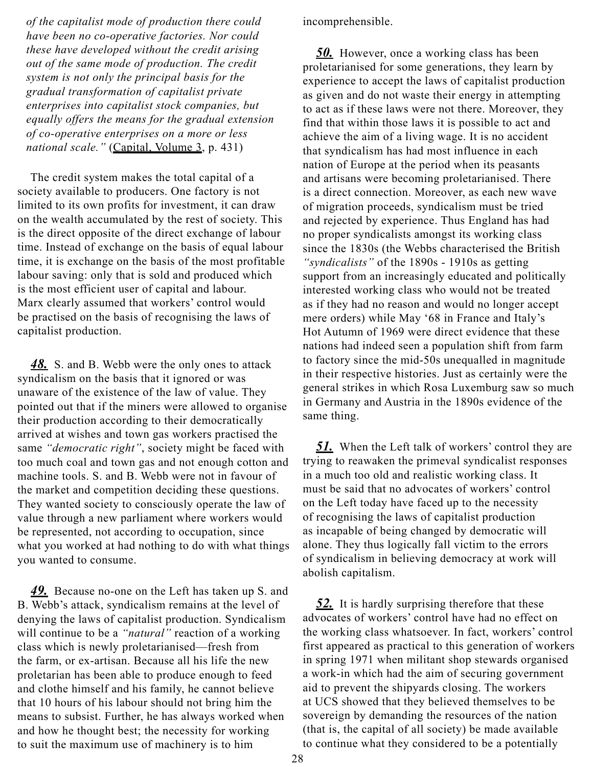*of the capitalist mode of production there could have been no co-operative factories. Nor could these have developed without the credit arising out of the same mode of production. The credit system is not only the principal basis for the gradual transformation of capitalist private enterprises into capitalist stock companies, but equally offers the means for the gradual extension of co-operative enterprises on a more or less national scale."* (Capital, Volume 3, p. 431)

The credit system makes the total capital of a society available to producers. One factory is not limited to its own profits for investment, it can draw on the wealth accumulated by the rest of society. This is the direct opposite of the direct exchange of labour time. Instead of exchange on the basis of equal labour time, it is exchange on the basis of the most profitable labour saving: only that is sold and produced which is the most efficient user of capital and labour. Marx clearly assumed that workers' control would be practised on the basis of recognising the laws of capitalist production.

***48.*** S. and B. Webb were the only ones to attack syndicalism on the basis that it ignored or was unaware of the existence of the law of value. They pointed out that if the miners were allowed to organise their production according to their democratically arrived at wishes and town gas workers practised the same *"democratic right"*, society might be faced with too much coal and town gas and not enough cotton and machine tools. S. and B. Webb were not in favour of the market and competition deciding these questions. They wanted society to consciously operate the law of value through a new parliament where workers would be represented, not according to occupation, since what you worked at had nothing to do with what things you wanted to consume.

***49.*** Because no-one on the Left has taken up S. and B. Webb's attack, syndicalism remains at the level of denying the laws of capitalist production. Syndicalism will continue to be a *"natural"* reaction of a working class which is newly proletarianised—fresh from the farm, or ex-artisan. Because all his life the new proletarian has been able to produce enough to feed and clothe himself and his family, he cannot believe that 10 hours of his labour should not bring him the means to subsist. Further, he has always worked when and how he thought best; the necessity for working to suit the maximum use of machinery is to him incomprehensible.

***50.*** However, once a working class has been proletarianised for some generations, they learn by experience to accept the laws of capitalist production as given and do not waste their energy in attempting to act as if these laws were not there. Moreover, they find that within those laws it is possible to act and achieve the aim of a living wage. It is no accident that syndicalism has had most influence in each nation of Europe at the period when its peasants and artisans were becoming proletarianised. There is a direct connection. Moreover, as each new wave of migration proceeds, syndicalism must be tried and rejected by experience. Thus England has had no proper syndicalists amongst its working class since the 1830s (the Webbs characterised the British *"syndicalists"* of the 1890s - 1910s as getting support from an increasingly educated and politically interested working class who would not be treated as if they had no reason and would no longer accept mere orders) while May '68 in France and Italy's Hot Autumn of 1969 were direct evidence that these nations had indeed seen a population shift from farm to factory since the mid-50s unequalled in magnitude in their respective histories. Just as certainly were the general strikes in which Rosa Luxemburg saw so much in Germany and Austria in the 1890s evidence of the same thing.

***51.*** When the Left talk of workers' control they are trying to reawaken the primeval syndicalist responses in a much too old and realistic working class. It must be said that no advocates of workers' control on the Left today have faced up to the necessity of recognising the laws of capitalist production as incapable of being changed by democratic will alone. They thus logically fall victim to the errors of syndicalism in believing democracy at work will abolish capitalism.

***52.*** It is hardly surprising therefore that these advocates of workers' control have had no effect on the working class whatsoever. In fact, workers' control first appeared as practical to this generation of workers in spring 1971 when militant shop stewards organised a work-in which had the aim of securing government aid to prevent the shipyards closing. The workers at UCS showed that they believed themselves to be sovereign by demanding the resources of the nation (that is, the capital of all society) be made available to continue what they considered to be a potentially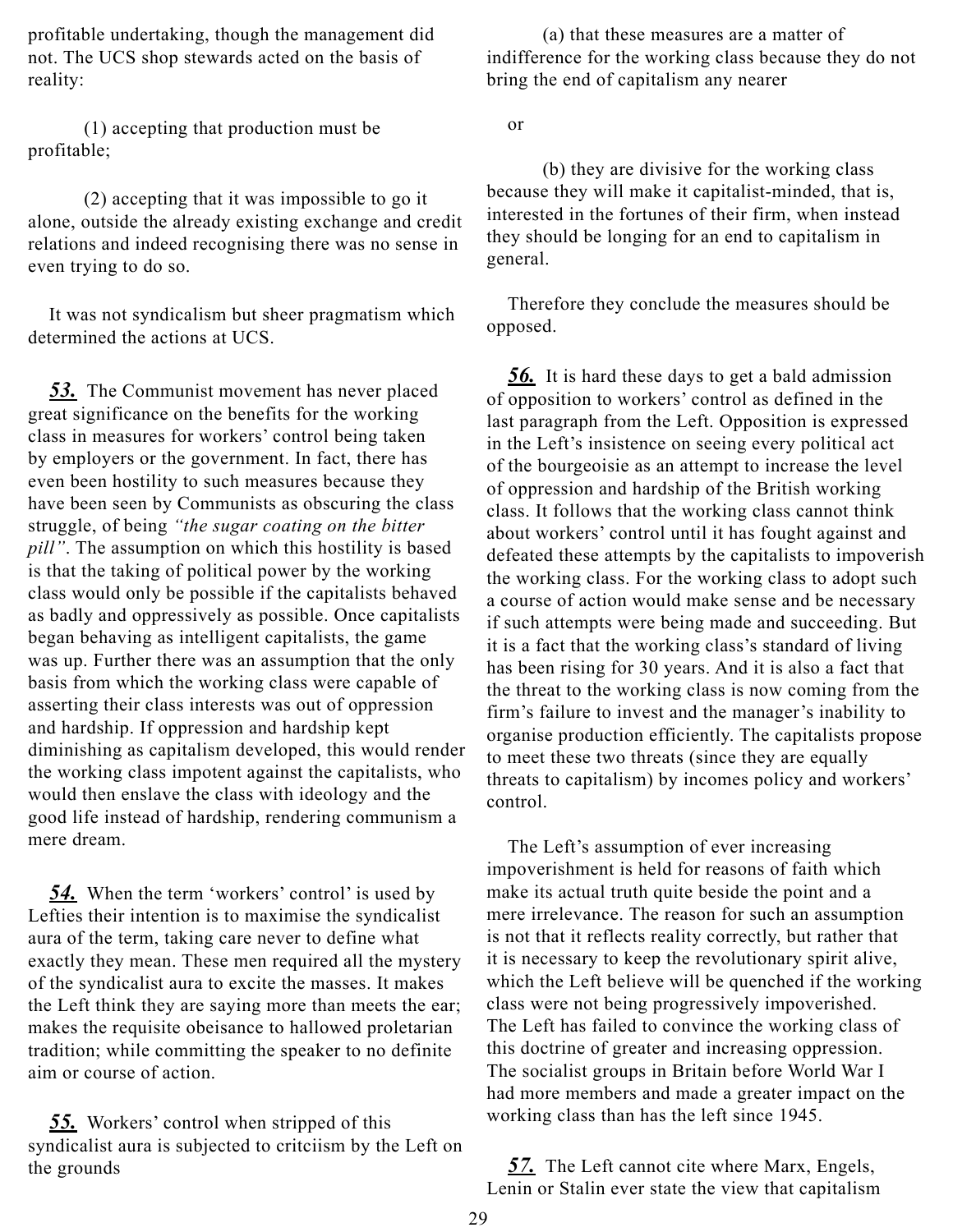profitable undertaking, though the management did not. The UCS shop stewards acted on the basis of reality:

(1) accepting that production must be profitable;

(2) accepting that it was impossible to go it alone, outside the already existing exchange and credit relations and indeed recognising there was no sense in even trying to do so.

It was not syndicalism but sheer pragmatism which determined the actions at UCS.

***53.*** The Communist movement has never placed great significance on the benefits for the working class in measures for workers' control being taken by employers or the government. In fact, there has even been hostility to such measures because they have been seen by Communists as obscuring the class struggle, of being *"the sugar coating on the bitter pill"*. The assumption on which this hostility is based is that the taking of political power by the working class would only be possible if the capitalists behaved as badly and oppressively as possible. Once capitalists began behaving as intelligent capitalists, the game was up. Further there was an assumption that the only basis from which the working class were capable of asserting their class interests was out of oppression and hardship. If oppression and hardship kept diminishing as capitalism developed, this would render the working class impotent against the capitalists, who would then enslave the class with ideology and the good life instead of hardship, rendering communism a mere dream.

***54.*** When the term 'workers' control' is used by Lefties their intention is to maximise the syndicalist aura of the term, taking care never to define what exactly they mean. These men required all the mystery of the syndicalist aura to excite the masses. It makes the Left think they are saying more than meets the ear; makes the requisite obeisance to hallowed proletarian tradition; while committing the speaker to no definite aim or course of action.

***55.*** Workers' control when stripped of this syndicalist aura is subjected to critciism by the Left on the grounds

(a) that these measures are a matter of indifference for the working class because they do not bring the end of capitalism any nearer

or

(b) they are divisive for the working class because they will make it capitalist-minded, that is, interested in the fortunes of their firm, when instead they should be longing for an end to capitalism in general.

Therefore they conclude the measures should be opposed.

***56.*** It is hard these days to get a bald admission of opposition to workers' control as defined in the last paragraph from the Left. Opposition is expressed in the Left's insistence on seeing every political act of the bourgeoisie as an attempt to increase the level of oppression and hardship of the British working class. It follows that the working class cannot think about workers' control until it has fought against and defeated these attempts by the capitalists to impoverish the working class. For the working class to adopt such a course of action would make sense and be necessary if such attempts were being made and succeeding. But it is a fact that the working class's standard of living has been rising for 30 years. And it is also a fact that the threat to the working class is now coming from the firm's failure to invest and the manager's inability to organise production efficiently. The capitalists propose to meet these two threats (since they are equally threats to capitalism) by incomes policy and workers' control.

The Left's assumption of ever increasing impoverishment is held for reasons of faith which make its actual truth quite beside the point and a mere irrelevance. The reason for such an assumption is not that it reflects reality correctly, but rather that it is necessary to keep the revolutionary spirit alive, which the Left believe will be quenched if the working class were not being progressively impoverished. The Left has failed to convince the working class of this doctrine of greater and increasing oppression. The socialist groups in Britain before World War I had more members and made a greater impact on the working class than has the left since 1945.

***57.*** The Left cannot cite where Marx, Engels, Lenin or Stalin ever state the view that capitalism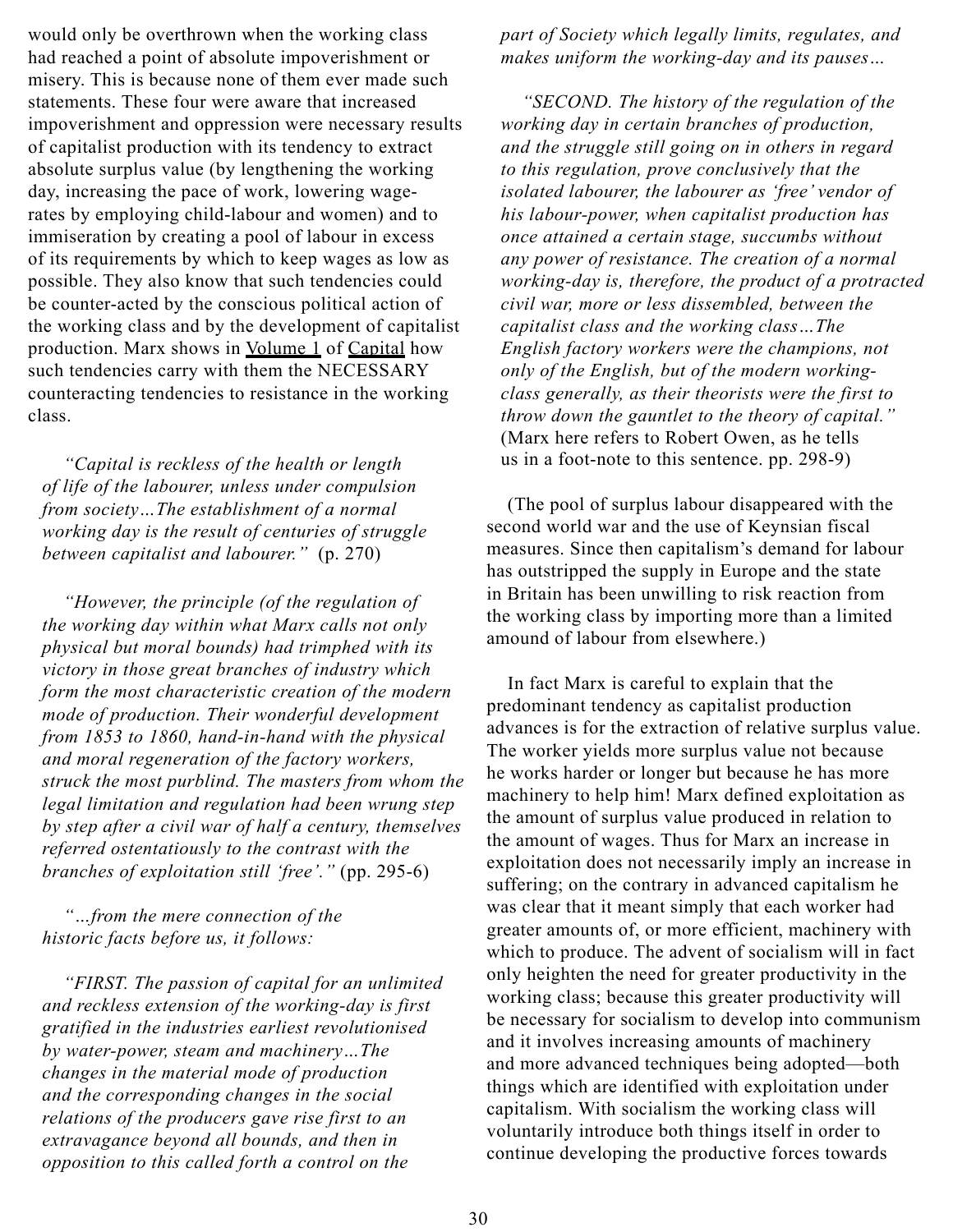would only be overthrown when the working class had reached a point of absolute impoverishment or misery. This is because none of them ever made such statements. These four were aware that increased impoverishment and oppression were necessary results of capitalist production with its tendency to extract absolute surplus value (by lengthening the working day, increasing the pace of work, lowering wage-rates by employing child-labour and women) and to immiseration by creating a pool of labour in excess of its requirements by which to keep wages as low as possible. They also know that such tendencies could be counter-acted by the conscious political action of the working class and by the development of capitalist production. Marx shows in Volume 1 of Capital how such tendencies carry with them the NECESSARY counteracting tendencies to resistance in the working class.

*"Capital is reckless of the health or length of life of the labourer, unless under compulsion from society…The establishment of a normal working day is the result of centuries of struggle between capitalist and labourer."* (p. 270)

*"However, the principle (of the regulation of the working day within what Marx calls not only physical but moral bounds) had trimphed with its victory in those great branches of industry which form the most characteristic creation of the modern mode of production. Their wonderful development from 1853 to 1860, hand-in-hand with the physical and moral regeneration of the factory workers, struck the most purblind. The masters from whom the legal limitation and regulation had been wrung step by step after a civil war of half a century, themselves referred ostentatiously to the contrast with the branches of exploitation still 'free'."* (pp. 295-6)

*"…from the mere connection of the historic facts before us, it follows:*

*"FIRST. The passion of capital for an unlimited and reckless extension of the working-day is first gratified in the industries earliest revolutionised by water-power, steam and machinery…The changes in the material mode of production and the corresponding changes in the social relations of the producers gave rise first to an extravagance beyond all bounds, and then in opposition to this called forth a control on the part of Society which legally limits, regulates, and makes uniform the working-day and its pauses…*

*"SECOND. The history of the regulation of the working day in certain branches of production, and the struggle still going on in others in regard to this regulation, prove conclusively that the isolated labourer, the labourer as 'free' vendor of his labour-power, when capitalist production has once attained a certain stage, succumbs without any power of resistance. The creation of a normal working-day is, therefore, the product of a protracted civil war, more or less dissembled, between the capitalist class and the working class…The English factory workers were the champions, not only of the English, but of the modern working-class generally, as their theorists were the first to throw down the gauntlet to the theory of capital."* (Marx here refers to Robert Owen, as he tells us in a foot-note to this sentence. pp. 298-9)

(The pool of surplus labour disappeared with the second world war and the use of Keynsian fiscal measures. Since then capitalism's demand for labour has outstripped the supply in Europe and the state in Britain has been unwilling to risk reaction from the working class by importing more than a limited amound of labour from elsewhere.)

In fact Marx is careful to explain that the predominant tendency as capitalist production advances is for the extraction of relative surplus value. The worker yields more surplus value not because he works harder or longer but because he has more machinery to help him! Marx defined exploitation as the amount of surplus value produced in relation to the amount of wages. Thus for Marx an increase in exploitation does not necessarily imply an increase in suffering; on the contrary in advanced capitalism he was clear that it meant simply that each worker had greater amounts of, or more efficient, machinery with which to produce. The advent of socialism will in fact only heighten the need for greater productivity in the working class; because this greater productivity will be necessary for socialism to develop into communism and it involves increasing amounts of machinery and more advanced techniques being adopted—both things which are identified with exploitation under capitalism. With socialism the working class will voluntarily introduce both things itself in order to continue developing the productive forces towards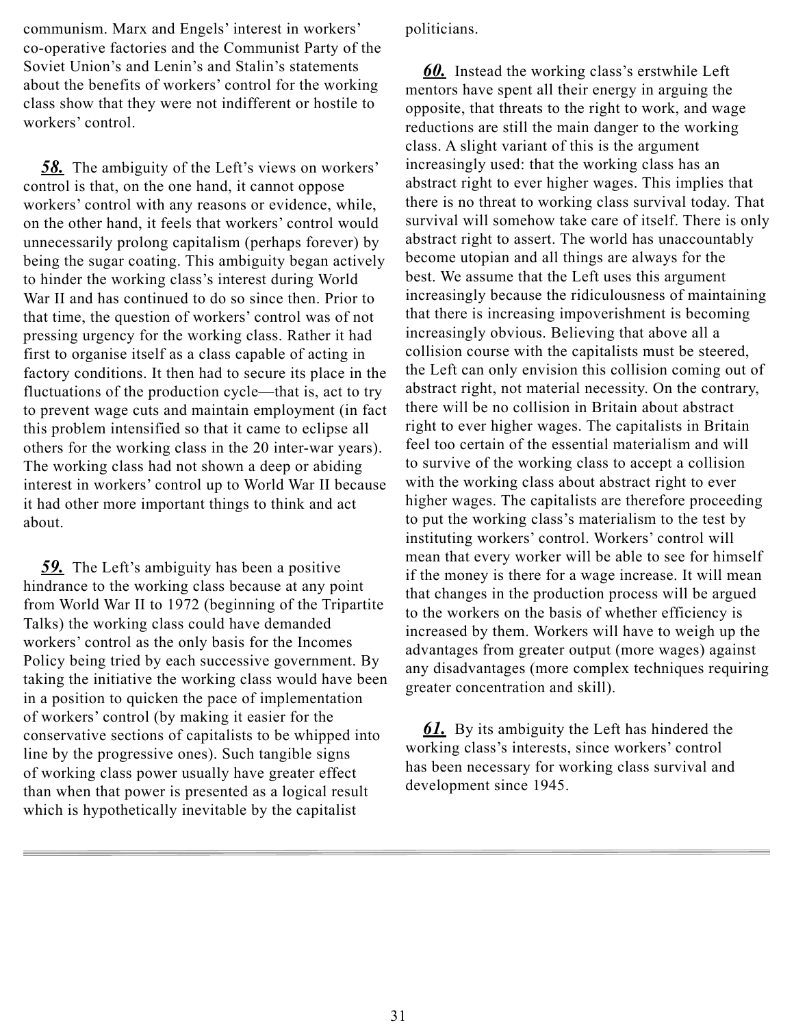communism. Marx and Engels' interest in workers' co-operative factories and the Communist Party of the Soviet Union's and Lenin's and Stalin's statements about the benefits of workers' control for the working class show that they were not indifferent or hostile to workers' control.

***58.*** The ambiguity of the Left's views on workers' control is that, on the one hand, it cannot oppose workers' control with any reasons or evidence, while, on the other hand, it feels that workers' control would unnecessarily prolong capitalism (perhaps forever) by being the sugar coating. This ambiguity began actively to hinder the working class's interest during World War II and has continued to do so since then. Prior to that time, the question of workers' control was of not pressing urgency for the working class. Rather it had first to organise itself as a class capable of acting in factory conditions. It then had to secure its place in the fluctuations of the production cycle—that is, act to try to prevent wage cuts and maintain employment (in fact this problem intensified so that it came to eclipse all others for the working class in the 20 inter-war years). The working class had not shown a deep or abiding interest in workers' control up to World War II because it had other more important things to think and act about.

***59.*** The Left's ambiguity has been a positive hindrance to the working class because at any point from World War II to 1972 (beginning of the Tripartite Talks) the working class could have demanded workers' control as the only basis for the Incomes Policy being tried by each successive government. By taking the initiative the working class would have been in a position to quicken the pace of implementation of workers' control (by making it easier for the conservative sections of capitalists to be whipped into line by the progressive ones). Such tangible signs of working class power usually have greater effect than when that power is presented as a logical result which is hypothetically inevitable by the capitalist politicians.

***60.*** Instead the working class's erstwhile Left mentors have spent all their energy in arguing the opposite, that threats to the right to work, and wage reductions are still the main danger to the working class. A slight variant of this is the argument increasingly used: that the working class has an abstract right to ever higher wages. This implies that there is no threat to working class survival today. That survival will somehow take care of itself. There is only abstract right to assert. The world has unaccountably become utopian and all things are always for the best. We assume that the Left uses this argument increasingly because the ridiculousness of maintaining that there is increasing impoverishment is becoming increasingly obvious. Believing that above all a collision course with the capitalists must be steered, the Left can only envision this collision coming out of abstract right, not material necessity. On the contrary, there will be no collision in Britain about abstract right to ever higher wages. The capitalists in Britain feel too certain of the essential materialism and will to survive of the working class to accept a collision with the working class about abstract right to ever higher wages. The capitalists are therefore proceeding to put the working class's materialism to the test by instituting workers' control. Workers' control will mean that every worker will be able to see for himself if the money is there for a wage increase. It will mean that changes in the production process will be argued to the workers on the basis of whether efficiency is increased by them. Workers will have to weigh up the advantages from greater output (more wages) against any disadvantages (more complex techniques requiring greater concentration and skill).

***61.*** By its ambiguity the Left has hindered the working class's interests, since workers' control has been necessary for working class survival and development since 1945.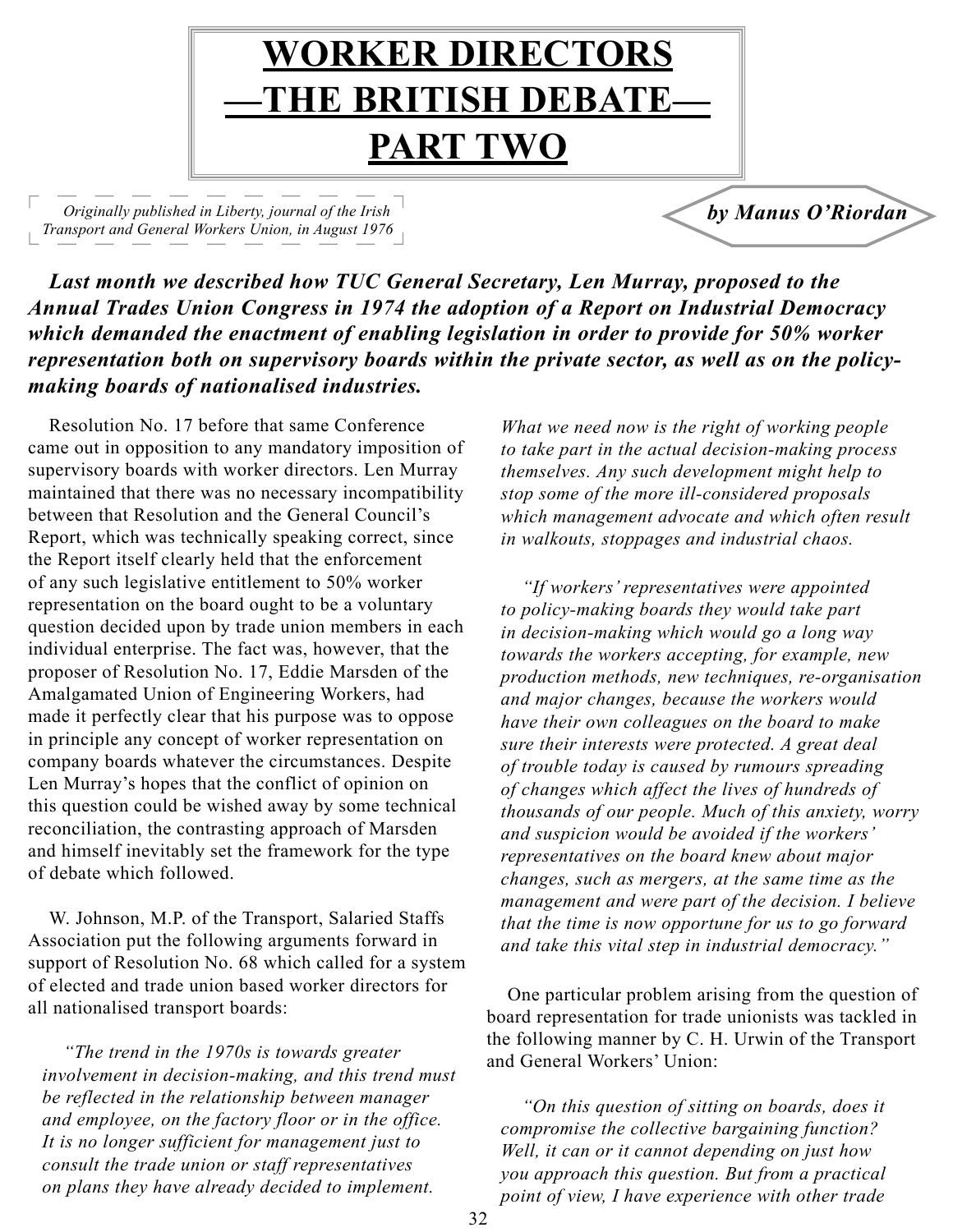# WORKER DIRECTORS —THE BRITISH DEBATE— PART TWO

*Originally published in Liberty, journal of the Irish Transport and General Workers Union, in August 1976*

***by Manus O'Riordan***

***Last month we described how TUC General Secretary, Len Murray, proposed to the Annual Trades Union Congress in 1974 the adoption of a Report on Industrial Democracy which demanded the enactment of enabling legislation in order to provide for 50% worker representation both on supervisory boards within the private sector, as well as on the policy-making boards of nationalised industries.***

Resolution No. 17 before that same Conference came out in opposition to any mandatory imposition of supervisory boards with worker directors. Len Murray maintained that there was no necessary incompatibility between that Resolution and the General Council's Report, which was technically speaking correct, since the Report itself clearly held that the enforcement of any such legislative entitlement to 50% worker representation on the board ought to be a voluntary question decided upon by trade union members in each individual enterprise. The fact was, however, that the proposer of Resolution No. 17, Eddie Marsden of the Amalgamated Union of Engineering Workers, had made it perfectly clear that his purpose was to oppose in principle any concept of worker representation on company boards whatever the circumstances. Despite Len Murray's hopes that the conflict of opinion on this question could be wished away by some technical reconciliation, the contrasting approach of Marsden and himself inevitably set the framework for the type of debate which followed.

W. Johnson, M.P. of the Transport, Salaried Staffs Association put the following arguments forward in support of Resolution No. 68 which called for a system of elected and trade union based worker directors for all nationalised transport boards:

*"The trend in the 1970s is towards greater involvement in decision-making, and this trend must be reflected in the relationship between manager and employee, on the factory floor or in the office. It is no longer sufficient for management just to consult the trade union or staff representatives on plans they have already decided to implement. What we need now is the right of working people to take part in the actual decision-making process themselves. Any such development might help to stop some of the more ill-considered proposals which management advocate and which often result in walkouts, stoppages and industrial chaos.*

*"If workers' representatives were appointed to policy-making boards they would take part in decision-making which would go a long way towards the workers accepting, for example, new production methods, new techniques, re-organisation and major changes, because the workers would have their own colleagues on the board to make sure their interests were protected. A great deal of trouble today is caused by rumours spreading of changes which affect the lives of hundreds of thousands of our people. Much of this anxiety, worry and suspicion would be avoided if the workers' representatives on the board knew about major changes, such as mergers, at the same time as the management and were part of the decision. I believe that the time is now opportune for us to go forward and take this vital step in industrial democracy."*

One particular problem arising from the question of board representation for trade unionists was tackled in the following manner by C. H. Urwin of the Transport and General Workers' Union:

*"On this question of sitting on boards, does it compromise the collective bargaining function? Well, it can or it cannot depending on just how you approach this question. But from a practical point of view, I have experience with other trade*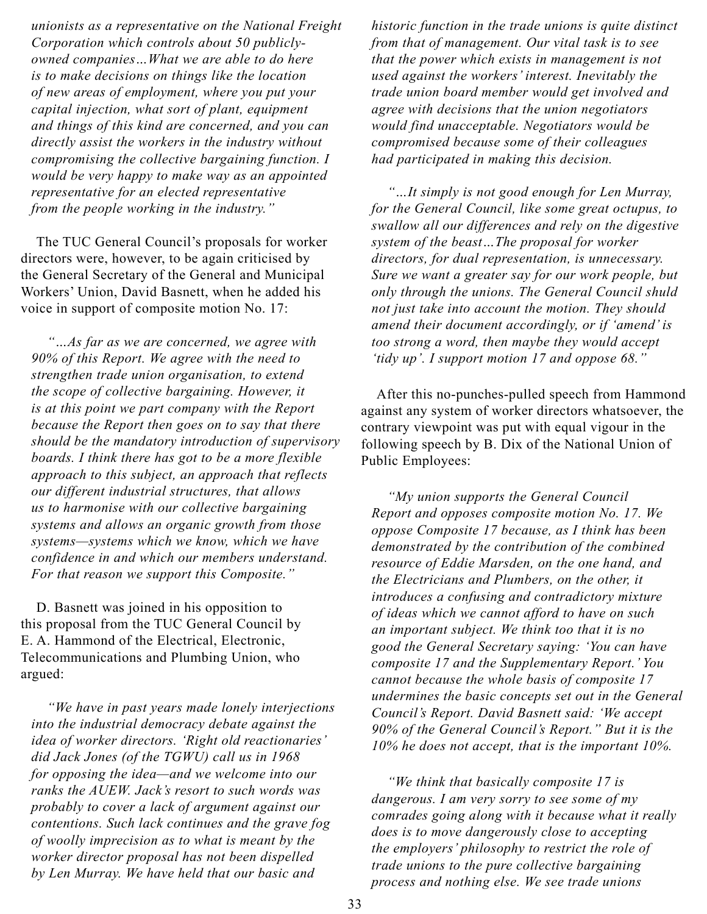*unionists as a representative on the National Freight Corporation which controls about 50 publicly-owned companies…What we are able to do here is to make decisions on things like the location of new areas of employment, where you put your capital injection, what sort of plant, equipment and things of this kind are concerned, and you can directly assist the workers in the industry without compromising the collective bargaining function. I would be very happy to make way as an appointed representative for an elected representative from the people working in the industry."*

The TUC General Council's proposals for worker directors were, however, to be again criticised by the General Secretary of the General and Municipal Workers' Union, David Basnett, when he added his voice in support of composite motion No. 17:

*"…As far as we are concerned, we agree with 90% of this Report. We agree with the need to strengthen trade union organisation, to extend the scope of collective bargaining. However, it is at this point we part company with the Report because the Report then goes on to say that there should be the mandatory introduction of supervisory boards. I think there has got to be a more flexible approach to this subject, an approach that reflects our different industrial structures, that allows us to harmonise with our collective bargaining systems and allows an organic growth from those systems—systems which we know, which we have confidence in and which our members understand. For that reason we support this Composite."*

D. Basnett was joined in his opposition to this proposal from the TUC General Council by E. A. Hammond of the Electrical, Electronic, Telecommunications and Plumbing Union, who argued:

*"We have in past years made lonely interjections into the industrial democracy debate against the idea of worker directors. 'Right old reactionaries' did Jack Jones (of the TGWU) call us in 1968 for opposing the idea—and we welcome into our ranks the AUEW. Jack's resort to such words was probably to cover a lack of argument against our contentions. Such lack continues and the grave fog of woolly imprecision as to what is meant by the worker director proposal has not been dispelled by Len Murray. We have held that our basic and historic function in the trade unions is quite distinct from that of management. Our vital task is to see that the power which exists in management is not used against the workers' interest. Inevitably the trade union board member would get involved and agree with decisions that the union negotiators would find unacceptable. Negotiators would be compromised because some of their colleagues had participated in making this decision.*

*"…It simply is not good enough for Len Murray, for the General Council, like some great octupus, to swallow all our differences and rely on the digestive system of the beast…The proposal for worker directors, for dual representation, is unnecessary. Sure we want a greater say for our work people, but only through the unions. The General Council shuld not just take into account the motion. They should amend their document accordingly, or if 'amend' is too strong a word, then maybe they would accept 'tidy up'. I support motion 17 and oppose 68."*

After this no-punches-pulled speech from Hammond against any system of worker directors whatsoever, the contrary viewpoint was put with equal vigour in the following speech by B. Dix of the National Union of Public Employees:

*"My union supports the General Council Report and opposes composite motion No. 17. We oppose Composite 17 because, as I think has been demonstrated by the contribution of the combined resource of Eddie Marsden, on the one hand, and the Electricians and Plumbers, on the other, it introduces a confusing and contradictory mixture of ideas which we cannot afford to have on such an important subject. We think too that it is no good the General Secretary saying: 'You can have composite 17 and the Supplementary Report.' You cannot because the whole basis of composite 17 undermines the basic concepts set out in the General Council's Report. David Basnett said: 'We accept 90% of the General Council's Report." But it is the 10% he does not accept, that is the important 10%.*

*"We think that basically composite 17 is dangerous. I am very sorry to see some of my comrades going along with it because what it really does is to move dangerously close to accepting the employers' philosophy to restrict the role of trade unions to the pure collective bargaining process and nothing else. We see trade unions*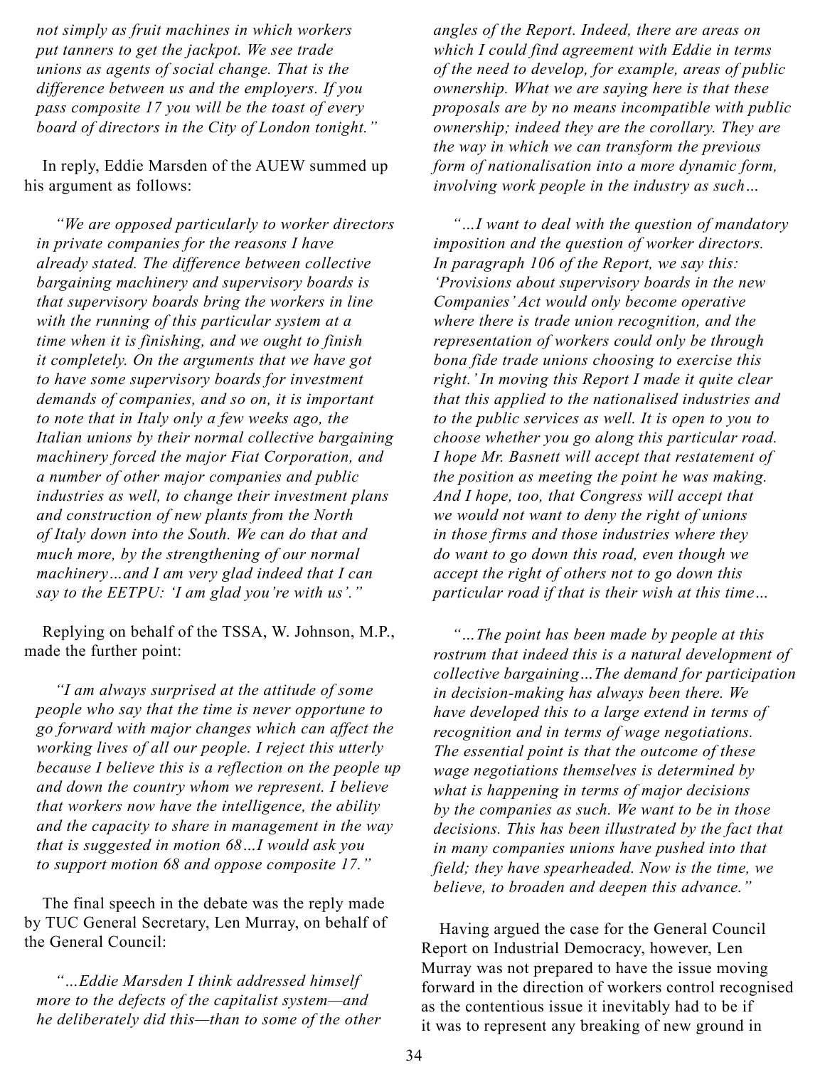*not simply as fruit machines in which workers put tanners to get the jackpot. We see trade unions as agents of social change. That is the difference between us and the employers. If you pass composite 17 you will be the toast of every board of directors in the City of London tonight."*

In reply, Eddie Marsden of the AUEW summed up his argument as follows:

> *"We are opposed particularly to worker directors in private companies for the reasons I have already stated. The difference between collective bargaining machinery and supervisory boards is that supervisory boards bring the workers in line with the running of this particular system at a time when it is finishing, and we ought to finish it completely. On the arguments that we have got to have some supervisory boards for investment demands of companies, and so on, it is important to note that in Italy only a few weeks ago, the Italian unions by their normal collective bargaining machinery forced the major Fiat Corporation, and a number of other major companies and public industries as well, to change their investment plans and construction of new plants from the North of Italy down into the South. We can do that and much more, by the strengthening of our normal machinery…and I am very glad indeed that I can say to the EETPU: 'I am glad you're with us'."*

Replying on behalf of the TSSA, W. Johnson, M.P., made the further point:

> *"I am always surprised at the attitude of some people who say that the time is never opportune to go forward with major changes which can affect the working lives of all our people. I reject this utterly because I believe this is a reflection on the people up and down the country whom we represent. I believe that workers now have the intelligence, the ability and the capacity to share in management in the way that is suggested in motion 68…I would ask you to support motion 68 and oppose composite 17."*

The final speech in the debate was the reply made by TUC General Secretary, Len Murray, on behalf of the General Council:

> *"…Eddie Marsden I think addressed himself more to the defects of the capitalist system—and he deliberately did this—than to some of the other angles of the Report. Indeed, there are areas on which I could find agreement with Eddie in terms of the need to develop, for example, areas of public ownership. What we are saying here is that these proposals are by no means incompatible with public ownership; indeed they are the corollary. They are the way in which we can transform the previous form of nationalisation into a more dynamic form, involving work people in the industry as such…*
>
> *"…I want to deal with the question of mandatory imposition and the question of worker directors. In paragraph 106 of the Report, we say this: 'Provisions about supervisory boards in the new Companies' Act would only become operative where there is trade union recognition, and the representation of workers could only be through bona fide trade unions choosing to exercise this right.' In moving this Report I made it quite clear that this applied to the nationalised industries and to the public services as well. It is open to you to choose whether you go along this particular road. I hope Mr. Basnett will accept that restatement of the position as meeting the point he was making. And I hope, too, that Congress will accept that we would not want to deny the right of unions in those firms and those industries where they do want to go down this road, even though we accept the right of others not to go down this particular road if that is their wish at this time…*
>
> *"…The point has been made by people at this rostrum that indeed this is a natural development of collective bargaining…The demand for participation in decision-making has always been there. We have developed this to a large extend in terms of recognition and in terms of wage negotiations. The essential point is that the outcome of these wage negotiations themselves is determined by what is happening in terms of major decisions by the companies as such. We want to be in those decisions. This has been illustrated by the fact that in many companies unions have pushed into that field; they have spearheaded. Now is the time, we believe, to broaden and deepen this advance."*

Having argued the case for the General Council Report on Industrial Democracy, however, Len Murray was not prepared to have the issue moving forward in the direction of workers control recognised as the contentious issue it inevitably had to be if it was to represent any breaking of new ground in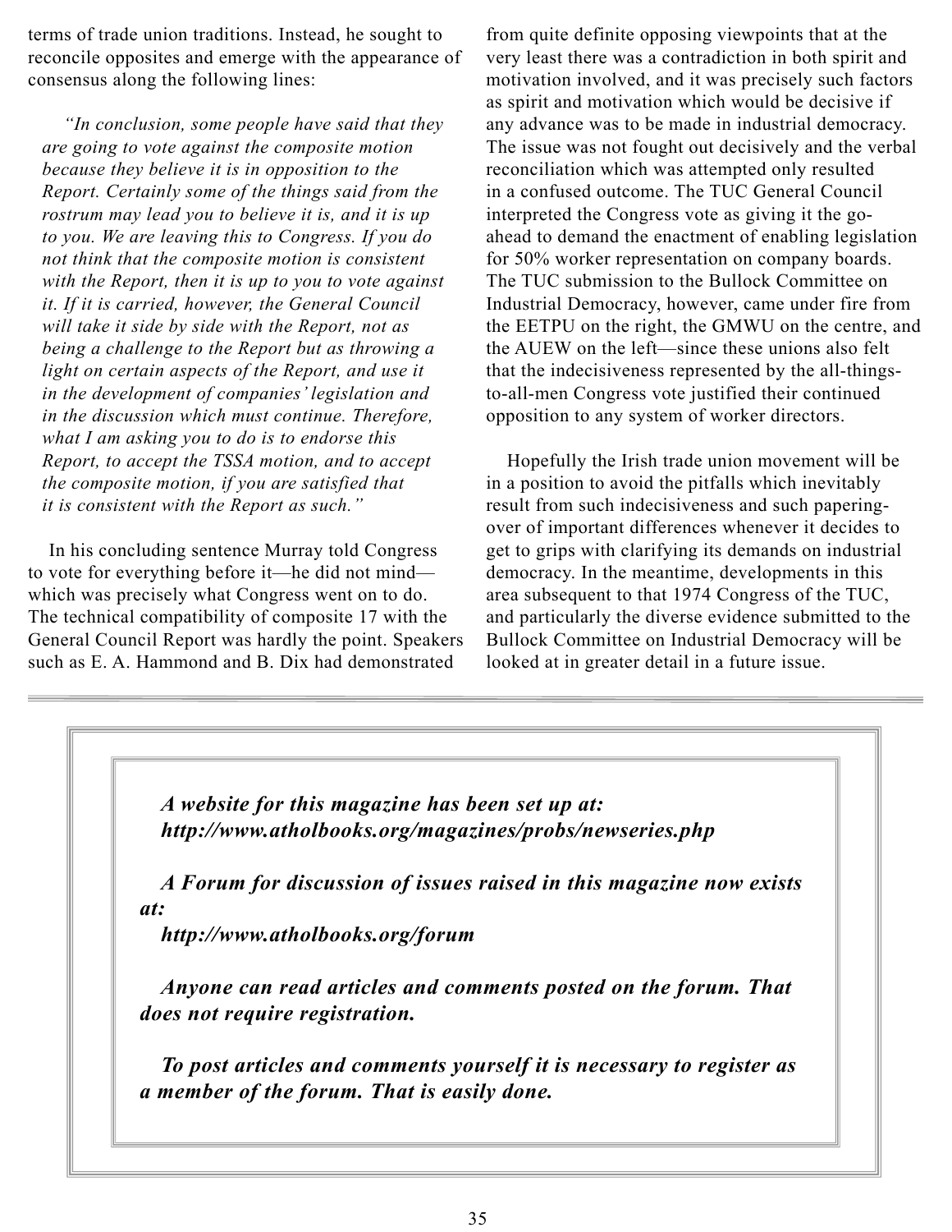terms of trade union traditions. Instead, he sought to reconcile opposites and emerge with the appearance of consensus along the following lines:

> *"In conclusion, some people have said that they are going to vote against the composite motion because they believe it is in opposition to the Report. Certainly some of the things said from the rostrum may lead you to believe it is, and it is up to you. We are leaving this to Congress. If you do not think that the composite motion is consistent with the Report, then it is up to you to vote against it. If it is carried, however, the General Council will take it side by side with the Report, not as being a challenge to the Report but as throwing a light on certain aspects of the Report, and use it in the development of companies' legislation and in the discussion which must continue. Therefore, what I am asking you to do is to endorse this Report, to accept the TSSA motion, and to accept the composite motion, if you are satisfied that it is consistent with the Report as such."*

In his concluding sentence Murray told Congress to vote for everything before it—he did not mind—which was precisely what Congress went on to do. The technical compatibility of composite 17 with the General Council Report was hardly the point. Speakers such as E. A. Hammond and B. Dix had demonstrated from quite definite opposing viewpoints that at the very least there was a contradiction in both spirit and motivation involved, and it was precisely such factors as spirit and motivation which would be decisive if any advance was to be made in industrial democracy. The issue was not fought out decisively and the verbal reconciliation which was attempted only resulted in a confused outcome. The TUC General Council interpreted the Congress vote as giving it the go-ahead to demand the enactment of enabling legislation for 50% worker representation on company boards. The TUC submission to the Bullock Committee on Industrial Democracy, however, came under fire from the EETPU on the right, the GMWU on the centre, and the AUEW on the left—since these unions also felt that the indecisiveness represented by the all-things-to-all-men Congress vote justified their continued opposition to any system of worker directors.

Hopefully the Irish trade union movement will be in a position to avoid the pitfalls which inevitably result from such indecisiveness and such papering-over of important differences whenever it decides to get to grips with clarifying its demands on industrial democracy. In the meantime, developments in this area subsequent to that 1974 Congress of the TUC, and particularly the diverse evidence submitted to the Bullock Committee on Industrial Democracy will be looked at in greater detail in a future issue.

---

***A website for this magazine has been set up at: http://www.atholbooks.org/magazines/probs/newseries.php***

***A Forum for discussion of issues raised in this magazine now exists at: http://www.atholbooks.org/forum***

***Anyone can read articles and comments posted on the forum. That does not require registration.***

***To post articles and comments yourself it is necessary to register as a member of the forum. That is easily done.***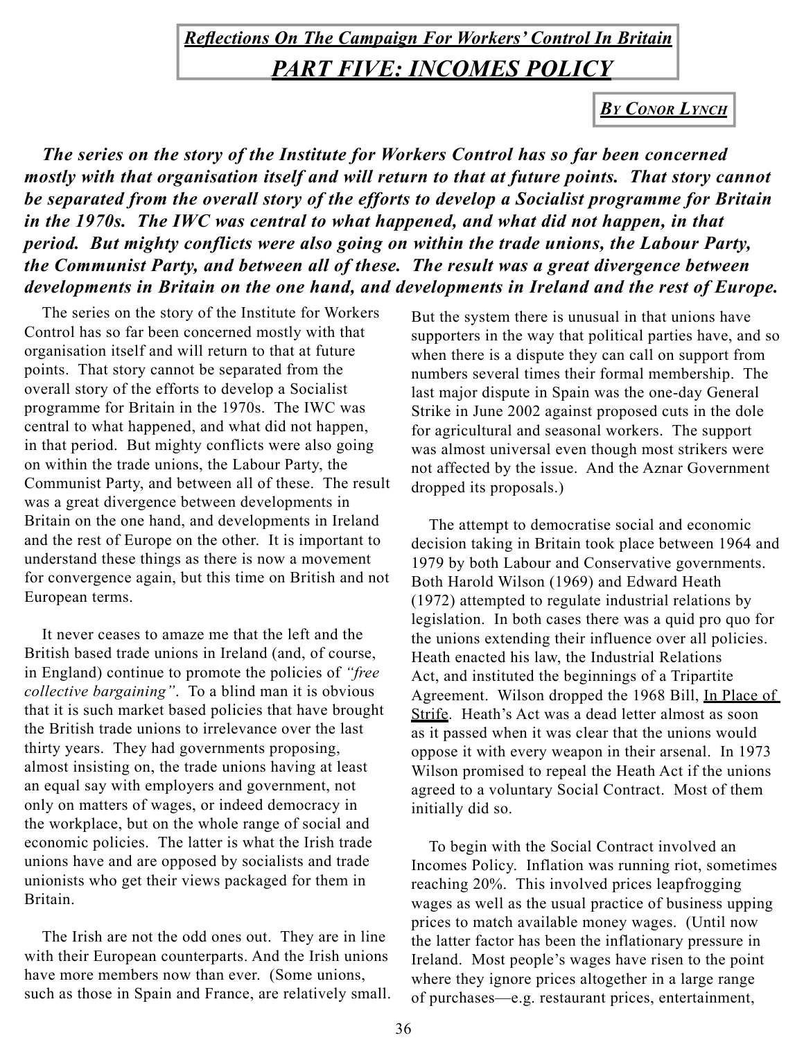## *Reflections On The Campaign For Workers' Control In Britain*

# *PART FIVE: INCOMES POLICY*

***By Conor Lynch***

***The series on the story of the Institute for Workers Control has so far been concerned mostly with that organisation itself and will return to that at future points. That story cannot be separated from the overall story of the efforts to develop a Socialist programme for Britain in the 1970s. The IWC was central to what happened, and what did not happen, in that period. But mighty conflicts were also going on within the trade unions, the Labour Party, the Communist Party, and between all of these. The result was a great divergence between developments in Britain on the one hand, and developments in Ireland and the rest of Europe.***

The series on the story of the Institute for Workers Control has so far been concerned mostly with that organisation itself and will return to that at future points. That story cannot be separated from the overall story of the efforts to develop a Socialist programme for Britain in the 1970s. The IWC was central to what happened, and what did not happen, in that period. But mighty conflicts were also going on within the trade unions, the Labour Party, the Communist Party, and between all of these. The result was a great divergence between developments in Britain on the one hand, and developments in Ireland and the rest of Europe on the other. It is important to understand these things as there is now a movement for convergence again, but this time on British and not European terms.

It never ceases to amaze me that the left and the British based trade unions in Ireland (and, of course, in England) continue to promote the policies of *"free collective bargaining"*. To a blind man it is obvious that it is such market based policies that have brought the British trade unions to irrelevance over the last thirty years. They had governments proposing, almost insisting on, the trade unions having at least an equal say with employers and government, not only on matters of wages, or indeed democracy in the workplace, but on the whole range of social and economic policies. The latter is what the Irish trade unions have and are opposed by socialists and trade unionists who get their views packaged for them in Britain.

The Irish are not the odd ones out. They are in line with their European counterparts. And the Irish unions have more members now than ever. (Some unions, such as those in Spain and France, are relatively small. But the system there is unusual in that unions have supporters in the way that political parties have, and so when there is a dispute they can call on support from numbers several times their formal membership. The last major dispute in Spain was the one-day General Strike in June 2002 against proposed cuts in the dole for agricultural and seasonal workers. The support was almost universal even though most strikers were not affected by the issue. And the Aznar Government dropped its proposals.)

The attempt to democratise social and economic decision taking in Britain took place between 1964 and 1979 by both Labour and Conservative governments. Both Harold Wilson (1969) and Edward Heath (1972) attempted to regulate industrial relations by legislation. In both cases there was a quid pro quo for the unions extending their influence over all policies. Heath enacted his law, the Industrial Relations Act, and instituted the beginnings of a Tripartite Agreement. Wilson dropped the 1968 Bill, In Place of Strife. Heath's Act was a dead letter almost as soon as it passed when it was clear that the unions would oppose it with every weapon in their arsenal. In 1973 Wilson promised to repeal the Heath Act if the unions agreed to a voluntary Social Contract. Most of them initially did so.

To begin with the Social Contract involved an Incomes Policy. Inflation was running riot, sometimes reaching 20%. This involved prices leapfrogging wages as well as the usual practice of business upping prices to match available money wages. (Until now the latter factor has been the inflationary pressure in Ireland. Most people's wages have risen to the point where they ignore prices altogether in a large range of purchases—e.g. restaurant prices, entertainment,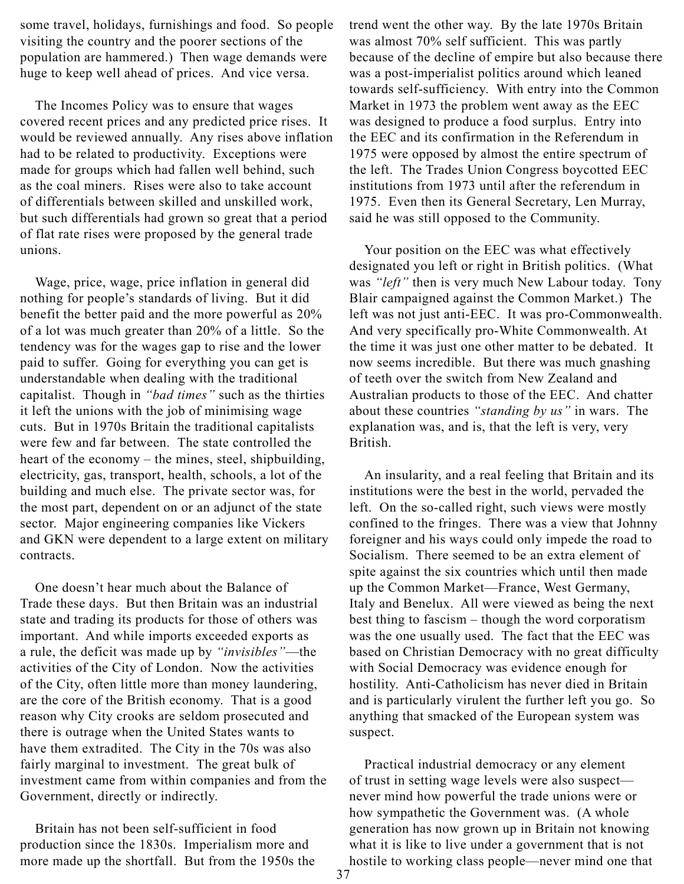some travel, holidays, furnishings and food. So people visiting the country and the poorer sections of the population are hammered.) Then wage demands were huge to keep well ahead of prices. And vice versa.

The Incomes Policy was to ensure that wages covered recent prices and any predicted price rises. It would be reviewed annually. Any rises above inflation had to be related to productivity. Exceptions were made for groups which had fallen well behind, such as the coal miners. Rises were also to take account of differentials between skilled and unskilled work, but such differentials had grown so great that a period of flat rate rises were proposed by the general trade unions.

Wage, price, wage, price inflation in general did nothing for people's standards of living. But it did benefit the better paid and the more powerful as 20% of a lot was much greater than 20% of a little. So the tendency was for the wages gap to rise and the lower paid to suffer. Going for everything you can get is understandable when dealing with the traditional capitalist. Though in *"bad times"* such as the thirties it left the unions with the job of minimising wage cuts. But in 1970s Britain the traditional capitalists were few and far between. The state controlled the heart of the economy – the mines, steel, shipbuilding, electricity, gas, transport, health, schools, a lot of the building and much else. The private sector was, for the most part, dependent on or an adjunct of the state sector. Major engineering companies like Vickers and GKN were dependent to a large extent on military contracts.

One doesn't hear much about the Balance of Trade these days. But then Britain was an industrial state and trading its products for those of others was important. And while imports exceeded exports as a rule, the deficit was made up by *"invisibles"*—the activities of the City of London. Now the activities of the City, often little more than money laundering, are the core of the British economy. That is a good reason why City crooks are seldom prosecuted and there is outrage when the United States wants to have them extradited. The City in the 70s was also fairly marginal to investment. The great bulk of investment came from within companies and from the Government, directly or indirectly.

Britain has not been self-sufficient in food production since the 1830s. Imperialism more and more made up the shortfall. But from the 1950s the trend went the other way. By the late 1970s Britain was almost 70% self sufficient. This was partly because of the decline of empire but also because there was a post-imperialist politics around which leaned towards self-sufficiency. With entry into the Common Market in 1973 the problem went away as the EEC was designed to produce a food surplus. Entry into the EEC and its confirmation in the Referendum in 1975 were opposed by almost the entire spectrum of the left. The Trades Union Congress boycotted EEC institutions from 1973 until after the referendum in 1975. Even then its General Secretary, Len Murray, said he was still opposed to the Community.

Your position on the EEC was what effectively designated you left or right in British politics. (What was *"left"* then is very much New Labour today. Tony Blair campaigned against the Common Market.) The left was not just anti-EEC. It was pro-Commonwealth. And very specifically pro-White Commonwealth. At the time it was just one other matter to be debated. It now seems incredible. But there was much gnashing of teeth over the switch from New Zealand and Australian products to those of the EEC. And chatter about these countries *"standing by us"* in wars. The explanation was, and is, that the left is very, very British.

An insularity, and a real feeling that Britain and its institutions were the best in the world, pervaded the left. On the so-called right, such views were mostly confined to the fringes. There was a view that Johnny foreigner and his ways could only impede the road to Socialism. There seemed to be an extra element of spite against the six countries which until then made up the Common Market—France, West Germany, Italy and Benelux. All were viewed as being the next best thing to fascism – though the word corporatism was the one usually used. The fact that the EEC was based on Christian Democracy with no great difficulty with Social Democracy was evidence enough for hostility. Anti-Catholicism has never died in Britain and is particularly virulent the further left you go. So anything that smacked of the European system was suspect.

Practical industrial democracy or any element of trust in setting wage levels were also suspect—never mind how powerful the trade unions were or how sympathetic the Government was. (A whole generation has now grown up in Britain not knowing what it is like to live under a government that is not hostile to working class people—never mind one that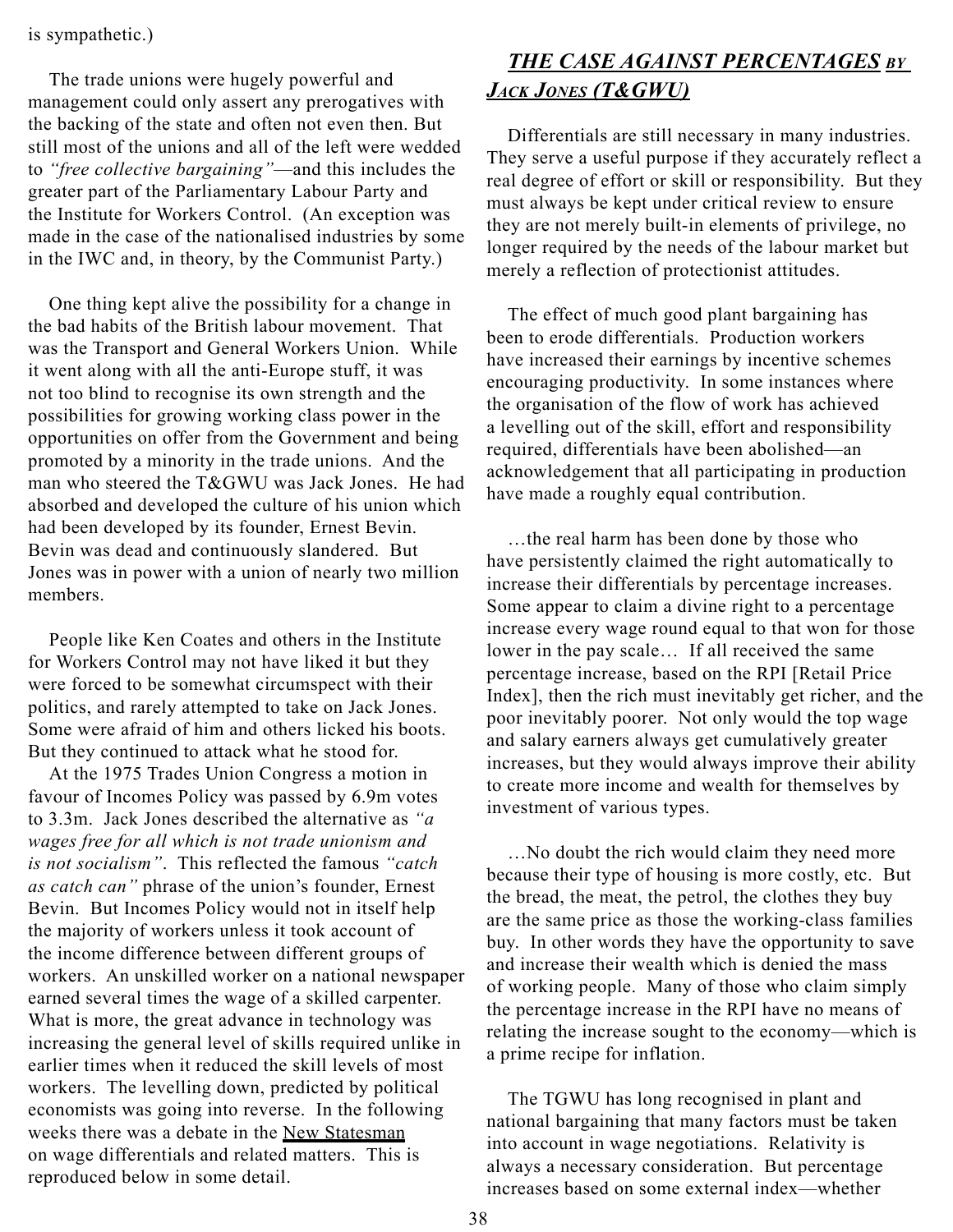is sympathetic.)

The trade unions were hugely powerful and management could only assert any prerogatives with the backing of the state and often not even then. But still most of the unions and all of the left were wedded to *"free collective bargaining"*—and this includes the greater part of the Parliamentary Labour Party and the Institute for Workers Control. (An exception was made in the case of the nationalised industries by some in the IWC and, in theory, by the Communist Party.)

One thing kept alive the possibility for a change in the bad habits of the British labour movement. That was the Transport and General Workers Union. While it went along with all the anti-Europe stuff, it was not too blind to recognise its own strength and the possibilities for growing working class power in the opportunities on offer from the Government and being promoted by a minority in the trade unions. And the man who steered the T&GWU was Jack Jones. He had absorbed and developed the culture of his union which had been developed by its founder, Ernest Bevin. Bevin was dead and continuously slandered. But Jones was in power with a union of nearly two million members.

People like Ken Coates and others in the Institute for Workers Control may not have liked it but they were forced to be somewhat circumspect with their politics, and rarely attempted to take on Jack Jones. Some were afraid of him and others licked his boots. But they continued to attack what he stood for.

At the 1975 Trades Union Congress a motion in favour of Incomes Policy was passed by 6.9m votes to 3.3m. Jack Jones described the alternative as *"a wages free for all which is not trade unionism and is not socialism"*. This reflected the famous *"catch as catch can"* phrase of the union's founder, Ernest Bevin. But Incomes Policy would not in itself help the majority of workers unless it took account of the income difference between different groups of workers. An unskilled worker on a national newspaper earned several times the wage of a skilled carpenter. What is more, the great advance in technology was increasing the general level of skills required unlike in earlier times when it reduced the skill levels of most workers. The levelling down, predicted by political economists was going into reverse. In the following weeks there was a debate in the New Statesman on wage differentials and related matters. This is reproduced below in some detail.

## *THE CASE AGAINST PERCENTAGES BY JACK JONES (T&GWU)*

Differentials are still necessary in many industries. They serve a useful purpose if they accurately reflect a real degree of effort or skill or responsibility. But they must always be kept under critical review to ensure they are not merely built-in elements of privilege, no longer required by the needs of the labour market but merely a reflection of protectionist attitudes.

The effect of much good plant bargaining has been to erode differentials. Production workers have increased their earnings by incentive schemes encouraging productivity. In some instances where the organisation of the flow of work has achieved a levelling out of the skill, effort and responsibility required, differentials have been abolished—an acknowledgement that all participating in production have made a roughly equal contribution.

…the real harm has been done by those who have persistently claimed the right automatically to increase their differentials by percentage increases. Some appear to claim a divine right to a percentage increase every wage round equal to that won for those lower in the pay scale… If all received the same percentage increase, based on the RPI [Retail Price Index], then the rich must inevitably get richer, and the poor inevitably poorer. Not only would the top wage and salary earners always get cumulatively greater increases, but they would always improve their ability to create more income and wealth for themselves by investment of various types.

…No doubt the rich would claim they need more because their type of housing is more costly, etc. But the bread, the meat, the petrol, the clothes they buy are the same price as those the working-class families buy. In other words they have the opportunity to save and increase their wealth which is denied the mass of working people. Many of those who claim simply the percentage increase in the RPI have no means of relating the increase sought to the economy—which is a prime recipe for inflation.

The TGWU has long recognised in plant and national bargaining that many factors must be taken into account in wage negotiations. Relativity is always a necessary consideration. But percentage increases based on some external index—whether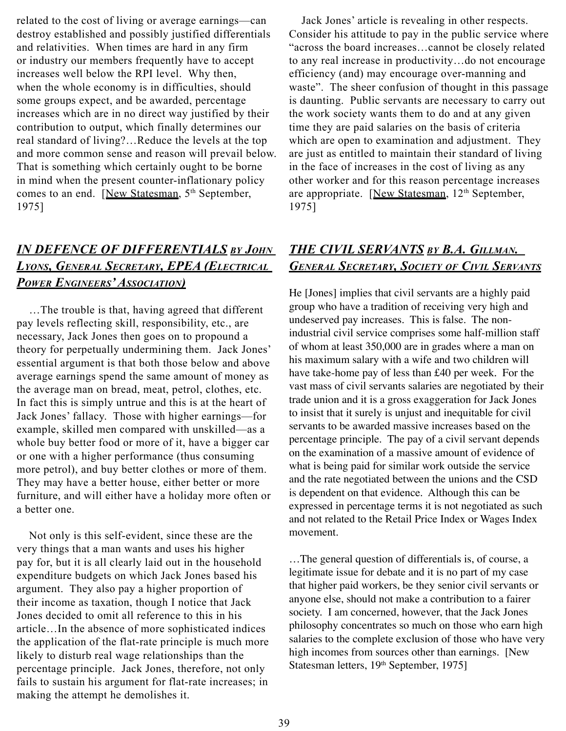related to the cost of living or average earnings—can destroy established and possibly justified differentials and relativities. When times are hard in any firm or industry our members frequently have to accept increases well below the RPI level. Why then, when the whole economy is in difficulties, should some groups expect, and be awarded, percentage increases which are in no direct way justified by their contribution to output, which finally determines our real standard of living?…Reduce the levels at the top and more common sense and reason will prevail below. That is something which certainly ought to be borne in mind when the present counter-inflationary policy comes to an end. [New Statesman, 5th September, 1975]

Jack Jones' article is revealing in other respects. Consider his attitude to pay in the public service where "across the board increases…cannot be closely related to any real increase in productivity…do not encourage efficiency (and) may encourage over-manning and waste". The sheer confusion of thought in this passage is daunting. Public servants are necessary to carry out the work society wants them to do and at any given time they are paid salaries on the basis of criteria which are open to examination and adjustment. They are just as entitled to maintain their standard of living in the face of increases in the cost of living as any other worker and for this reason percentage increases are appropriate. [New Statesman, 12th September, 1975]

## *IN DEFENCE OF DIFFERENTIALS by John Lyons, General Secretary, EPEA (Electrical Power Engineers' Association)*

…The trouble is that, having agreed that different pay levels reflecting skill, responsibility, etc., are necessary, Jack Jones then goes on to propound a theory for perpetually undermining them. Jack Jones' essential argument is that both those below and above average earnings spend the same amount of money as the average man on bread, meat, petrol, clothes, etc. In fact this is simply untrue and this is at the heart of Jack Jones' fallacy. Those with higher earnings—for example, skilled men compared with unskilled—as a whole buy better food or more of it, have a bigger car or one with a higher performance (thus consuming more petrol), and buy better clothes or more of them. They may have a better house, either better or more furniture, and will either have a holiday more often or a better one.

Not only is this self-evident, since these are the very things that a man wants and uses his higher pay for, but it is all clearly laid out in the household expenditure budgets on which Jack Jones based his argument. They also pay a higher proportion of their income as taxation, though I notice that Jack Jones decided to omit all reference to this in his article…In the absence of more sophisticated indices the application of the flat-rate principle is much more likely to disturb real wage relationships than the percentage principle. Jack Jones, therefore, not only fails to sustain his argument for flat-rate increases; in making the attempt he demolishes it.

## *THE CIVIL SERVANTS by B.A. Gillman. General Secretary, Society of Civil Servants*

He [Jones] implies that civil servants are a highly paid group who have a tradition of receiving very high and undeserved pay increases. This is false. The non-industrial civil service comprises some half-million staff of whom at least 350,000 are in grades where a man on his maximum salary with a wife and two children will have take-home pay of less than £40 per week. For the vast mass of civil servants salaries are negotiated by their trade union and it is a gross exaggeration for Jack Jones to insist that it surely is unjust and inequitable for civil servants to be awarded massive increases based on the percentage principle. The pay of a civil servant depends on the examination of a massive amount of evidence of what is being paid for similar work outside the service and the rate negotiated between the unions and the CSD is dependent on that evidence. Although this can be expressed in percentage terms it is not negotiated as such and not related to the Retail Price Index or Wages Index movement.

…The general question of differentials is, of course, a legitimate issue for debate and it is no part of my case that higher paid workers, be they senior civil servants or anyone else, should not make a contribution to a fairer society. I am concerned, however, that the Jack Jones philosophy concentrates so much on those who earn high salaries to the complete exclusion of those who have very high incomes from sources other than earnings. [New Statesman letters, 19th September, 1975]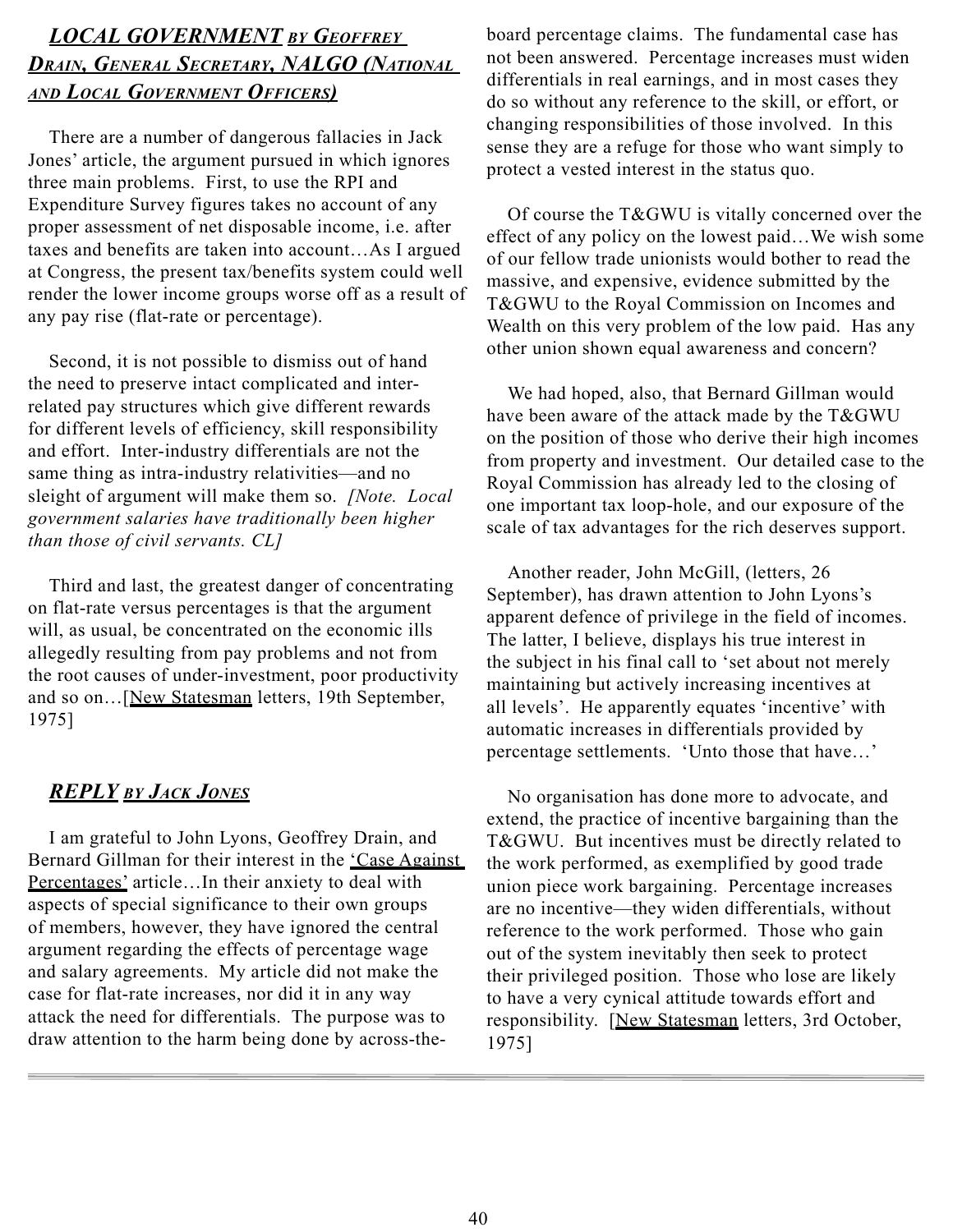## *LOCAL GOVERNMENT* *by Geoffrey Drain, General Secretary, NALGO (National and Local Government Officers)*

There are a number of dangerous fallacies in Jack Jones' article, the argument pursued in which ignores three main problems. First, to use the RPI and Expenditure Survey figures takes no account of any proper assessment of net disposable income, i.e. after taxes and benefits are taken into account…As I argued at Congress, the present tax/benefits system could well render the lower income groups worse off as a result of any pay rise (flat-rate or percentage).

Second, it is not possible to dismiss out of hand the need to preserve intact complicated and inter-related pay structures which give different rewards for different levels of efficiency, skill responsibility and effort. Inter-industry differentials are not the same thing as intra-industry relativities—and no sleight of argument will make them so. *[Note. Local government salaries have traditionally been higher than those of civil servants. CL]*

Third and last, the greatest danger of concentrating on flat-rate versus percentages is that the argument will, as usual, be concentrated on the economic ills allegedly resulting from pay problems and not from the root causes of under-investment, poor productivity and so on…[New Statesman letters, 19th September, 1975]

## *REPLY* *by Jack Jones*

I am grateful to John Lyons, Geoffrey Drain, and Bernard Gillman for their interest in the 'Case Against Percentages' article…In their anxiety to deal with aspects of special significance to their own groups of members, however, they have ignored the central argument regarding the effects of percentage wage and salary agreements. My article did not make the case for flat-rate increases, nor did it in any way attack the need for differentials. The purpose was to draw attention to the harm being done by across-the-board percentage claims. The fundamental case has not been answered. Percentage increases must widen differentials in real earnings, and in most cases they do so without any reference to the skill, or effort, or changing responsibilities of those involved. In this sense they are a refuge for those who want simply to protect a vested interest in the status quo.

Of course the T&GWU is vitally concerned over the effect of any policy on the lowest paid…We wish some of our fellow trade unionists would bother to read the massive, and expensive, evidence submitted by the T&GWU to the Royal Commission on Incomes and Wealth on this very problem of the low paid. Has any other union shown equal awareness and concern?

We had hoped, also, that Bernard Gillman would have been aware of the attack made by the T&GWU on the position of those who derive their high incomes from property and investment. Our detailed case to the Royal Commission has already led to the closing of one important tax loop-hole, and our exposure of the scale of tax advantages for the rich deserves support.

Another reader, John McGill, (letters, 26 September), has drawn attention to John Lyons's apparent defence of privilege in the field of incomes. The latter, I believe, displays his true interest in the subject in his final call to 'set about not merely maintaining but actively increasing incentives at all levels'. He apparently equates 'incentive' with automatic increases in differentials provided by percentage settlements. 'Unto those that have…'

No organisation has done more to advocate, and extend, the practice of incentive bargaining than the T&GWU. But incentives must be directly related to the work performed, as exemplified by good trade union piece work bargaining. Percentage increases are no incentive—they widen differentials, without reference to the work performed. Those who gain out of the system inevitably then seek to protect their privileged position. Those who lose are likely to have a very cynical attitude towards effort and responsibility. [New Statesman letters, 3rd October, 1975]